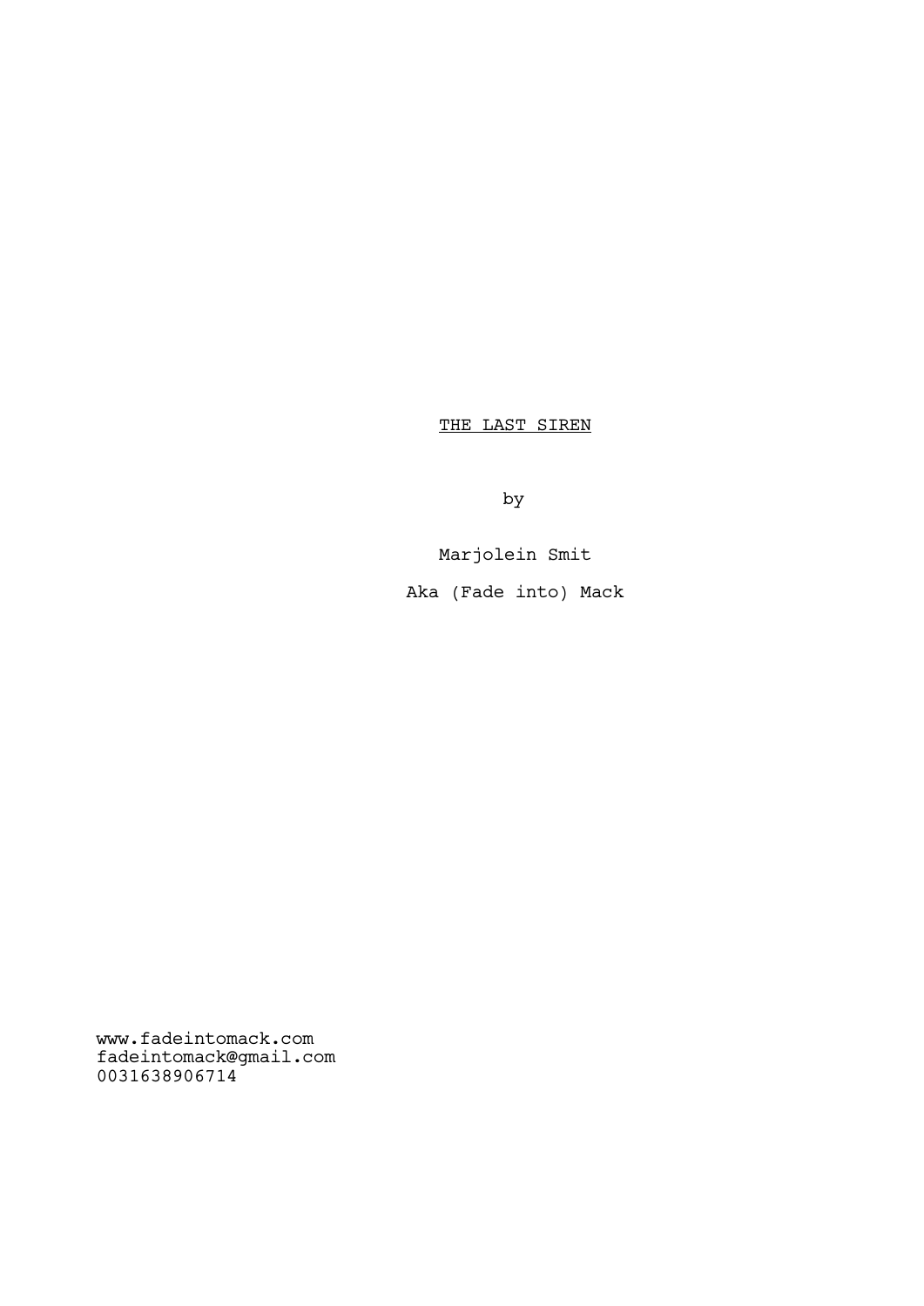# THE LAST SIREN

by

Marjolein Smit

Aka (Fade into) Mack

www.fadeintomack.com
fadeintomack@gmail.com
0031638906714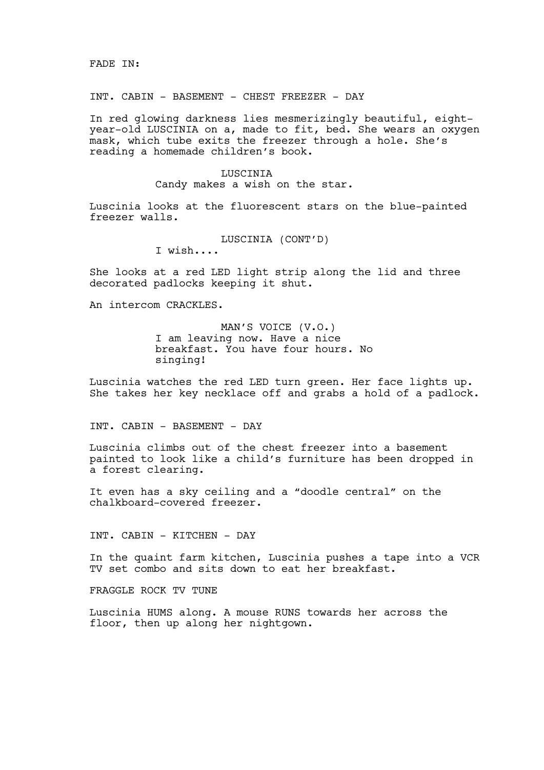FADE IN:

INT. CABIN - BASEMENT - CHEST FREEZER - DAY

In red glowing darkness lies mesmerizingly beautiful, eight-year-old LUSCINIA on a, made to fit, bed. She wears an oxygen mask, which tube exits the freezer through a hole. She's reading a homemade children's book.

LUSCINIA
Candy makes a wish on the star.

Luscinia looks at the fluorescent stars on the blue-painted freezer walls.

LUSCINIA (CONT'D)
I wish....

She looks at a red LED light strip along the lid and three decorated padlocks keeping it shut.

An intercom CRACKLES.

MAN'S VOICE (V.O.)
I am leaving now. Have a nice breakfast. You have four hours. No singing!

Luscinia watches the red LED turn green. Her face lights up. She takes her key necklace off and grabs a hold of a padlock.

INT. CABIN - BASEMENT - DAY

Luscinia climbs out of the chest freezer into a basement painted to look like a child's furniture has been dropped in a forest clearing.

It even has a sky ceiling and a "doodle central" on the chalkboard-covered freezer.

INT. CABIN - KITCHEN - DAY

In the quaint farm kitchen, Luscinia pushes a tape into a VCR TV set combo and sits down to eat her breakfast.

FRAGGLE ROCK TV TUNE

Luscinia HUMS along. A mouse RUNS towards her across the floor, then up along her nightgown.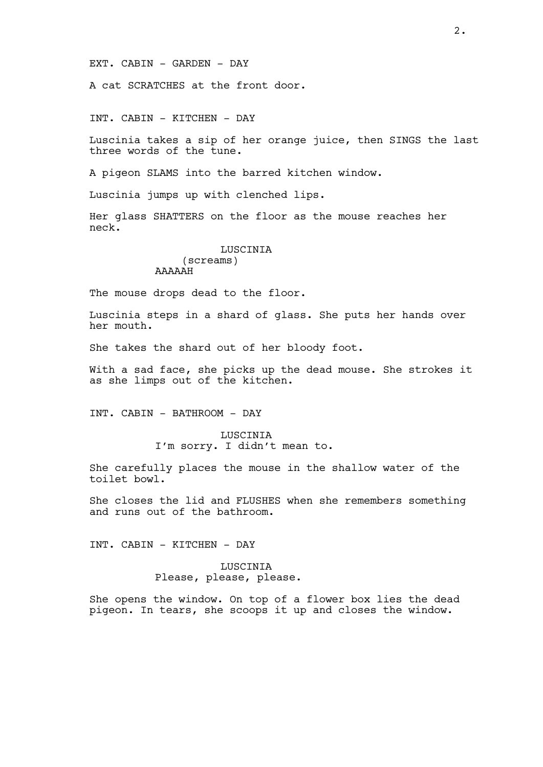EXT. CABIN - GARDEN - DAY

A cat SCRATCHES at the front door.

INT. CABIN - KITCHEN - DAY

Luscinia takes a sip of her orange juice, then SINGS the last three words of the tune.

A pigeon SLAMS into the barred kitchen window.

Luscinia jumps up with clenched lips.

Her glass SHATTERS on the floor as the mouse reaches her neck.

LUSCINIA
(screams)
AAAAAH

The mouse drops dead to the floor.

Luscinia steps in a shard of glass. She puts her hands over her mouth.

She takes the shard out of her bloody foot.

With a sad face, she picks up the dead mouse. She strokes it as she limps out of the kitchen.

INT. CABIN - BATHROOM - DAY

LUSCINIA
I'm sorry. I didn't mean to.

She carefully places the mouse in the shallow water of the toilet bowl.

She closes the lid and FLUSHES when she remembers something and runs out of the bathroom.

INT. CABIN - KITCHEN - DAY

LUSCINIA
Please, please, please.

She opens the window. On top of a flower box lies the dead pigeon. In tears, she scoops it up and closes the window.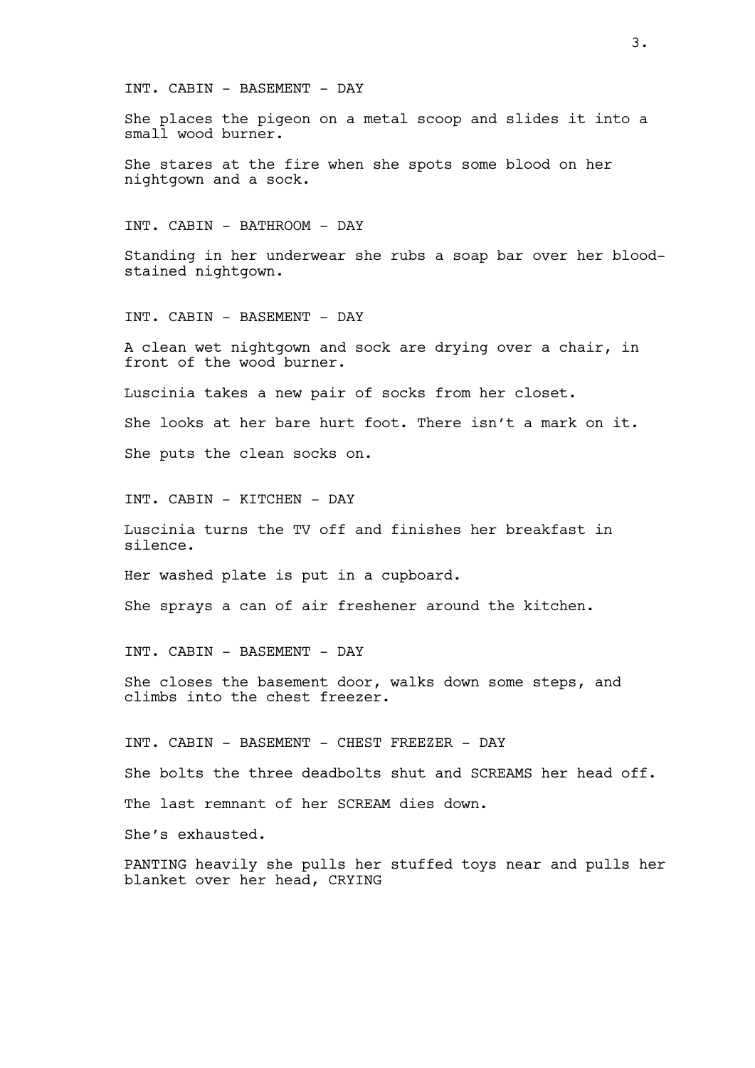INT. CABIN - BASEMENT - DAY

She places the pigeon on a metal scoop and slides it into a small wood burner.

She stares at the fire when she spots some blood on her nightgown and a sock.

INT. CABIN - BATHROOM - DAY

Standing in her underwear she rubs a soap bar over her blood-stained nightgown.

INT. CABIN - BASEMENT - DAY

A clean wet nightgown and sock are drying over a chair, in front of the wood burner.

Luscinia takes a new pair of socks from her closet.

She looks at her bare hurt foot. There isn't a mark on it.

She puts the clean socks on.

INT. CABIN - KITCHEN - DAY

Luscinia turns the TV off and finishes her breakfast in silence.

Her washed plate is put in a cupboard.

She sprays a can of air freshener around the kitchen.

INT. CABIN - BASEMENT - DAY

She closes the basement door, walks down some steps, and climbs into the chest freezer.

INT. CABIN - BASEMENT - CHEST FREEZER - DAY

She bolts the three deadbolts shut and SCREAMS her head off.

The last remnant of her SCREAM dies down.

She's exhausted.

PANTING heavily she pulls her stuffed toys near and pulls her blanket over her head, CRYING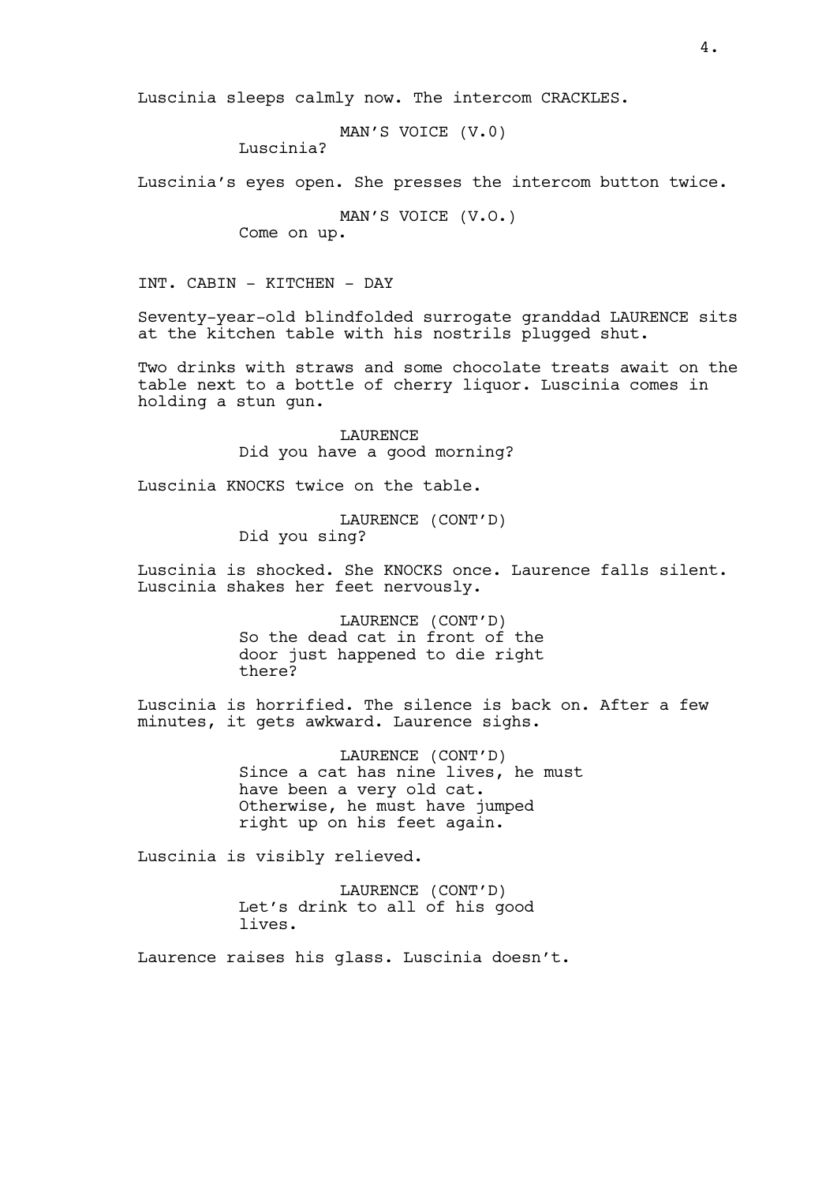Luscinia sleeps calmly now. The intercom CRACKLES.

MAN'S VOICE (V.0)
Luscinia?

Luscinia's eyes open. She presses the intercom button twice.

MAN'S VOICE (V.O.)
Come on up.

INT. CABIN - KITCHEN - DAY

Seventy-year-old blindfolded surrogate granddad LAURENCE sits at the kitchen table with his nostrils plugged shut.

Two drinks with straws and some chocolate treats await on the table next to a bottle of cherry liquor. Luscinia comes in holding a stun gun.

LAURENCE
Did you have a good morning?

Luscinia KNOCKS twice on the table.

LAURENCE (CONT'D)
Did you sing?

Luscinia is shocked. She KNOCKS once. Laurence falls silent. Luscinia shakes her feet nervously.

LAURENCE (CONT'D)
So the dead cat in front of the door just happened to die right there?

Luscinia is horrified. The silence is back on. After a few minutes, it gets awkward. Laurence sighs.

LAURENCE (CONT'D)
Since a cat has nine lives, he must have been a very old cat. Otherwise, he must have jumped right up on his feet again.

Luscinia is visibly relieved.

LAURENCE (CONT'D)
Let's drink to all of his good lives.

Laurence raises his glass. Luscinia doesn't.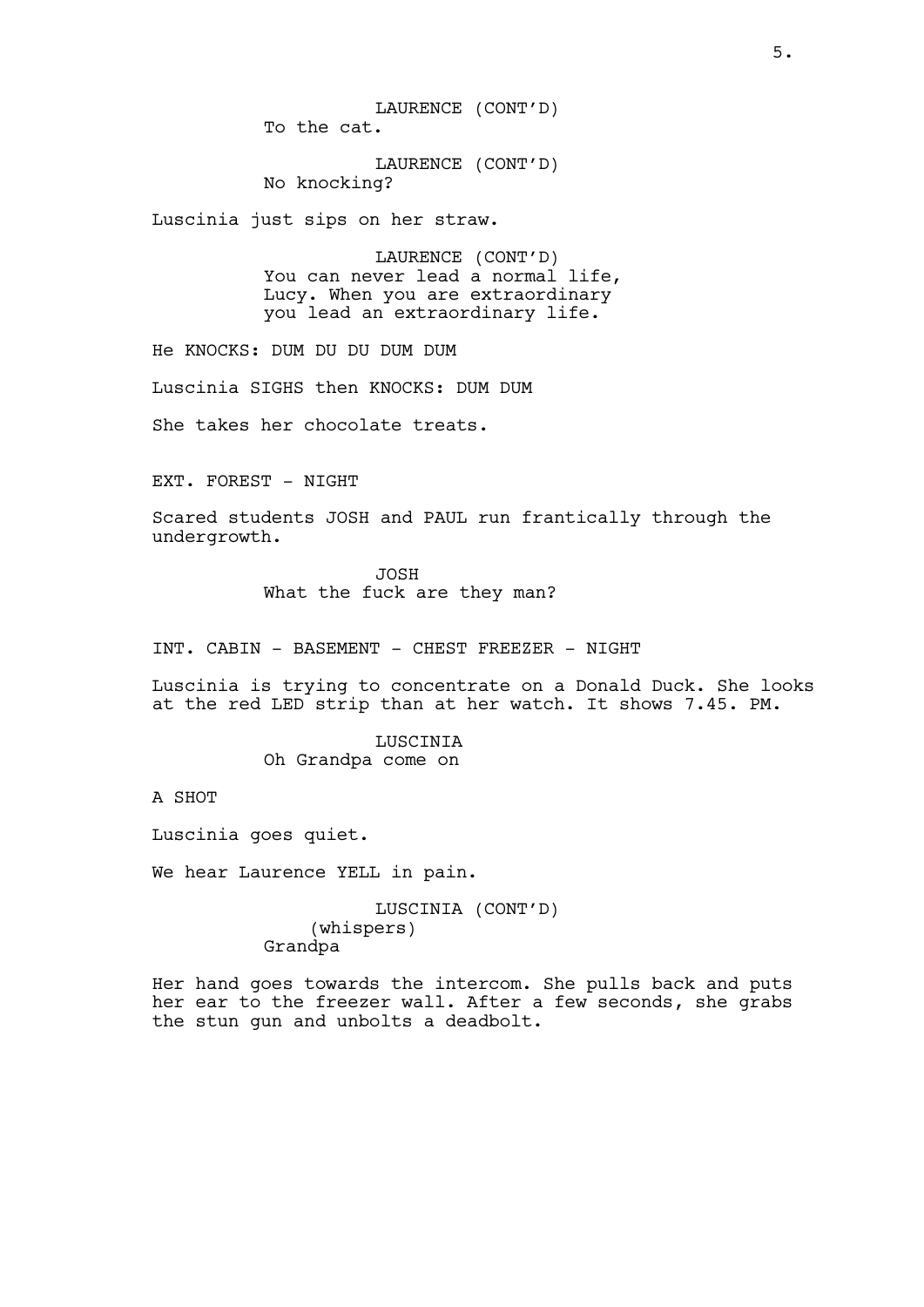LAURENCE (CONT'D)
To the cat.

LAURENCE (CONT'D)
No knocking?

Luscinia just sips on her straw.

LAURENCE (CONT'D)
You can never lead a normal life, Lucy. When you are extraordinary you lead an extraordinary life.

He KNOCKS: DUM DU DU DUM DUM

Luscinia SIGHS then KNOCKS: DUM DUM

She takes her chocolate treats.

EXT. FOREST - NIGHT

Scared students JOSH and PAUL run frantically through the undergrowth.

JOSH
What the fuck are they man?

INT. CABIN - BASEMENT - CHEST FREEZER - NIGHT

Luscinia is trying to concentrate on a Donald Duck. She looks at the red LED strip than at her watch. It shows 7.45. PM.

LUSCINIA
Oh Grandpa come on

A SHOT

Luscinia goes quiet.

We hear Laurence YELL in pain.

LUSCINIA (CONT'D)
(whispers)
Grandpa

Her hand goes towards the intercom. She pulls back and puts her ear to the freezer wall. After a few seconds, she grabs the stun gun and unbolts a deadbolt.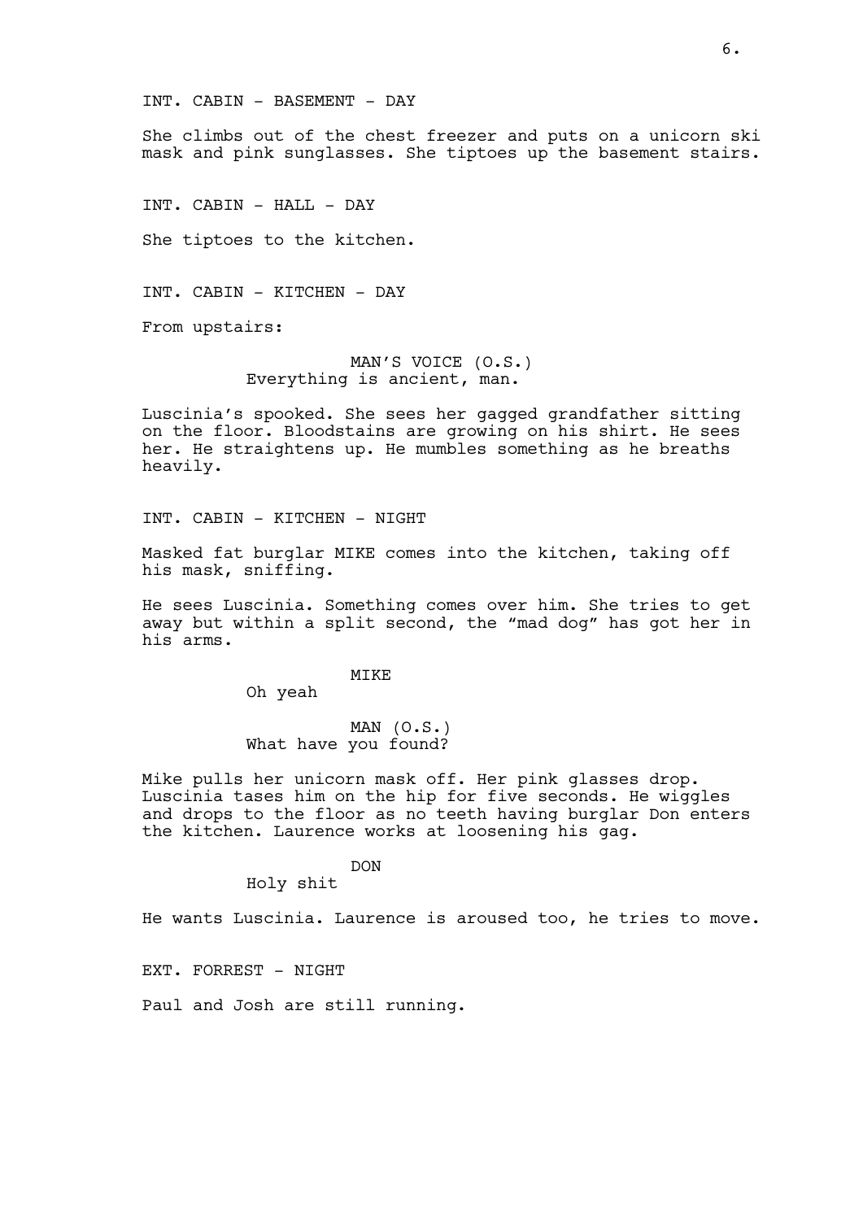INT. CABIN - BASEMENT - DAY

She climbs out of the chest freezer and puts on a unicorn ski mask and pink sunglasses. She tiptoes up the basement stairs.

INT. CABIN - HALL - DAY

She tiptoes to the kitchen.

INT. CABIN - KITCHEN - DAY

From upstairs:

MAN'S VOICE (O.S.)
Everything is ancient, man.

Luscinia's spooked. She sees her gagged grandfather sitting on the floor. Bloodstains are growing on his shirt. He sees her. He straightens up. He mumbles something as he breaths heavily.

INT. CABIN - KITCHEN - NIGHT

Masked fat burglar MIKE comes into the kitchen, taking off his mask, sniffing.

He sees Luscinia. Something comes over him. She tries to get away but within a split second, the "mad dog" has got her in his arms.

MIKE
Oh yeah

MAN (O.S.)
What have you found?

Mike pulls her unicorn mask off. Her pink glasses drop. Luscinia tases him on the hip for five seconds. He wiggles and drops to the floor as no teeth having burglar Don enters the kitchen. Laurence works at loosening his gag.

DON
Holy shit

He wants Luscinia. Laurence is aroused too, he tries to move.

EXT. FORREST - NIGHT

Paul and Josh are still running.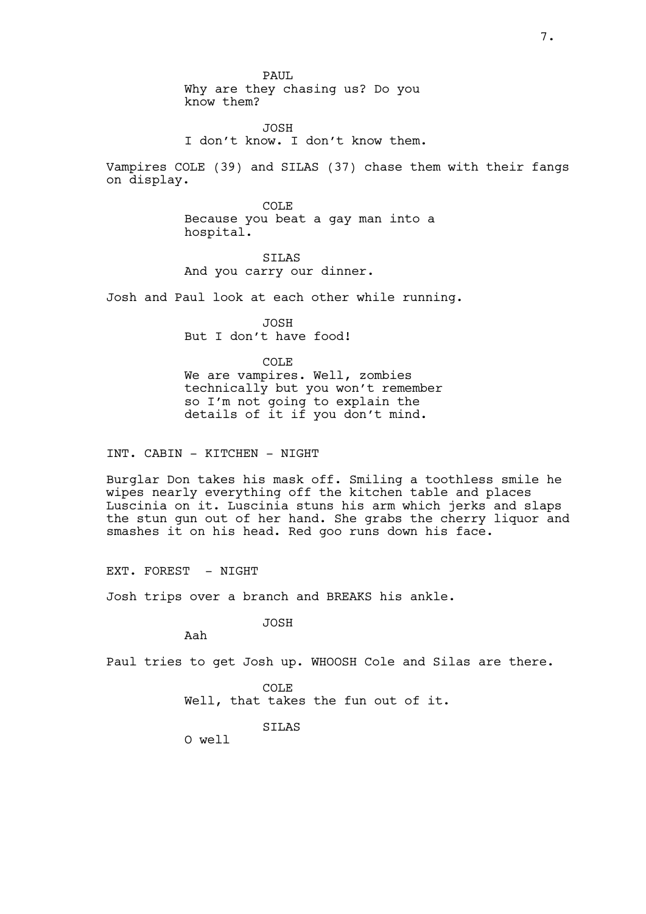PAUL
Why are they chasing us? Do you know them?

JOSH
I don't know. I don't know them.

Vampires COLE (39) and SILAS (37) chase them with their fangs on display.

COLE
Because you beat a gay man into a hospital.

SILAS
And you carry our dinner.

Josh and Paul look at each other while running.

JOSH
But I don't have food!

COLE
We are vampires. Well, zombies technically but you won't remember so I'm not going to explain the details of it if you don't mind.

INT. CABIN - KITCHEN - NIGHT

Burglar Don takes his mask off. Smiling a toothless smile he wipes nearly everything off the kitchen table and places Luscinia on it. Luscinia stuns his arm which jerks and slaps the stun gun out of her hand. She grabs the cherry liquor and smashes it on his head. Red goo runs down his face.

EXT. FOREST - NIGHT

Josh trips over a branch and BREAKS his ankle.

JOSH
Aah

Paul tries to get Josh up. WHOOSH Cole and Silas are there.

COLE
Well, that takes the fun out of it.

SILAS
O well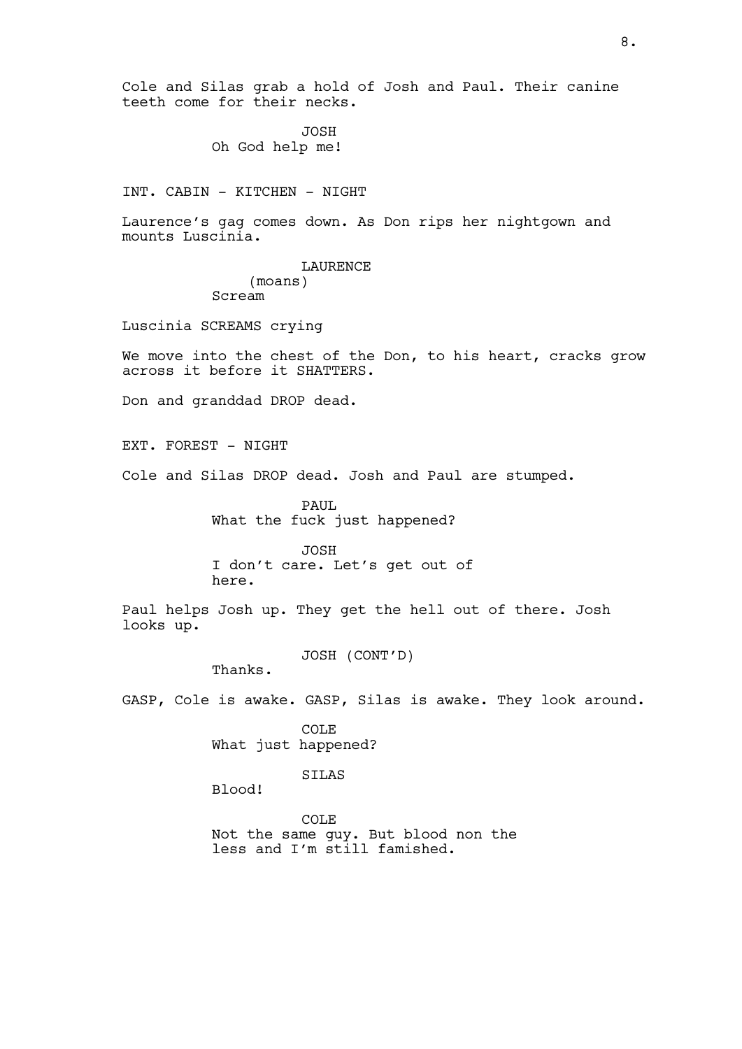Cole and Silas grab a hold of Josh and Paul. Their canine teeth come for their necks.

JOSH
Oh God help me!

INT. CABIN - KITCHEN - NIGHT

Laurence's gag comes down. As Don rips her nightgown and mounts Luscinia.

LAURENCE
(moans)
Scream

Luscinia SCREAMS crying

We move into the chest of the Don, to his heart, cracks grow across it before it SHATTERS.

Don and granddad DROP dead.

EXT. FOREST - NIGHT

Cole and Silas DROP dead. Josh and Paul are stumped.

PAUL
What the fuck just happened?

JOSH
I don't care. Let's get out of here.

Paul helps Josh up. They get the hell out of there. Josh looks up.

JOSH (CONT'D)
Thanks.

GASP, Cole is awake. GASP, Silas is awake. They look around.

COLE
What just happened?

SILAS
Blood!

COLE
Not the same guy. But blood non the less and I'm still famished.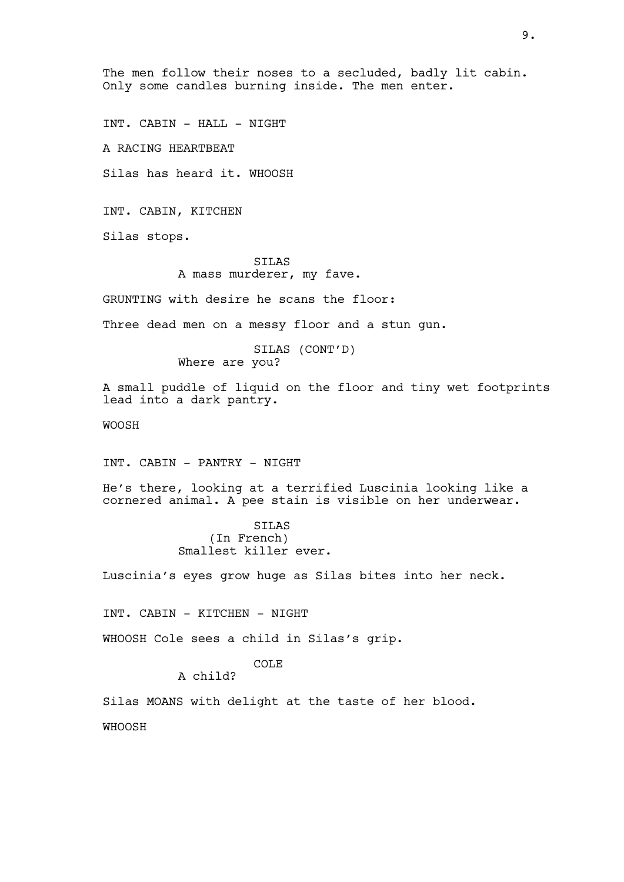The men follow their noses to a secluded, badly lit cabin. Only some candles burning inside. The men enter.

INT. CABIN - HALL - NIGHT

A RACING HEARTBEAT

Silas has heard it. WHOOSH

INT. CABIN, KITCHEN

Silas stops.

SILAS
A mass murderer, my fave.

GRUNTING with desire he scans the floor:

Three dead men on a messy floor and a stun gun.

SILAS (CONT'D)
Where are you?

A small puddle of liquid on the floor and tiny wet footprints lead into a dark pantry.

WOOSH

INT. CABIN - PANTRY - NIGHT

He's there, looking at a terrified Luscinia looking like a cornered animal. A pee stain is visible on her underwear.

SILAS
(In French)
Smallest killer ever.

Luscinia's eyes grow huge as Silas bites into her neck.

INT. CABIN - KITCHEN - NIGHT

WHOOSH Cole sees a child in Silas's grip.

COLE
A child?

Silas MOANS with delight at the taste of her blood.

WHOOSH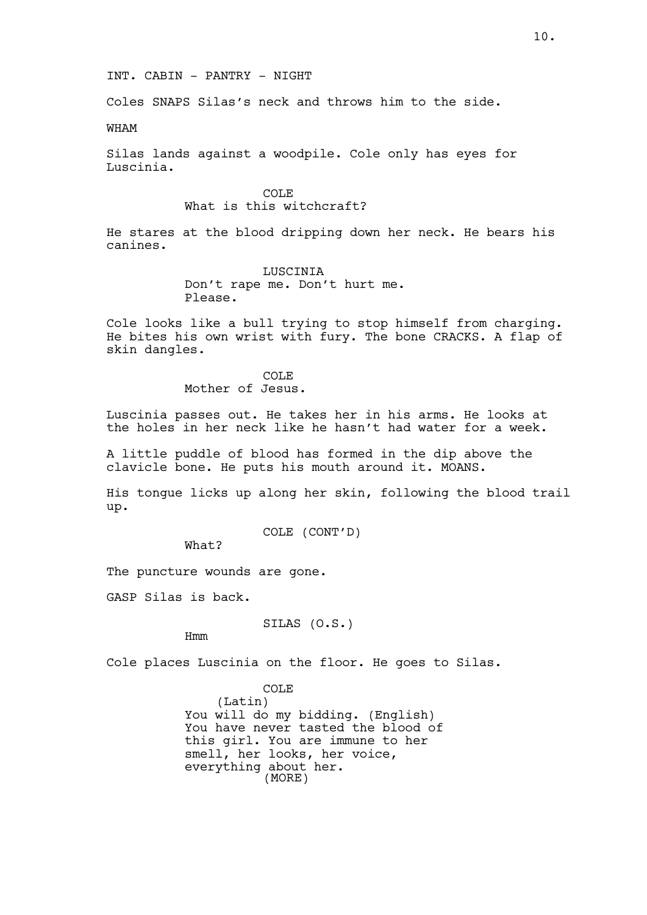INT. CABIN - PANTRY - NIGHT

Coles SNAPS Silas's neck and throws him to the side.

WHAM

Silas lands against a woodpile. Cole only has eyes for Luscinia.

COLE
What is this witchcraft?

He stares at the blood dripping down her neck. He bears his canines.

LUSCINIA
Don't rape me. Don't hurt me. Please.

Cole looks like a bull trying to stop himself from charging. He bites his own wrist with fury. The bone CRACKS. A flap of skin dangles.

COLE
Mother of Jesus.

Luscinia passes out. He takes her in his arms. He looks at the holes in her neck like he hasn't had water for a week.

A little puddle of blood has formed in the dip above the clavicle bone. He puts his mouth around it. MOANS.

His tongue licks up along her skin, following the blood trail up.

COLE (CONT'D)
What?

The puncture wounds are gone.

GASP Silas is back.

SILAS (O.S.)
Hmm

Cole places Luscinia on the floor. He goes to Silas.

COLE
(Latin)
You will do my bidding. (English)
You have never tasted the blood of this girl. You are immune to her smell, her looks, her voice, everything about her.
(MORE)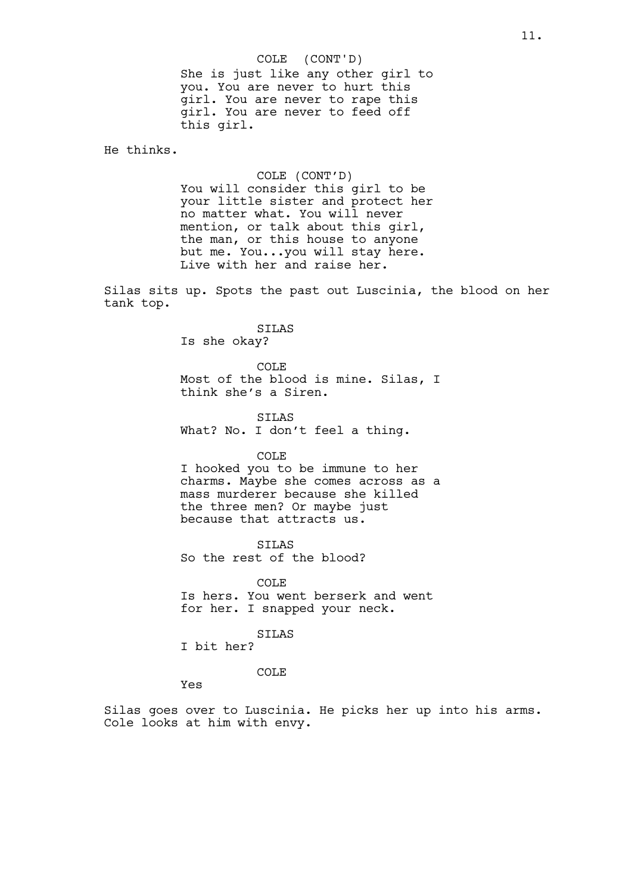COLE (CONT'D)

She is just like any other girl to you. You are never to hurt this girl. You are never to rape this girl. You are never to feed off this girl.

He thinks.

COLE (CONT'D)

You will consider this girl to be your little sister and protect her no matter what. You will never mention, or talk about this girl, the man, or this house to anyone but me. You...you will stay here. Live with her and raise her.

Silas sits up. Spots the past out Luscinia, the blood on her tank top.

SILAS

Is she okay?

COLE

Most of the blood is mine. Silas, I think she's a Siren.

SILAS

What? No. I don't feel a thing.

COLE

I hooked you to be immune to her charms. Maybe she comes across as a mass murderer because she killed the three men? Or maybe just because that attracts us.

SILAS

So the rest of the blood?

COLE

Is hers. You went berserk and went for her. I snapped your neck.

SILAS

I bit her?

COLE

Yes

Silas goes over to Luscinia. He picks her up into his arms. Cole looks at him with envy.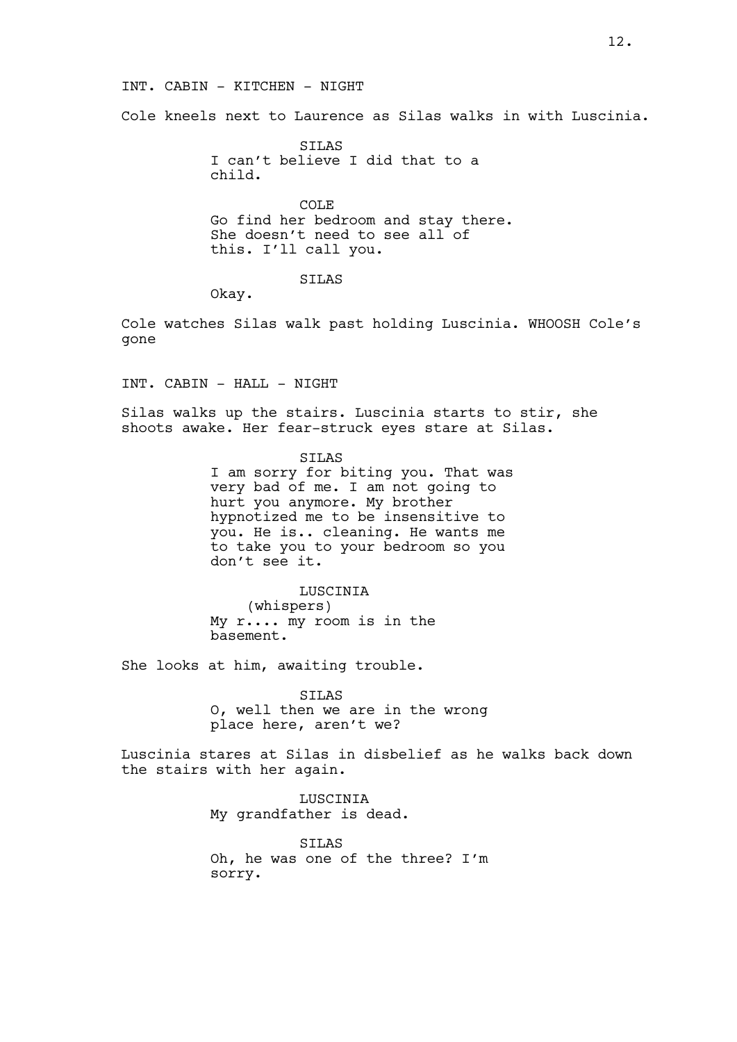INT. CABIN - KITCHEN - NIGHT

Cole kneels next to Laurence as Silas walks in with Luscinia.

SILAS
I can't believe I did that to a child.

COLE
Go find her bedroom and stay there. She doesn't need to see all of this. I'll call you.

SILAS
Okay.

Cole watches Silas walk past holding Luscinia. WHOOSH Cole's gone

INT. CABIN - HALL - NIGHT

Silas walks up the stairs. Luscinia starts to stir, she shoots awake. Her fear-struck eyes stare at Silas.

SILAS
I am sorry for biting you. That was very bad of me. I am not going to hurt you anymore. My brother hypnotized me to be insensitive to you. He is.. cleaning. He wants me to take you to your bedroom so you don't see it.

LUSCINIA
(whispers)
My r.... my room is in the basement.

She looks at him, awaiting trouble.

SILAS
O, well then we are in the wrong place here, aren't we?

Luscinia stares at Silas in disbelief as he walks back down the stairs with her again.

LUSCINIA
My grandfather is dead.

SILAS
Oh, he was one of the three? I'm sorry.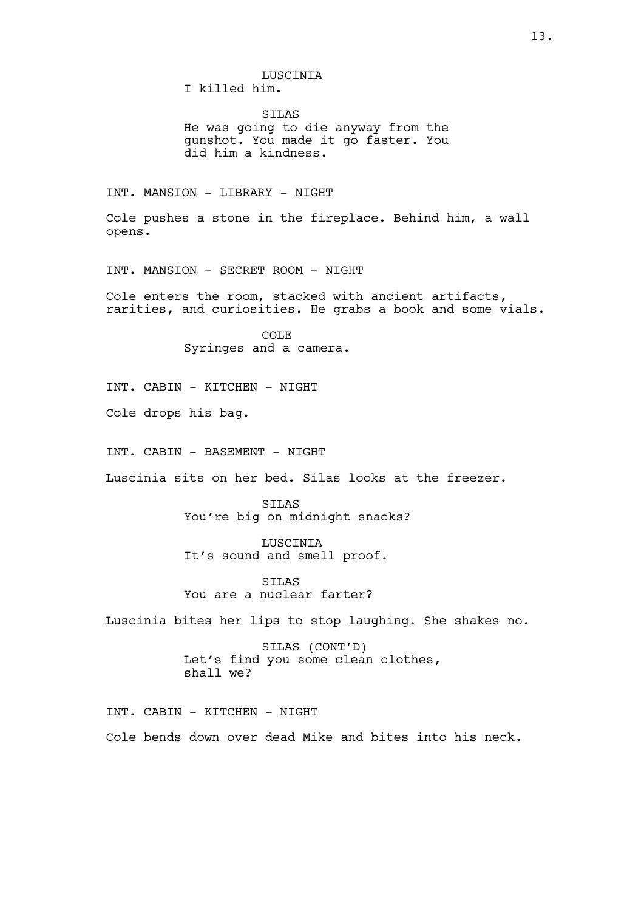LUSCINIA
I killed him.

SILAS
He was going to die anyway from the gunshot. You made it go faster. You did him a kindness.

INT. MANSION - LIBRARY - NIGHT

Cole pushes a stone in the fireplace. Behind him, a wall opens.

INT. MANSION - SECRET ROOM - NIGHT

Cole enters the room, stacked with ancient artifacts, rarities, and curiosities. He grabs a book and some vials.

COLE
Syringes and a camera.

INT. CABIN - KITCHEN - NIGHT

Cole drops his bag.

INT. CABIN - BASEMENT - NIGHT

Luscinia sits on her bed. Silas looks at the freezer.

SILAS
You're big on midnight snacks?

LUSCINIA
It's sound and smell proof.

SILAS
You are a nuclear farter?

Luscinia bites her lips to stop laughing. She shakes no.

SILAS (CONT'D)
Let's find you some clean clothes, shall we?

INT. CABIN - KITCHEN - NIGHT

Cole bends down over dead Mike and bites into his neck.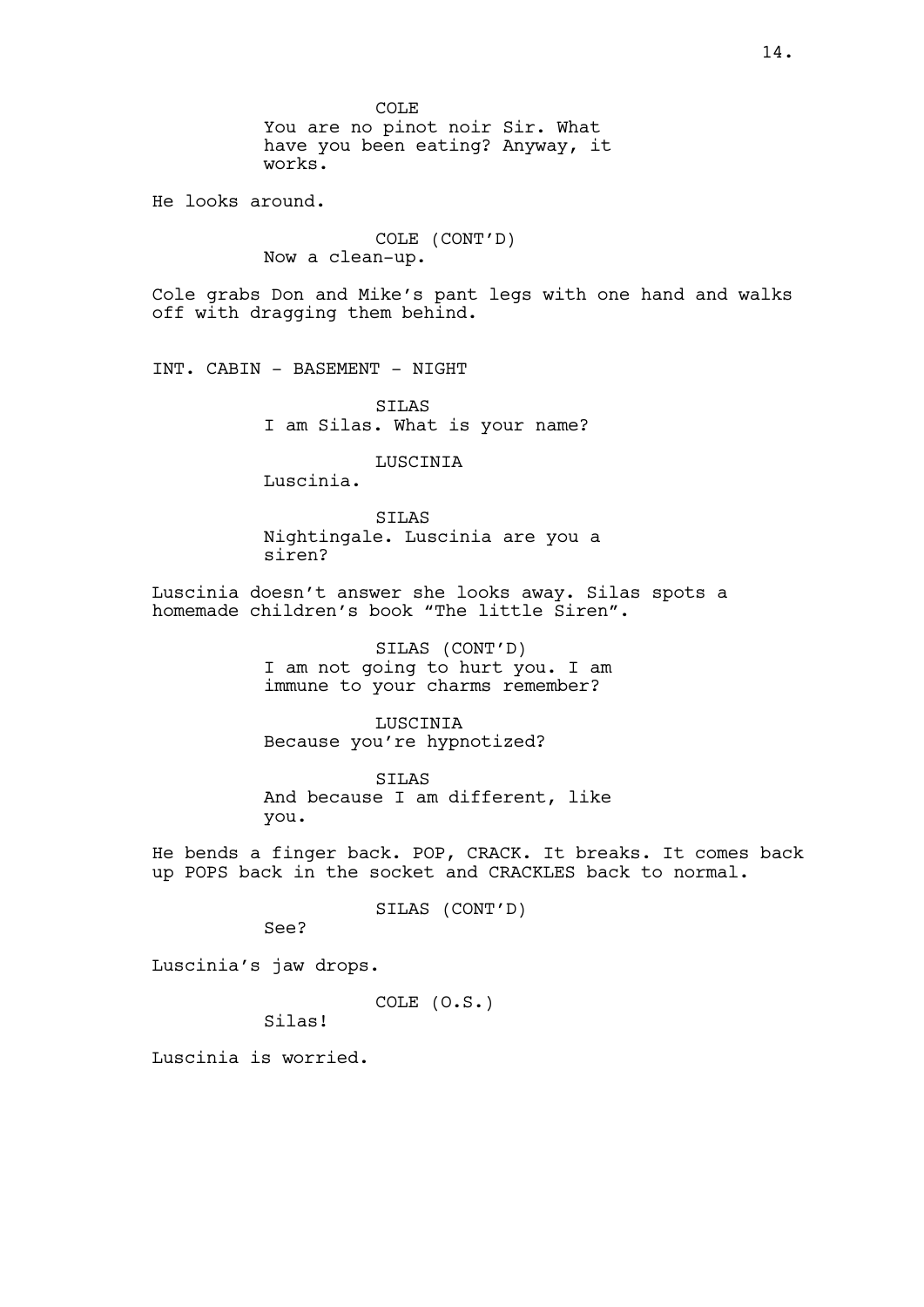COLE
You are no pinot noir Sir. What have you been eating? Anyway, it works.

He looks around.

COLE (CONT'D)
Now a clean-up.

Cole grabs Don and Mike's pant legs with one hand and walks off with dragging them behind.

INT. CABIN - BASEMENT - NIGHT

SILAS
I am Silas. What is your name?

LUSCINIA
Luscinia.

SILAS
Nightingale. Luscinia are you a siren?

Luscinia doesn't answer she looks away. Silas spots a homemade children's book "The little Siren".

SILAS (CONT'D)
I am not going to hurt you. I am immune to your charms remember?

LUSCINIA
Because you're hypnotized?

SILAS
And because I am different, like you.

He bends a finger back. POP, CRACK. It breaks. It comes back up POPS back in the socket and CRACKLES back to normal.

SILAS (CONT'D)
See?

Luscinia's jaw drops.

COLE (O.S.)
Silas!

Luscinia is worried.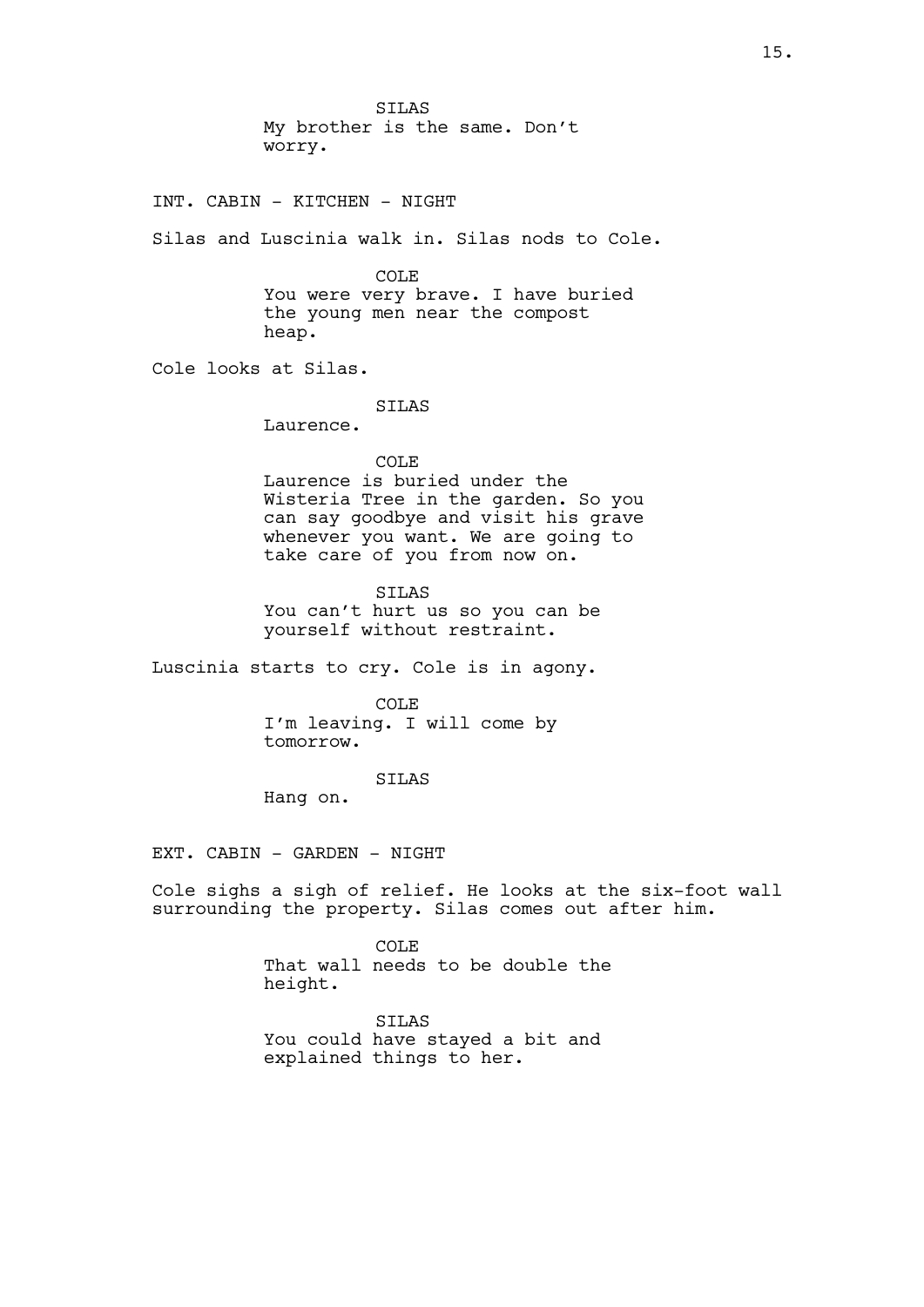SILAS
My brother is the same. Don't worry.

INT. CABIN - KITCHEN - NIGHT

Silas and Luscinia walk in. Silas nods to Cole.

COLE
You were very brave. I have buried the young men near the compost heap.

Cole looks at Silas.

SILAS
Laurence.

COLE
Laurence is buried under the Wisteria Tree in the garden. So you can say goodbye and visit his grave whenever you want. We are going to take care of you from now on.

SILAS
You can't hurt us so you can be yourself without restraint.

Luscinia starts to cry. Cole is in agony.

COLE
I'm leaving. I will come by tomorrow.

SILAS
Hang on.

EXT. CABIN - GARDEN - NIGHT

Cole sighs a sigh of relief. He looks at the six-foot wall surrounding the property. Silas comes out after him.

COLE
That wall needs to be double the height.

SILAS
You could have stayed a bit and explained things to her.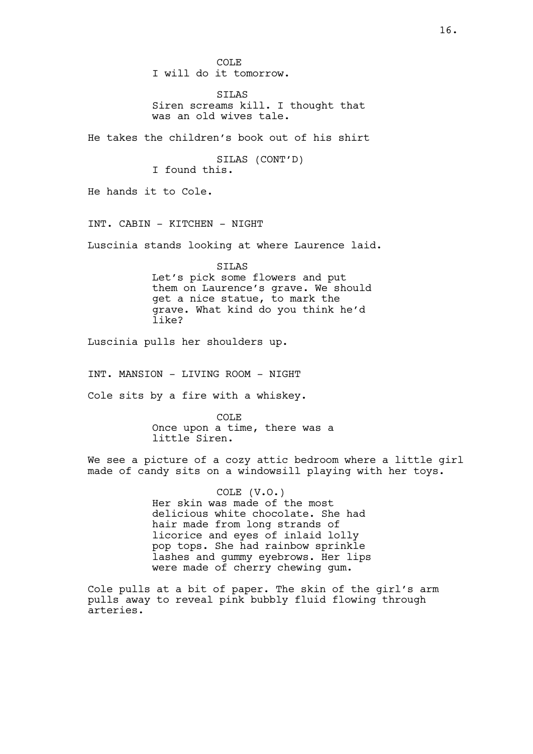COLE
I will do it tomorrow.

SILAS
Siren screams kill. I thought that was an old wives tale.

He takes the children's book out of his shirt

SILAS (CONT'D)
I found this.

He hands it to Cole.

INT. CABIN - KITCHEN - NIGHT

Luscinia stands looking at where Laurence laid.

SILAS
Let's pick some flowers and put them on Laurence's grave. We should get a nice statue, to mark the grave. What kind do you think he'd like?

Luscinia pulls her shoulders up.

INT. MANSION - LIVING ROOM - NIGHT

Cole sits by a fire with a whiskey.

COLE
Once upon a time, there was a little Siren.

We see a picture of a cozy attic bedroom where a little girl made of candy sits on a windowsill playing with her toys.

COLE (V.O.)
Her skin was made of the most delicious white chocolate. She had hair made from long strands of licorice and eyes of inlaid lolly pop tops. She had rainbow sprinkle lashes and gummy eyebrows. Her lips were made of cherry chewing gum.

Cole pulls at a bit of paper. The skin of the girl's arm pulls away to reveal pink bubbly fluid flowing through arteries.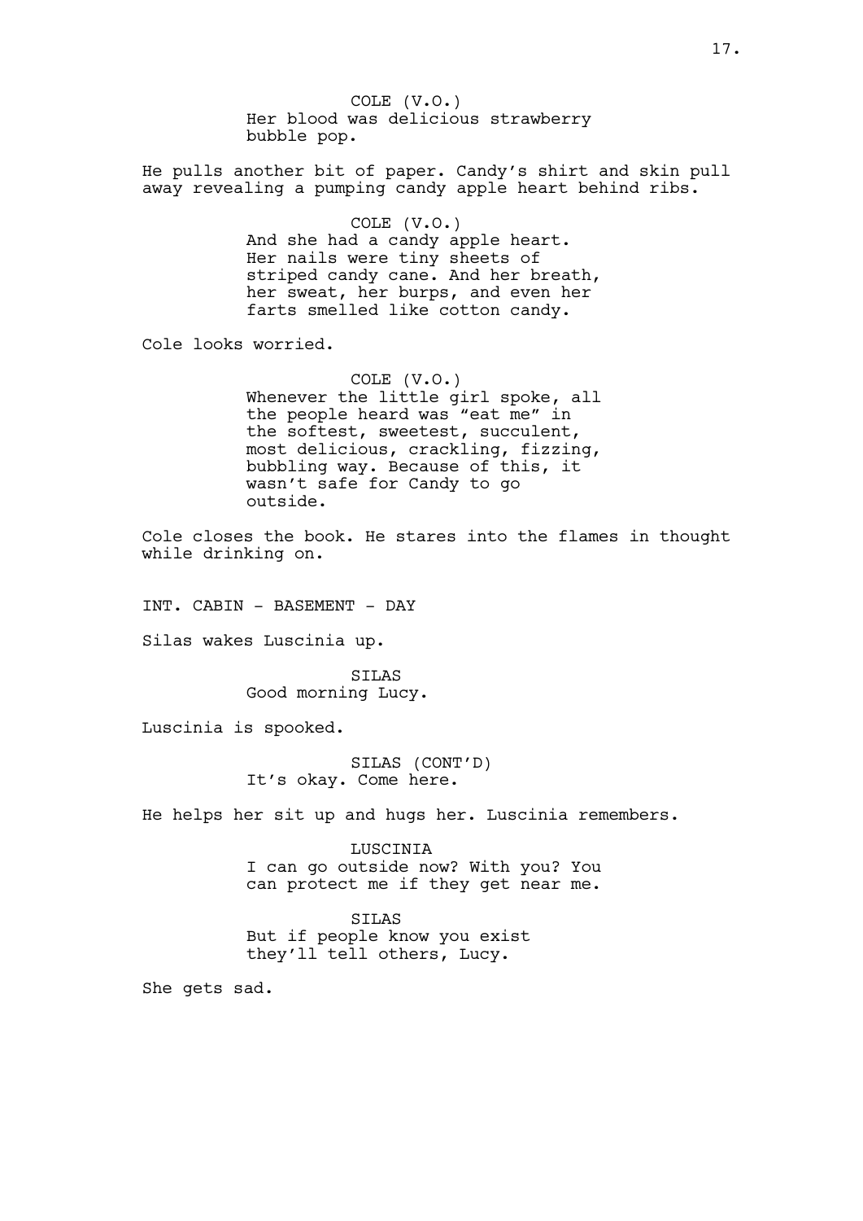COLE (V.O.)
Her blood was delicious strawberry bubble pop.

He pulls another bit of paper. Candy's shirt and skin pull away revealing a pumping candy apple heart behind ribs.

COLE (V.O.)
And she had a candy apple heart. Her nails were tiny sheets of striped candy cane. And her breath, her sweat, her burps, and even her farts smelled like cotton candy.

Cole looks worried.

COLE (V.O.)
Whenever the little girl spoke, all the people heard was "eat me" in the softest, sweetest, succulent, most delicious, crackling, fizzing, bubbling way. Because of this, it wasn't safe for Candy to go outside.

Cole closes the book. He stares into the flames in thought while drinking on.

INT. CABIN - BASEMENT - DAY

Silas wakes Luscinia up.

SILAS
Good morning Lucy.

Luscinia is spooked.

SILAS (CONT'D)
It's okay. Come here.

He helps her sit up and hugs her. Luscinia remembers.

LUSCINIA
I can go outside now? With you? You can protect me if they get near me.

SILAS
But if people know you exist they'll tell others, Lucy.

She gets sad.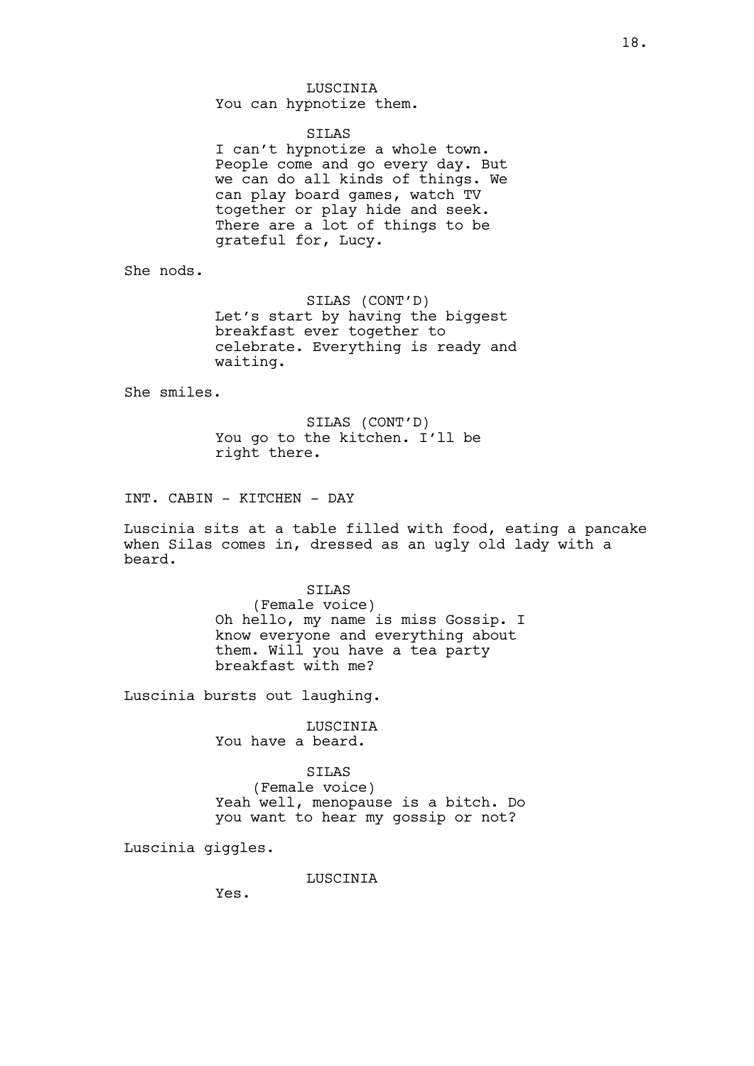LUSCINIA
You can hypnotize them.

SILAS
I can't hypnotize a whole town. People come and go every day. But we can do all kinds of things. We can play board games, watch TV together or play hide and seek. There are a lot of things to be grateful for, Lucy.

She nods.

SILAS (CONT'D)
Let's start by having the biggest breakfast ever together to celebrate. Everything is ready and waiting.

She smiles.

SILAS (CONT'D)
You go to the kitchen. I'll be right there.

INT. CABIN - KITCHEN - DAY

Luscinia sits at a table filled with food, eating a pancake when Silas comes in, dressed as an ugly old lady with a beard.

SILAS
(Female voice)
Oh hello, my name is miss Gossip. I know everyone and everything about them. Will you have a tea party breakfast with me?

Luscinia bursts out laughing.

LUSCINIA
You have a beard.

SILAS
(Female voice)
Yeah well, menopause is a bitch. Do you want to hear my gossip or not?

Luscinia giggles.

LUSCINIA
Yes.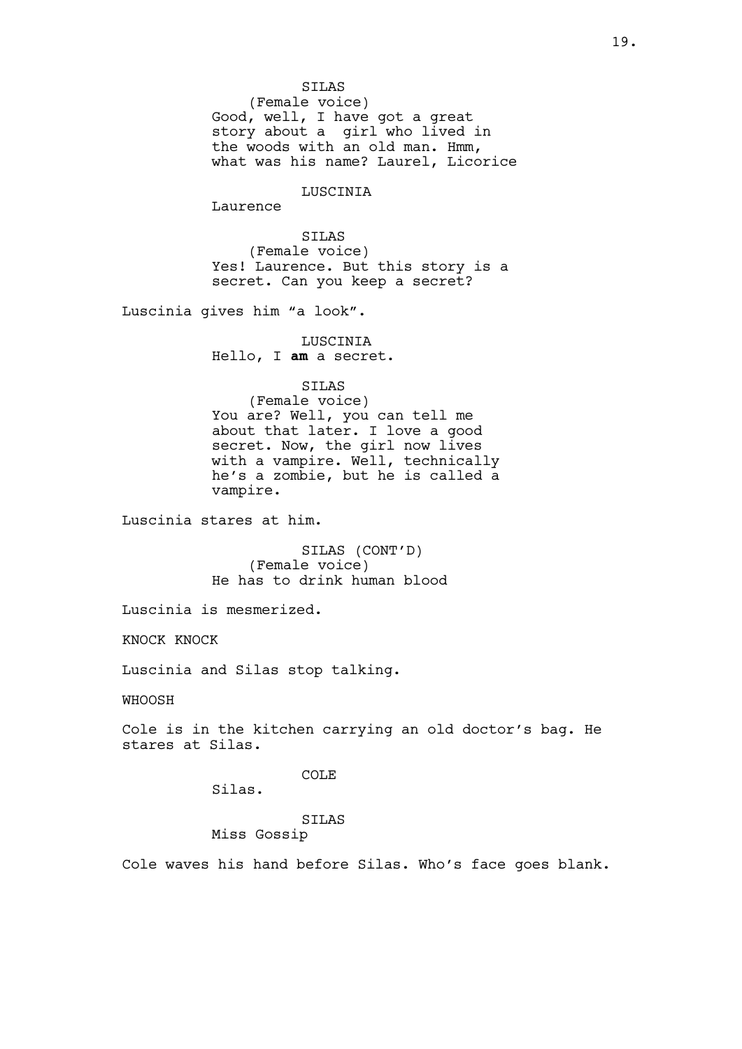SILAS
(Female voice)
Good, well, I have got a great story about a  girl who lived in the woods with an old man. Hmm, what was his name? Laurel, Licorice

LUSCINIA
Laurence

SILAS
(Female voice)
Yes! Laurence. But this story is a secret. Can you keep a secret?

Luscinia gives him “a look”.

LUSCINIA
Hello, I **am** a secret.

SILAS
(Female voice)
You are? Well, you can tell me about that later. I love a good secret. Now, the girl now lives with a vampire. Well, technically he’s a zombie, but he is called a vampire.

Luscinia stares at him.

SILAS (CONT’D)
(Female voice)
He has to drink human blood

Luscinia is mesmerized.

KNOCK KNOCK

Luscinia and Silas stop talking.

WHOOSH

Cole is in the kitchen carrying an old doctor’s bag. He stares at Silas.

COLE
Silas.

SILAS
Miss Gossip

Cole waves his hand before Silas. Who’s face goes blank.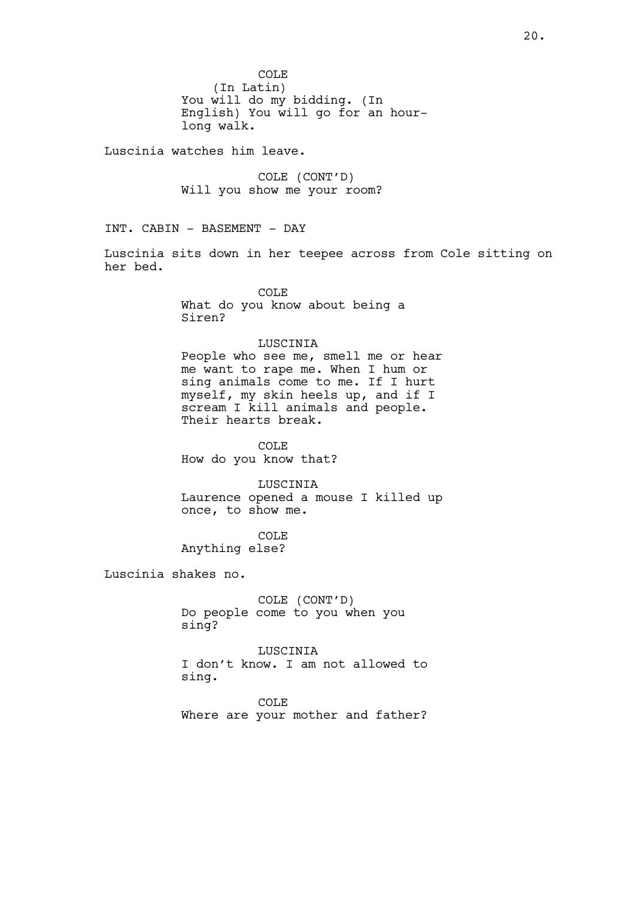COLE
(In Latin)
You will do my bidding. (In English) You will go for an hour-long walk.

Luscinia watches him leave.

COLE (CONT'D)
Will you show me your room?

INT. CABIN - BASEMENT - DAY

Luscinia sits down in her teepee across from Cole sitting on her bed.

COLE
What do you know about being a Siren?

LUSCINIA
People who see me, smell me or hear me want to rape me. When I hum or sing animals come to me. If I hurt myself, my skin heels up, and if I scream I kill animals and people. Their hearts break.

COLE
How do you know that?

LUSCINIA
Laurence opened a mouse I killed up once, to show me.

COLE
Anything else?

Luscinia shakes no.

COLE (CONT'D)
Do people come to you when you sing?

LUSCINIA
I don't know. I am not allowed to sing.

COLE
Where are your mother and father?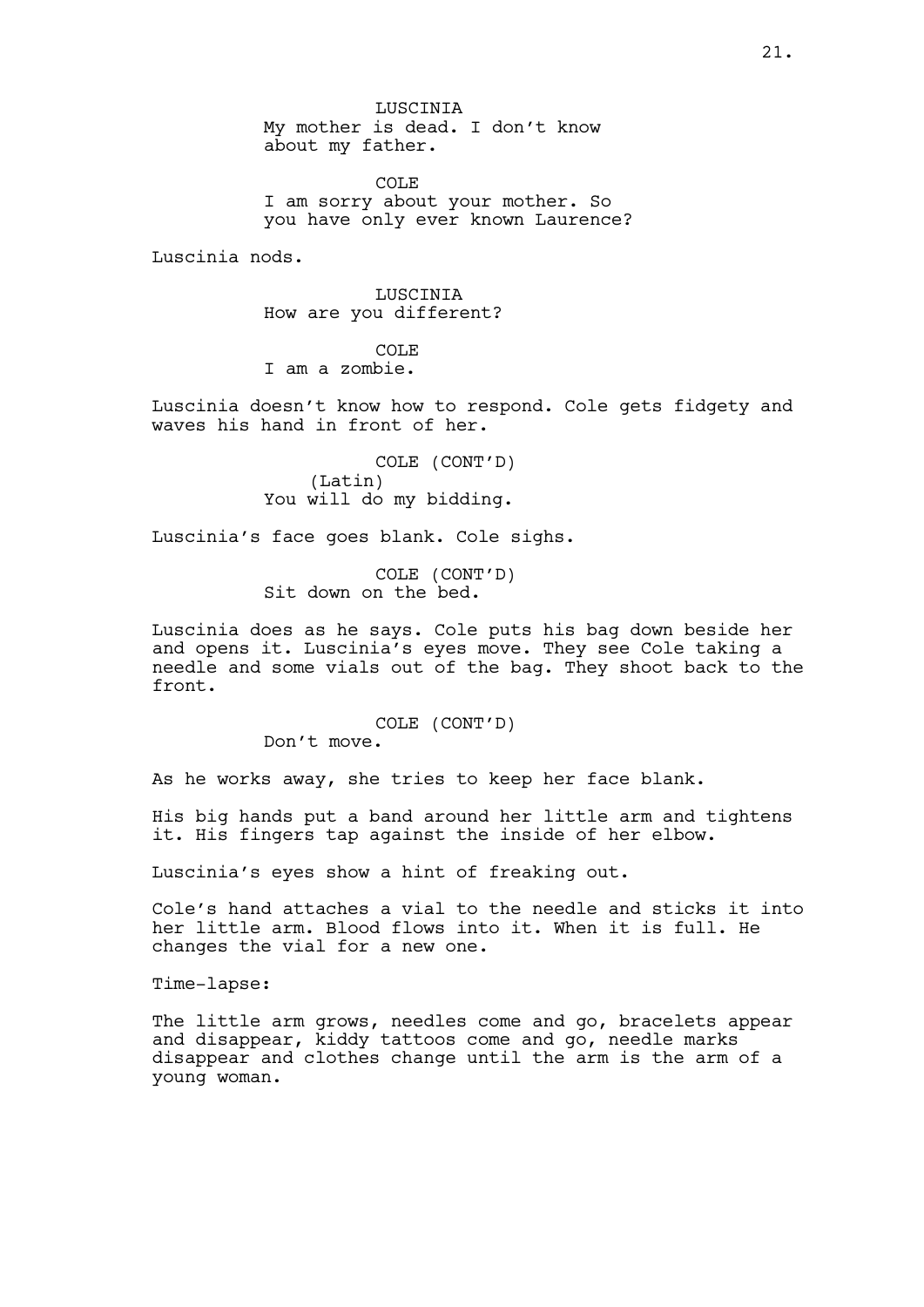LUSCINIA
My mother is dead. I don't know about my father.

COLE
I am sorry about your mother. So you have only ever known Laurence?

Luscinia nods.

LUSCINIA
How are you different?

COLE
I am a zombie.

Luscinia doesn't know how to respond. Cole gets fidgety and waves his hand in front of her.

COLE (CONT'D)
(Latin)
You will do my bidding.

Luscinia's face goes blank. Cole sighs.

COLE (CONT'D)
Sit down on the bed.

Luscinia does as he says. Cole puts his bag down beside her and opens it. Luscinia's eyes move. They see Cole taking a needle and some vials out of the bag. They shoot back to the front.

COLE (CONT'D)
Don't move.

As he works away, she tries to keep her face blank.

His big hands put a band around her little arm and tightens it. His fingers tap against the inside of her elbow.

Luscinia's eyes show a hint of freaking out.

Cole's hand attaches a vial to the needle and sticks it into her little arm. Blood flows into it. When it is full. He changes the vial for a new one.

Time-lapse:

The little arm grows, needles come and go, bracelets appear and disappear, kiddy tattoos come and go, needle marks disappear and clothes change until the arm is the arm of a young woman.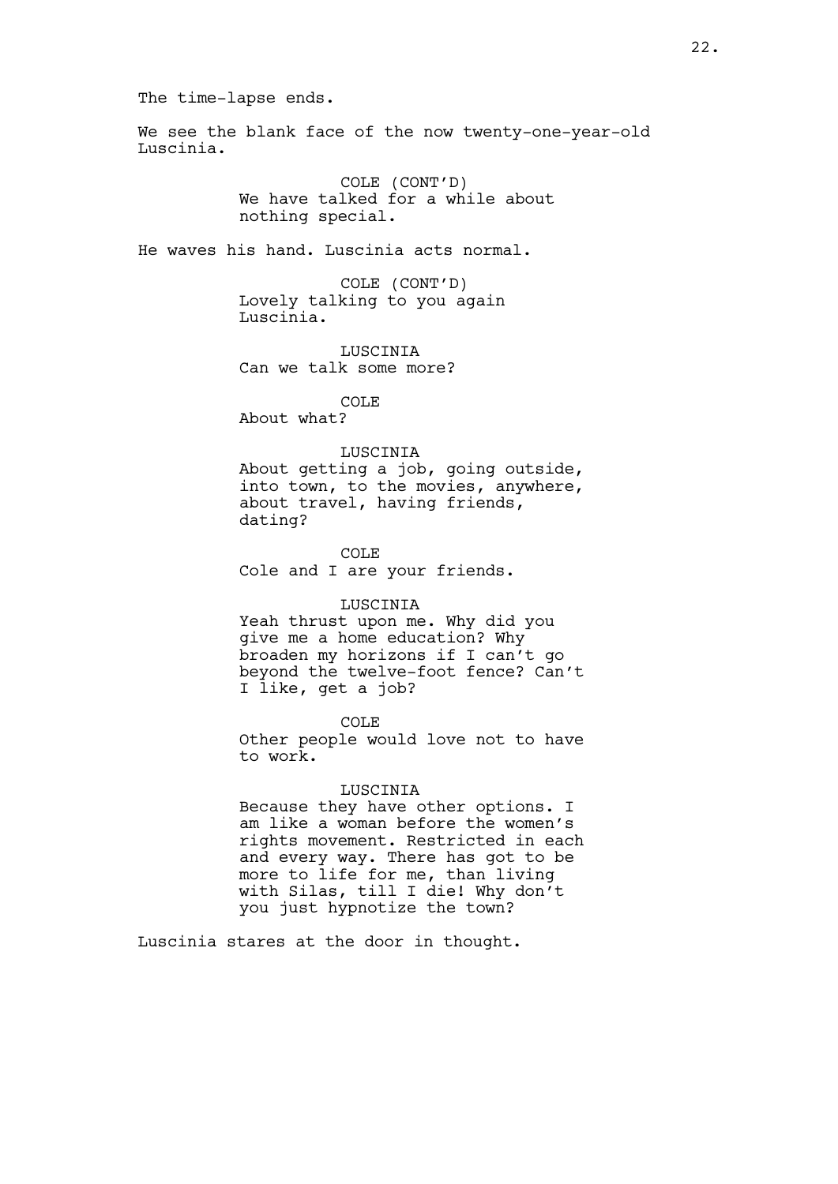The time-lapse ends.

We see the blank face of the now twenty-one-year-old Luscinia.

COLE (CONT'D)
We have talked for a while about nothing special.

He waves his hand. Luscinia acts normal.

COLE (CONT'D)
Lovely talking to you again Luscinia.

LUSCINIA
Can we talk some more?

COLE
About what?

LUSCINIA
About getting a job, going outside, into town, to the movies, anywhere, about travel, having friends, dating?

COLE
Cole and I are your friends.

LUSCINIA
Yeah thrust upon me. Why did you give me a home education? Why broaden my horizons if I can't go beyond the twelve-foot fence? Can't I like, get a job?

COLE
Other people would love not to have to work.

LUSCINIA
Because they have other options. I am like a woman before the women's rights movement. Restricted in each and every way. There has got to be more to life for me, than living with Silas, till I die! Why don't you just hypnotize the town?

Luscinia stares at the door in thought.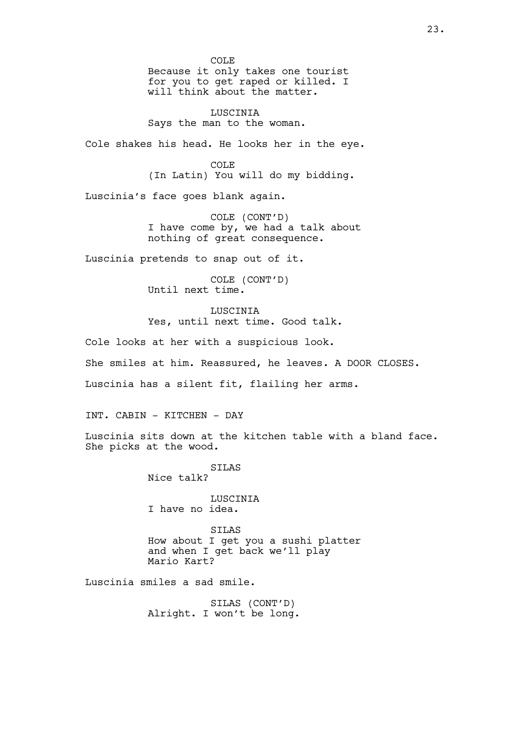COLE
Because it only takes one tourist for you to get raped or killed. I will think about the matter.

LUSCINIA
Says the man to the woman.

Cole shakes his head. He looks her in the eye.

COLE
(In Latin) You will do my bidding.

Luscinia's face goes blank again.

COLE (CONT'D)
I have come by, we had a talk about nothing of great consequence.

Luscinia pretends to snap out of it.

COLE (CONT'D)
Until next time.

LUSCINIA
Yes, until next time. Good talk.

Cole looks at her with a suspicious look.

She smiles at him. Reassured, he leaves. A DOOR CLOSES.

Luscinia has a silent fit, flailing her arms.

INT. CABIN - KITCHEN - DAY

Luscinia sits down at the kitchen table with a bland face. She picks at the wood.

SILAS
Nice talk?

LUSCINIA
I have no idea.

SILAS
How about I get you a sushi platter and when I get back we'll play Mario Kart?

Luscinia smiles a sad smile.

SILAS (CONT'D)
Alright. I won't be long.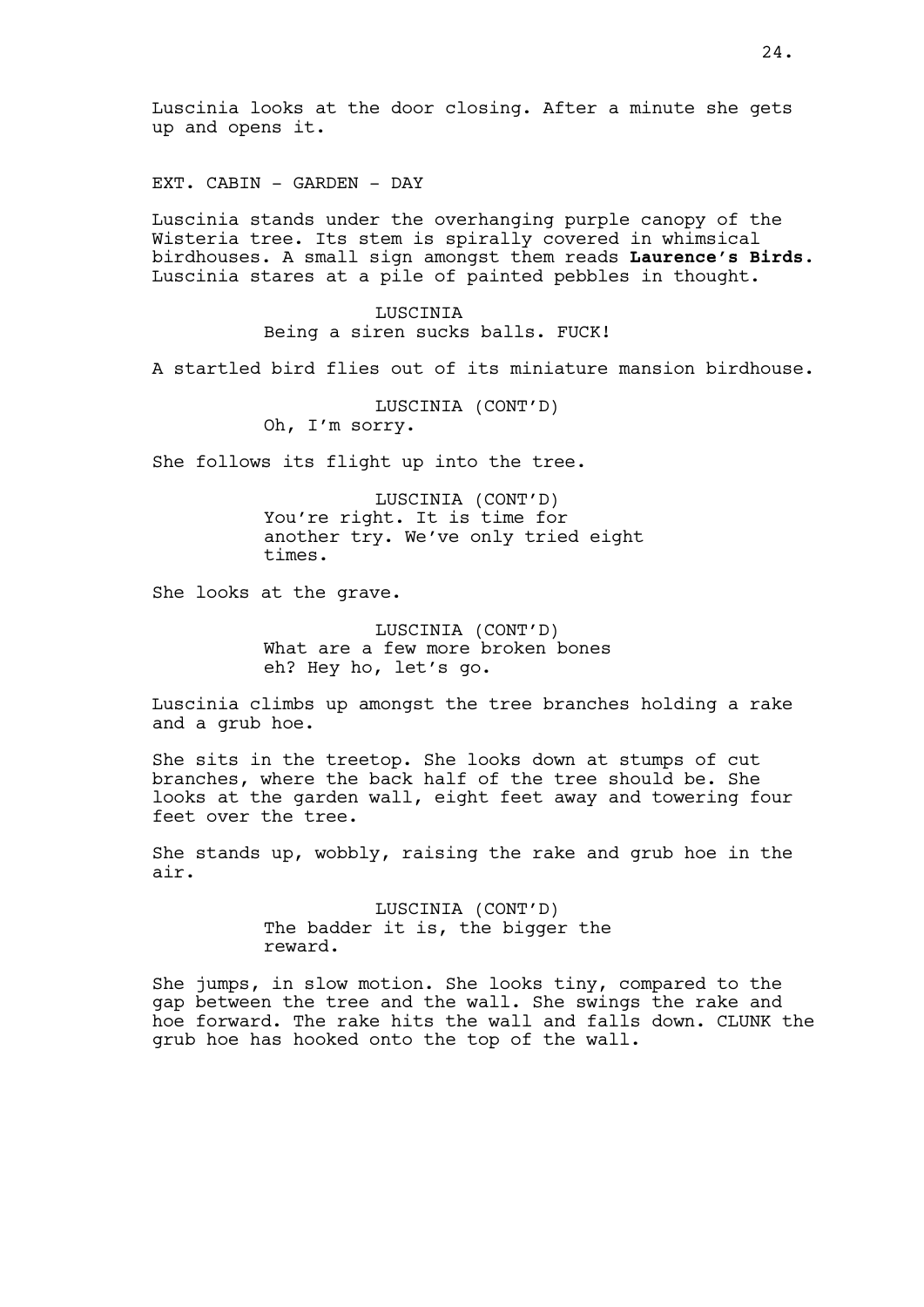Luscinia looks at the door closing. After a minute she gets up and opens it.

EXT. CABIN - GARDEN - DAY

Luscinia stands under the overhanging purple canopy of the Wisteria tree. Its stem is spirally covered in whimsical birdhouses. A small sign amongst them reads **Laurence's Birds**. Luscinia stares at a pile of painted pebbles in thought.

LUSCINIA
Being a siren sucks balls. FUCK!

A startled bird flies out of its miniature mansion birdhouse.

LUSCINIA (CONT'D)
Oh, I'm sorry.

She follows its flight up into the tree.

LUSCINIA (CONT'D)
You're right. It is time for another try. We've only tried eight times.

She looks at the grave.

LUSCINIA (CONT'D)
What are a few more broken bones eh? Hey ho, let's go.

Luscinia climbs up amongst the tree branches holding a rake and a grub hoe.

She sits in the treetop. She looks down at stumps of cut branches, where the back half of the tree should be. She looks at the garden wall, eight feet away and towering four feet over the tree.

She stands up, wobbly, raising the rake and grub hoe in the air.

LUSCINIA (CONT'D)
The badder it is, the bigger the reward.

She jumps, in slow motion. She looks tiny, compared to the gap between the tree and the wall. She swings the rake and hoe forward. The rake hits the wall and falls down. CLUNK the grub hoe has hooked onto the top of the wall.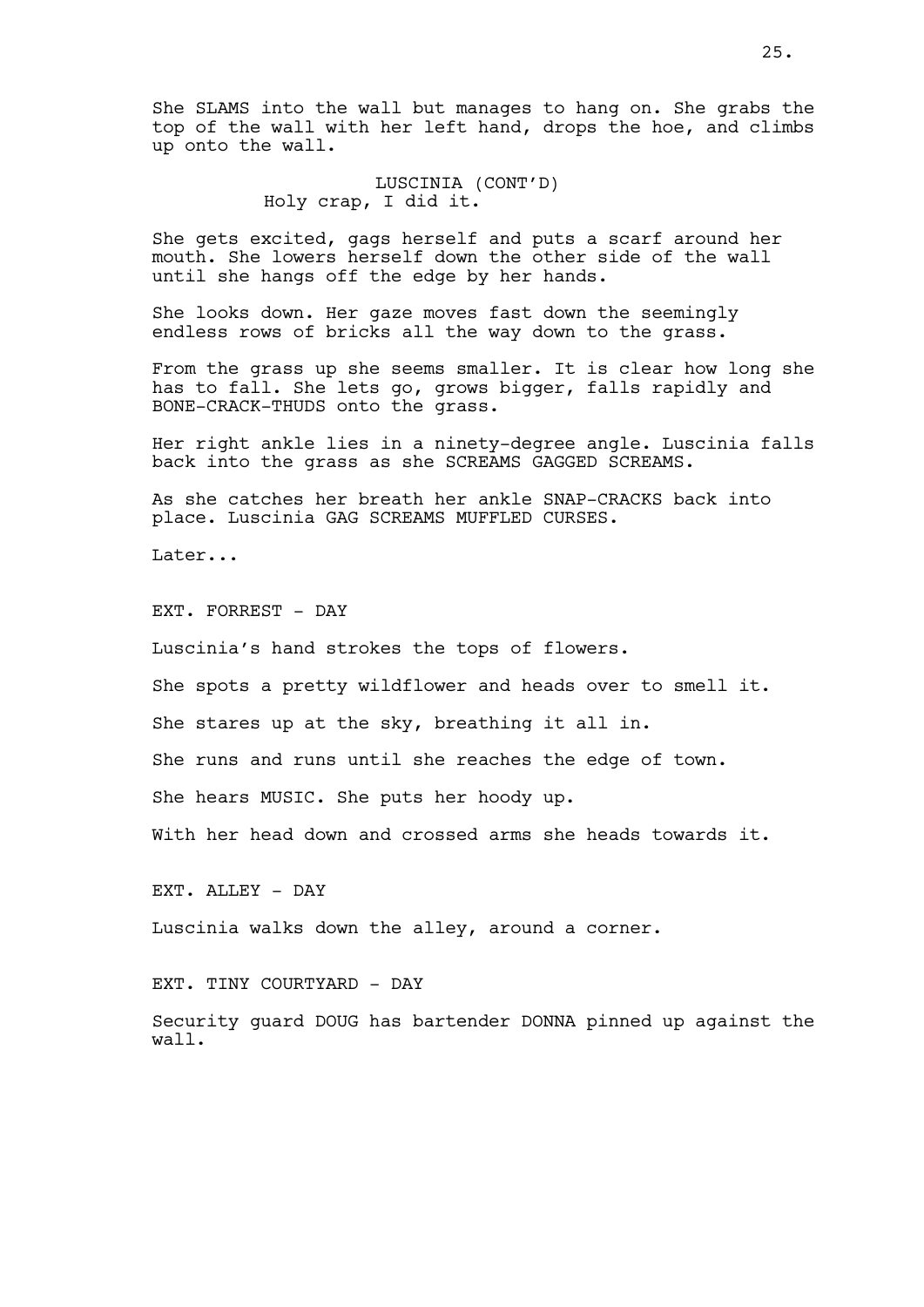She SLAMS into the wall but manages to hang on. She grabs the top of the wall with her left hand, drops the hoe, and climbs up onto the wall.

LUSCINIA (CONT'D)
Holy crap, I did it.

She gets excited, gags herself and puts a scarf around her mouth. She lowers herself down the other side of the wall until she hangs off the edge by her hands.

She looks down. Her gaze moves fast down the seemingly endless rows of bricks all the way down to the grass.

From the grass up she seems smaller. It is clear how long she has to fall. She lets go, grows bigger, falls rapidly and BONE-CRACK-THUDS onto the grass.

Her right ankle lies in a ninety-degree angle. Luscinia falls back into the grass as she SCREAMS GAGGED SCREAMS.

As she catches her breath her ankle SNAP-CRACKS back into place. Luscinia GAG SCREAMS MUFFLED CURSES.

Later...

EXT. FORREST - DAY

Luscinia's hand strokes the tops of flowers.

She spots a pretty wildflower and heads over to smell it.

She stares up at the sky, breathing it all in.

She runs and runs until she reaches the edge of town.

She hears MUSIC. She puts her hoody up.

With her head down and crossed arms she heads towards it.

EXT. ALLEY - DAY

Luscinia walks down the alley, around a corner.

EXT. TINY COURTYARD - DAY

Security guard DOUG has bartender DONNA pinned up against the wall.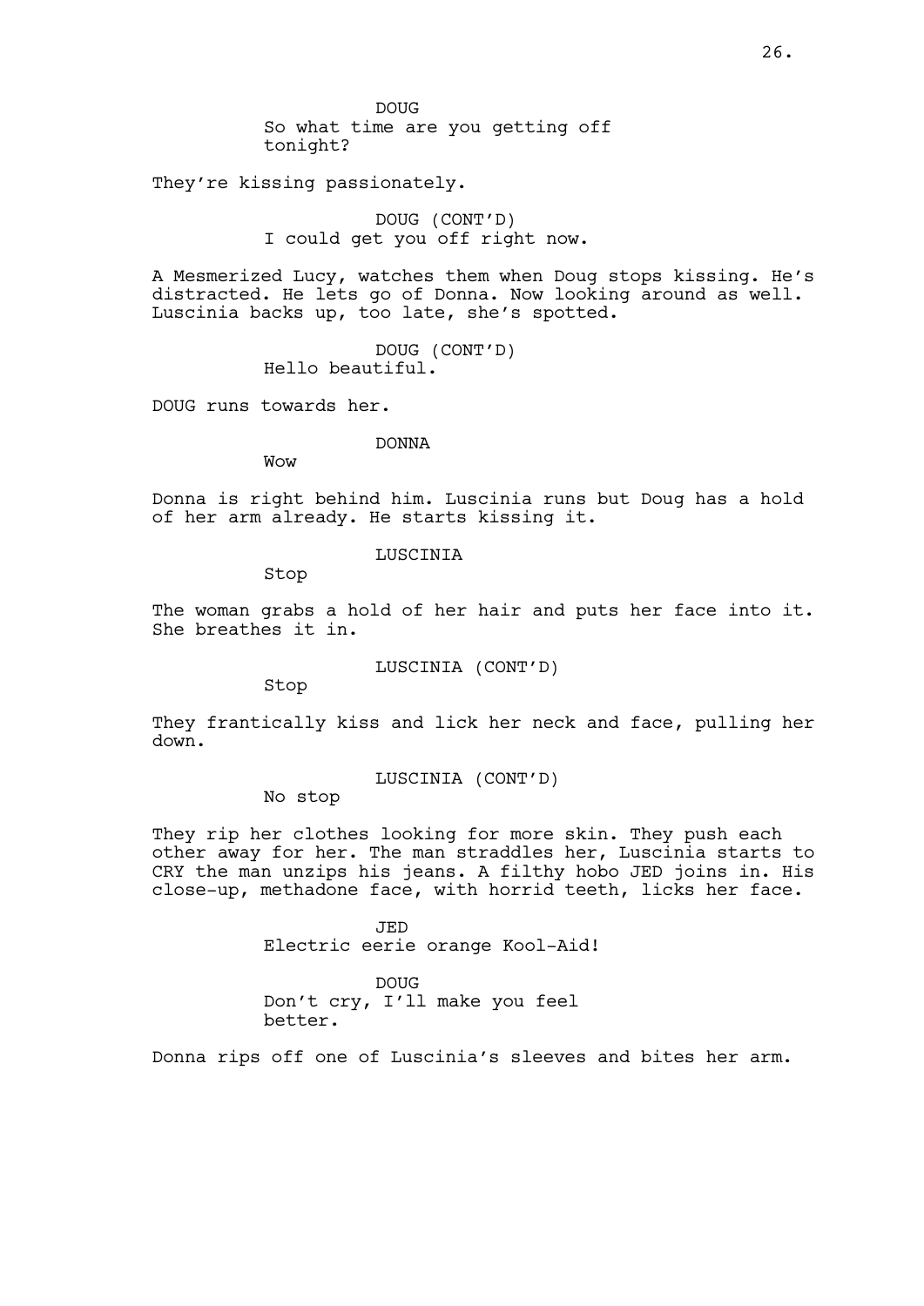DOUG
So what time are you getting off tonight?

They're kissing passionately.

DOUG (CONT'D)
I could get you off right now.

A Mesmerized Lucy, watches them when Doug stops kissing. He's distracted. He lets go of Donna. Now looking around as well. Luscinia backs up, too late, she's spotted.

DOUG (CONT'D)
Hello beautiful.

DOUG runs towards her.

DONNA
Wow

Donna is right behind him. Luscinia runs but Doug has a hold of her arm already. He starts kissing it.

LUSCINIA
Stop

The woman grabs a hold of her hair and puts her face into it. She breathes it in.

LUSCINIA (CONT'D)
Stop

They frantically kiss and lick her neck and face, pulling her down.

LUSCINIA (CONT'D)
No stop

They rip her clothes looking for more skin. They push each other away for her. The man straddles her, Luscinia starts to CRY the man unzips his jeans. A filthy hobo JED joins in. His close-up, methadone face, with horrid teeth, licks her face.

JED
Electric eerie orange Kool-Aid!

DOUG
Don't cry, I'll make you feel better.

Donna rips off one of Luscinia's sleeves and bites her arm.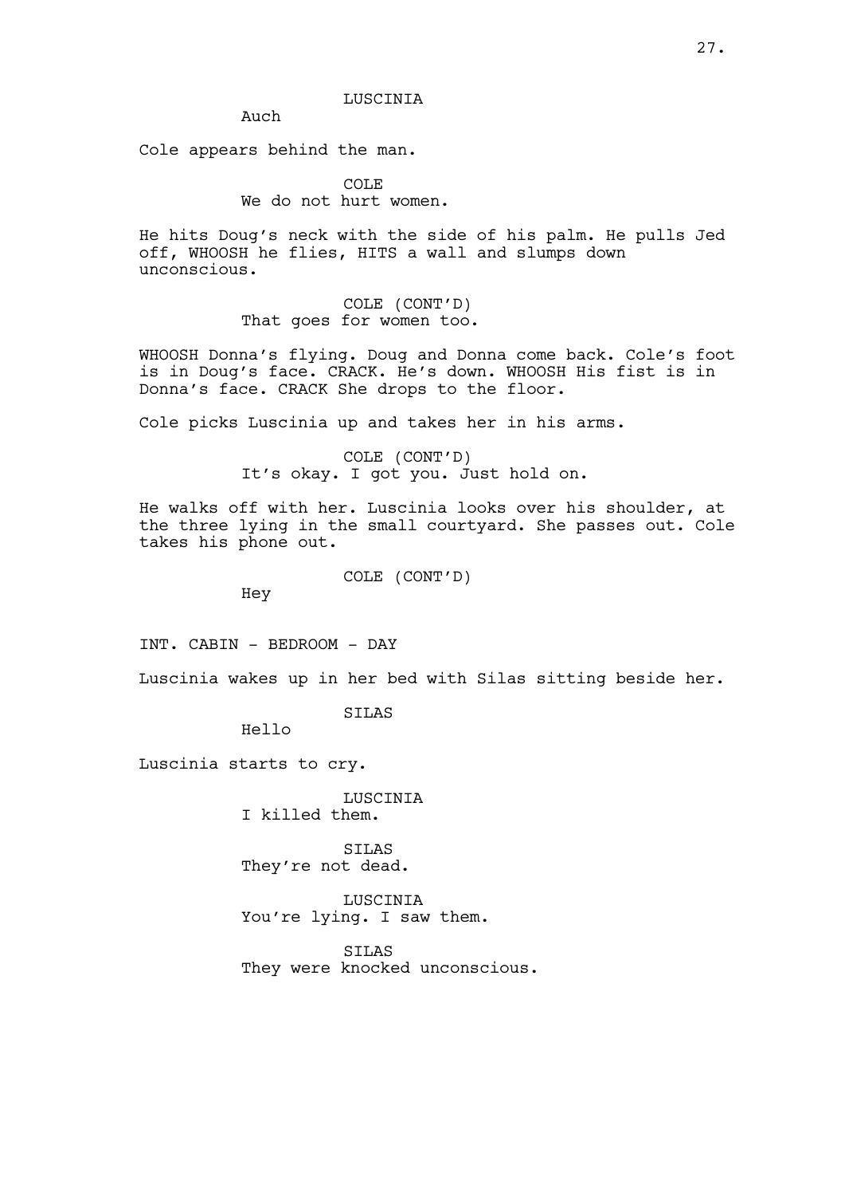LUSCINIA

Auch

Cole appears behind the man.

COLE

We do not hurt women.

He hits Doug's neck with the side of his palm. He pulls Jed off, WHOOSH he flies, HITS a wall and slumps down unconscious.

COLE (CONT'D)

That goes for women too.

WHOOSH Donna's flying. Doug and Donna come back. Cole's foot is in Doug's face. CRACK. He's down. WHOOSH His fist is in Donna's face. CRACK She drops to the floor.

Cole picks Luscinia up and takes her in his arms.

COLE (CONT'D)

It's okay. I got you. Just hold on.

He walks off with her. Luscinia looks over his shoulder, at the three lying in the small courtyard. She passes out. Cole takes his phone out.

COLE (CONT'D)

Hey

INT. CABIN - BEDROOM - DAY

Luscinia wakes up in her bed with Silas sitting beside her.

SILAS

Hello

Luscinia starts to cry.

LUSCINIA

I killed them.

SILAS

They're not dead.

LUSCINIA

You're lying. I saw them.

SILAS

They were knocked unconscious.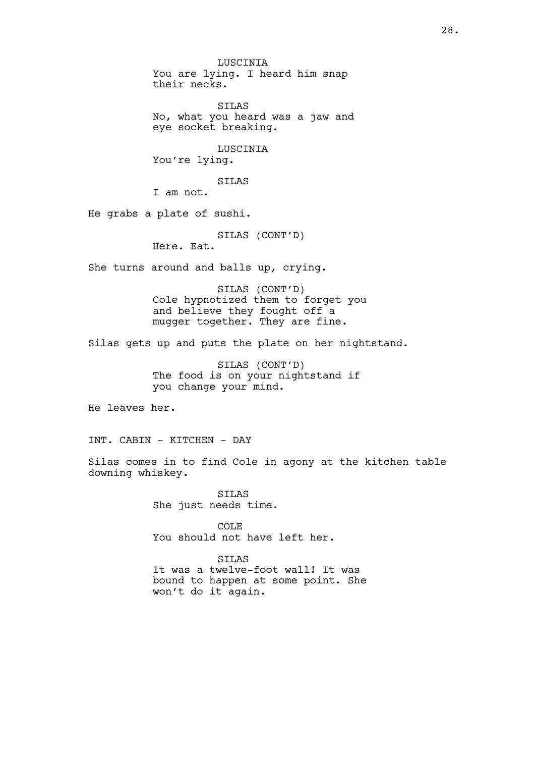LUSCINIA
You are lying. I heard him snap their necks.

SILAS
No, what you heard was a jaw and eye socket breaking.

LUSCINIA
You're lying.

SILAS
I am not.

He grabs a plate of sushi.

SILAS (CONT'D)
Here. Eat.

She turns around and balls up, crying.

SILAS (CONT'D)
Cole hypnotized them to forget you and believe they fought off a mugger together. They are fine.

Silas gets up and puts the plate on her nightstand.

SILAS (CONT'D)
The food is on your nightstand if you change your mind.

He leaves her.

INT. CABIN - KITCHEN - DAY

Silas comes in to find Cole in agony at the kitchen table downing whiskey.

SILAS
She just needs time.

COLE
You should not have left her.

SILAS
It was a twelve-foot wall! It was bound to happen at some point. She won't do it again.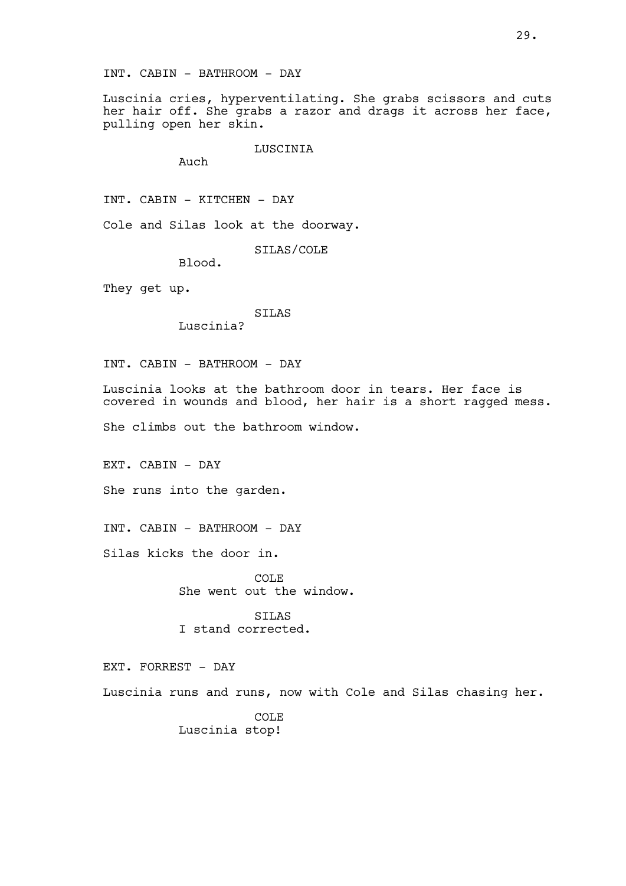INT. CABIN - BATHROOM - DAY

Luscinia cries, hyperventilating. She grabs scissors and cuts her hair off. She grabs a razor and drags it across her face, pulling open her skin.

LUSCINIA

Auch

INT. CABIN - KITCHEN - DAY

Cole and Silas look at the doorway.

SILAS/COLE

Blood.

They get up.

SILAS

Luscinia?

INT. CABIN - BATHROOM - DAY

Luscinia looks at the bathroom door in tears. Her face is covered in wounds and blood, her hair is a short ragged mess.

She climbs out the bathroom window.

EXT. CABIN - DAY

She runs into the garden.

INT. CABIN - BATHROOM - DAY

Silas kicks the door in.

COLE

She went out the window.

SILAS

I stand corrected.

EXT. FORREST - DAY

Luscinia runs and runs, now with Cole and Silas chasing her.

COLE

Luscinia stop!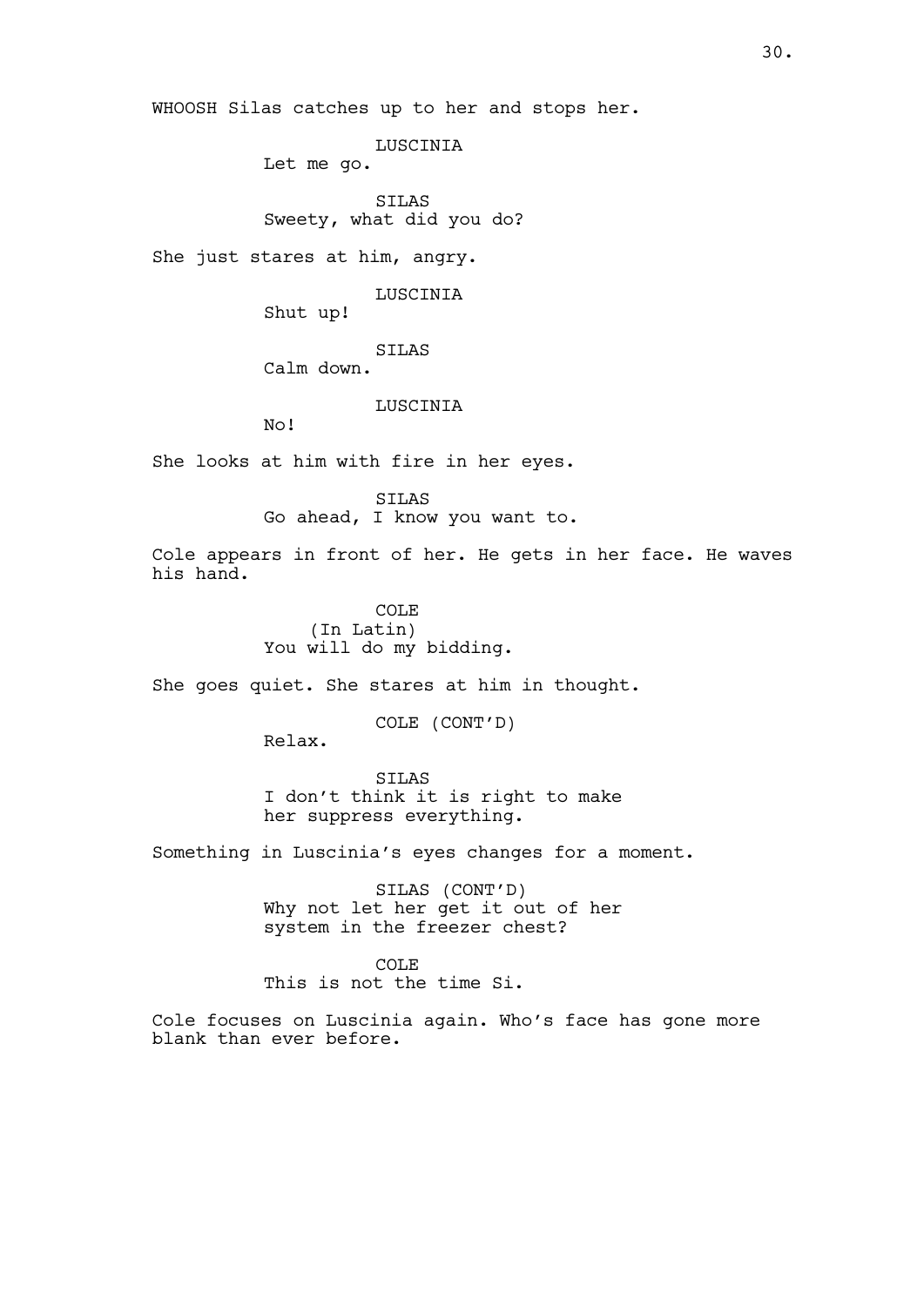WHOOSH Silas catches up to her and stops her.

LUSCINIA
Let me go.

SILAS
Sweety, what did you do?

She just stares at him, angry.

LUSCINIA
Shut up!

SILAS
Calm down.

LUSCINIA
No!

She looks at him with fire in her eyes.

SILAS
Go ahead, I know you want to.

Cole appears in front of her. He gets in her face. He waves his hand.

COLE
(In Latin)
You will do my bidding.

She goes quiet. She stares at him in thought.

COLE (CONT'D)
Relax.

SILAS
I don't think it is right to make her suppress everything.

Something in Luscinia's eyes changes for a moment.

SILAS (CONT'D)
Why not let her get it out of her system in the freezer chest?

COLE
This is not the time Si.

Cole focuses on Luscinia again. Who's face has gone more blank than ever before.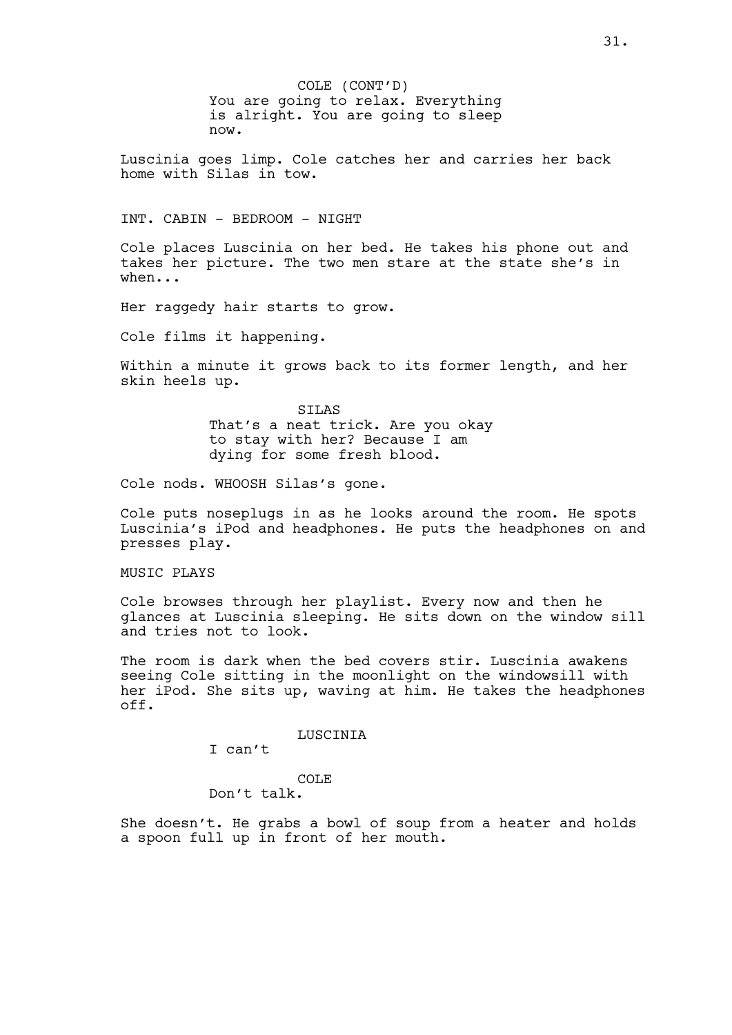COLE (CONT'D)
You are going to relax. Everything is alright. You are going to sleep now.

Luscinia goes limp. Cole catches her and carries her back home with Silas in tow.

INT. CABIN - BEDROOM - NIGHT

Cole places Luscinia on her bed. He takes his phone out and takes her picture. The two men stare at the state she's in when...

Her raggedy hair starts to grow.

Cole films it happening.

Within a minute it grows back to its former length, and her skin heels up.

SILAS
That's a neat trick. Are you okay to stay with her? Because I am dying for some fresh blood.

Cole nods. WHOOSH Silas's gone.

Cole puts noseplugs in as he looks around the room. He spots Luscinia's iPod and headphones. He puts the headphones on and presses play.

MUSIC PLAYS

Cole browses through her playlist. Every now and then he glances at Luscinia sleeping. He sits down on the window sill and tries not to look.

The room is dark when the bed covers stir. Luscinia awakens seeing Cole sitting in the moonlight on the windowsill with her iPod. She sits up, waving at him. He takes the headphones off.

LUSCINIA
I can't

COLE
Don't talk.

She doesn't. He grabs a bowl of soup from a heater and holds a spoon full up in front of her mouth.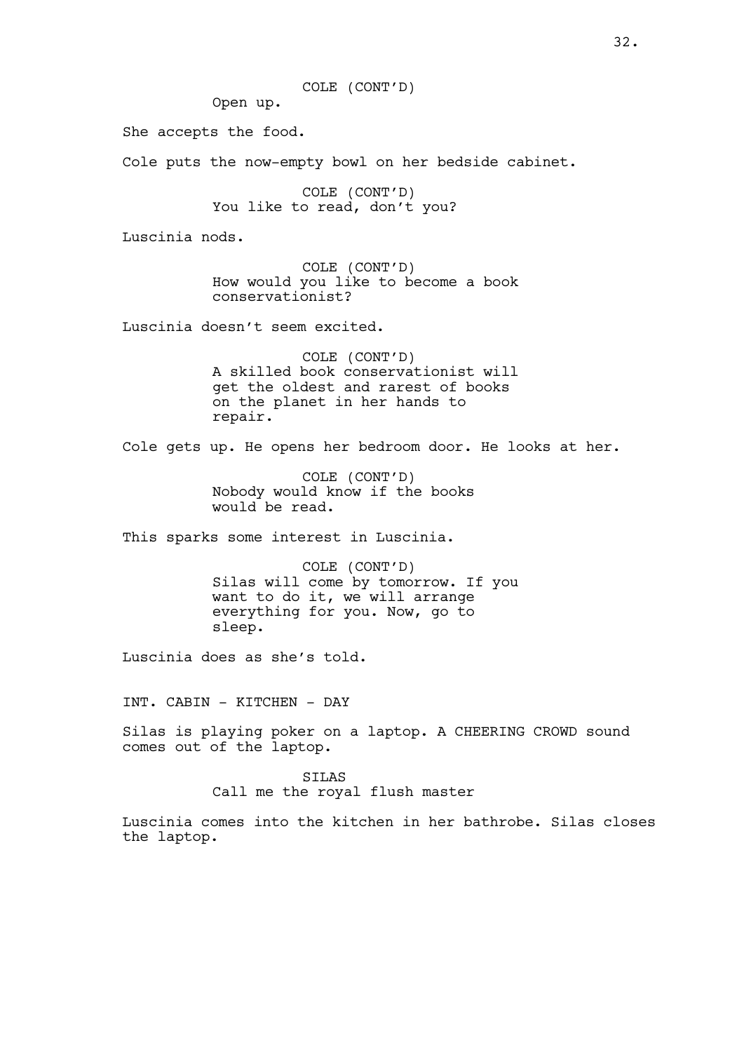COLE (CONT'D)
Open up.

She accepts the food.

Cole puts the now-empty bowl on her bedside cabinet.

COLE (CONT'D)
You like to read, don't you?

Luscinia nods.

COLE (CONT'D)
How would you like to become a book conservationist?

Luscinia doesn't seem excited.

COLE (CONT'D)
A skilled book conservationist will get the oldest and rarest of books on the planet in her hands to repair.

Cole gets up. He opens her bedroom door. He looks at her.

COLE (CONT'D)
Nobody would know if the books would be read.

This sparks some interest in Luscinia.

COLE (CONT'D)
Silas will come by tomorrow. If you want to do it, we will arrange everything for you. Now, go to sleep.

Luscinia does as she's told.

INT. CABIN - KITCHEN - DAY

Silas is playing poker on a laptop. A CHEERING CROWD sound comes out of the laptop.

SILAS
Call me the royal flush master

Luscinia comes into the kitchen in her bathrobe. Silas closes the laptop.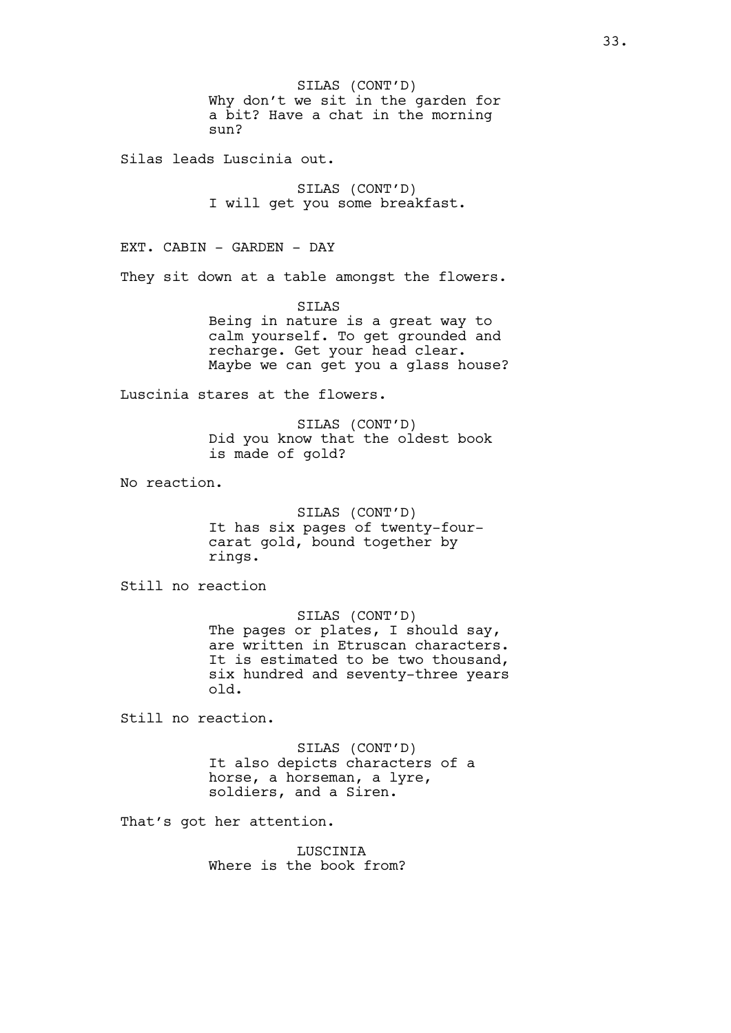SILAS (CONT'D)
Why don't we sit in the garden for a bit? Have a chat in the morning sun?

Silas leads Luscinia out.

SILAS (CONT'D)
I will get you some breakfast.

EXT. CABIN - GARDEN - DAY

They sit down at a table amongst the flowers.

SILAS
Being in nature is a great way to calm yourself. To get grounded and recharge. Get your head clear. Maybe we can get you a glass house?

Luscinia stares at the flowers.

SILAS (CONT'D)
Did you know that the oldest book is made of gold?

No reaction.

SILAS (CONT'D)
It has six pages of twenty-four-carat gold, bound together by rings.

Still no reaction

SILAS (CONT'D)
The pages or plates, I should say, are written in Etruscan characters. It is estimated to be two thousand, six hundred and seventy-three years old.

Still no reaction.

SILAS (CONT'D)
It also depicts characters of a horse, a horseman, a lyre, soldiers, and a Siren.

That's got her attention.

LUSCINIA
Where is the book from?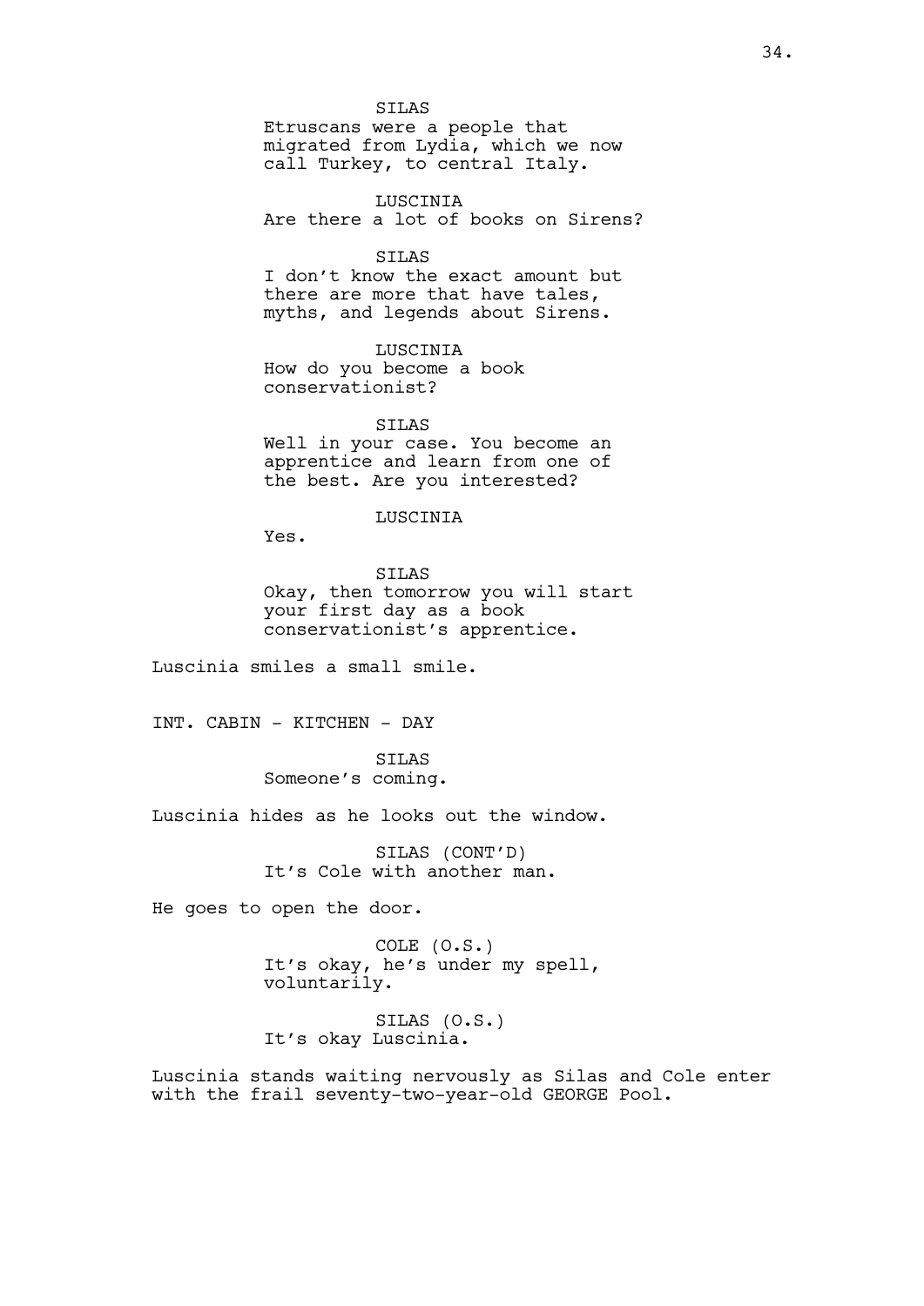SILAS

Etruscans were a people that migrated from Lydia, which we now call Turkey, to central Italy.

LUSCINIA

Are there a lot of books on Sirens?

SILAS

I don't know the exact amount but there are more that have tales, myths, and legends about Sirens.

LUSCINIA

How do you become a book conservationist?

SILAS

Well in your case. You become an apprentice and learn from one of the best. Are you interested?

LUSCINIA

Yes.

SILAS

Okay, then tomorrow you will start your first day as a book conservationist's apprentice.

Luscinia smiles a small smile.

INT. CABIN - KITCHEN - DAY

SILAS

Someone's coming.

Luscinia hides as he looks out the window.

SILAS (CONT'D)

It's Cole with another man.

He goes to open the door.

COLE (O.S.)

It's okay, he's under my spell, voluntarily.

SILAS (O.S.)

It's okay Luscinia.

Luscinia stands waiting nervously as Silas and Cole enter with the frail seventy-two-year-old GEORGE Pool.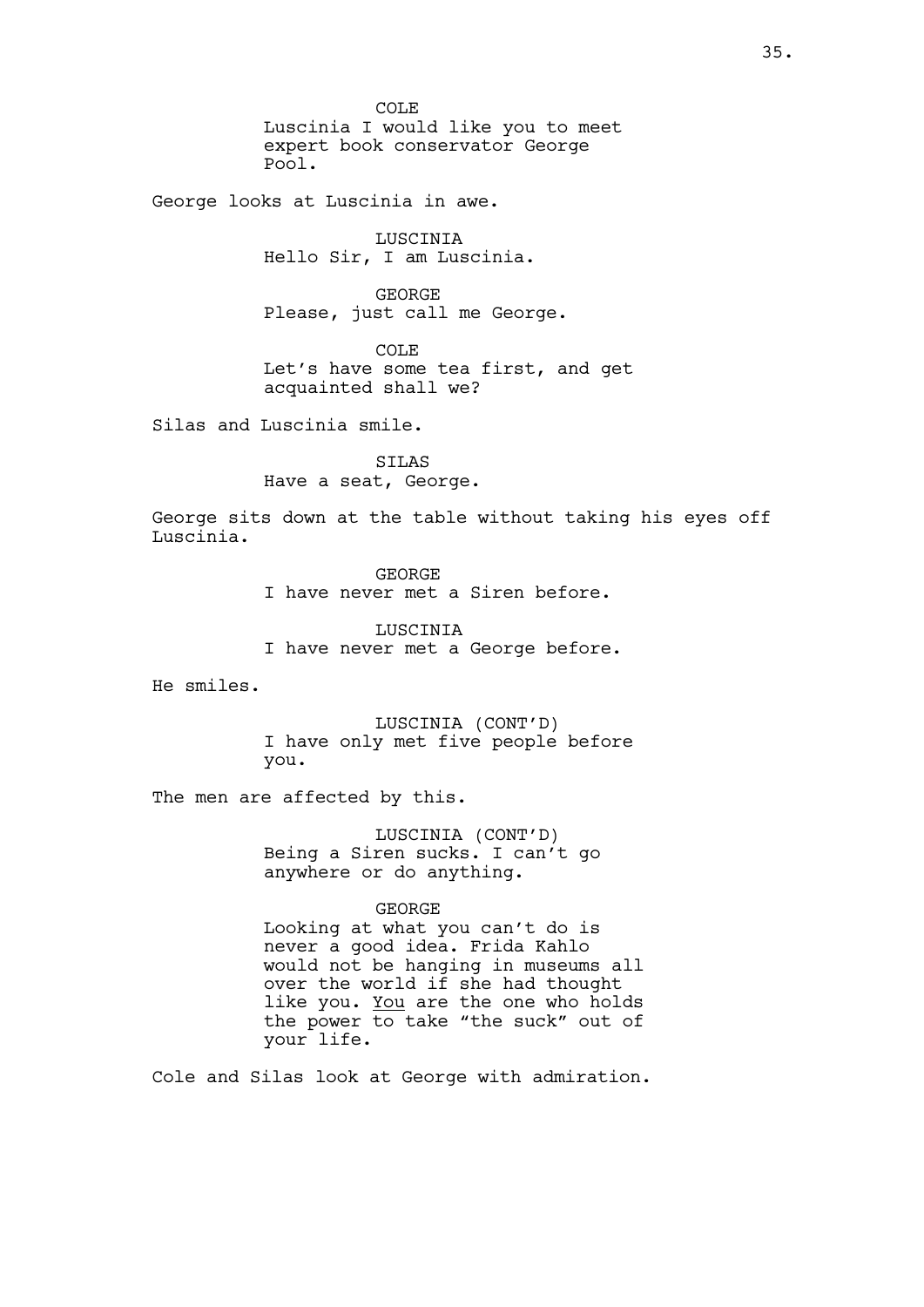COLE
Luscinia I would like you to meet expert book conservator George Pool.

George looks at Luscinia in awe.

LUSCINIA
Hello Sir, I am Luscinia.

GEORGE
Please, just call me George.

COLE
Let's have some tea first, and get acquainted shall we?

Silas and Luscinia smile.

SILAS
Have a seat, George.

George sits down at the table without taking his eyes off Luscinia.

GEORGE
I have never met a Siren before.

LUSCINIA
I have never met a George before.

He smiles.

LUSCINIA (CONT'D)
I have only met five people before you.

The men are affected by this.

LUSCINIA (CONT'D)
Being a Siren sucks. I can't go anywhere or do anything.

GEORGE
Looking at what you can't do is never a good idea. Frida Kahlo would not be hanging in museums all over the world if she had thought like you. <u>You</u> are the one who holds the power to take "the suck" out of your life.

Cole and Silas look at George with admiration.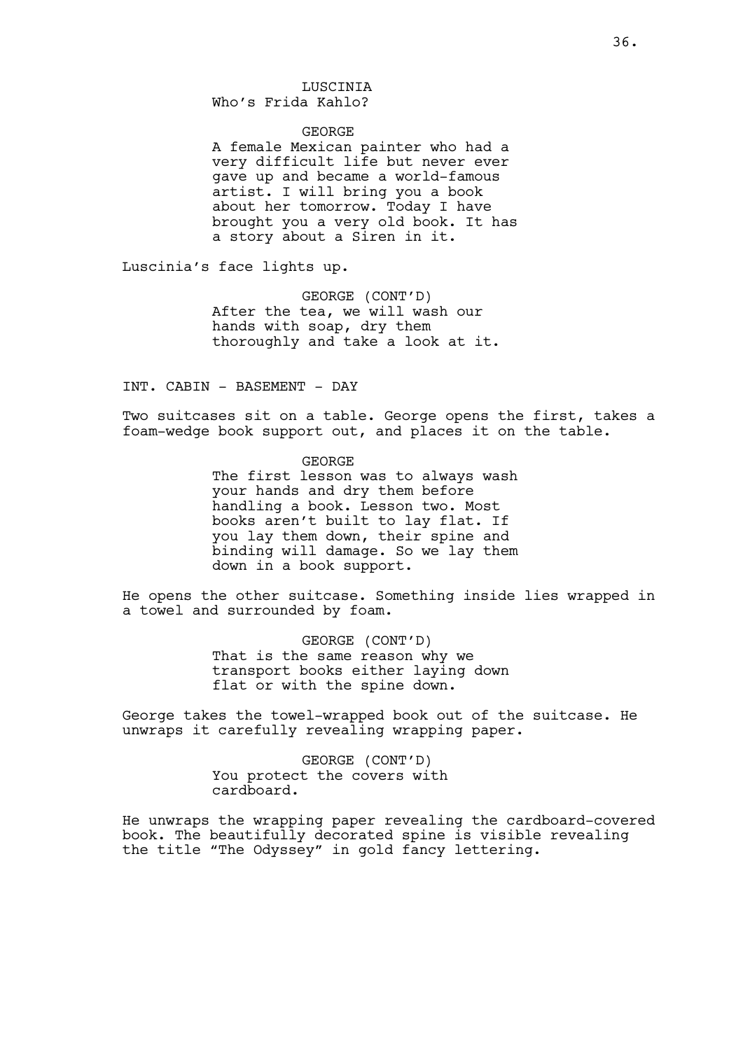LUSCINIA
Who's Frida Kahlo?

GEORGE
A female Mexican painter who had a very difficult life but never ever gave up and became a world-famous artist. I will bring you a book about her tomorrow. Today I have brought you a very old book. It has a story about a Siren in it.

Luscinia's face lights up.

GEORGE (CONT'D)
After the tea, we will wash our hands with soap, dry them thoroughly and take a look at it.

INT. CABIN - BASEMENT - DAY

Two suitcases sit on a table. George opens the first, takes a foam-wedge book support out, and places it on the table.

GEORGE
The first lesson was to always wash your hands and dry them before handling a book. Lesson two. Most books aren't built to lay flat. If you lay them down, their spine and binding will damage. So we lay them down in a book support.

He opens the other suitcase. Something inside lies wrapped in a towel and surrounded by foam.

GEORGE (CONT'D)
That is the same reason why we transport books either laying down flat or with the spine down.

George takes the towel-wrapped book out of the suitcase. He unwraps it carefully revealing wrapping paper.

GEORGE (CONT'D)
You protect the covers with cardboard.

He unwraps the wrapping paper revealing the cardboard-covered book. The beautifully decorated spine is visible revealing the title "The Odyssey" in gold fancy lettering.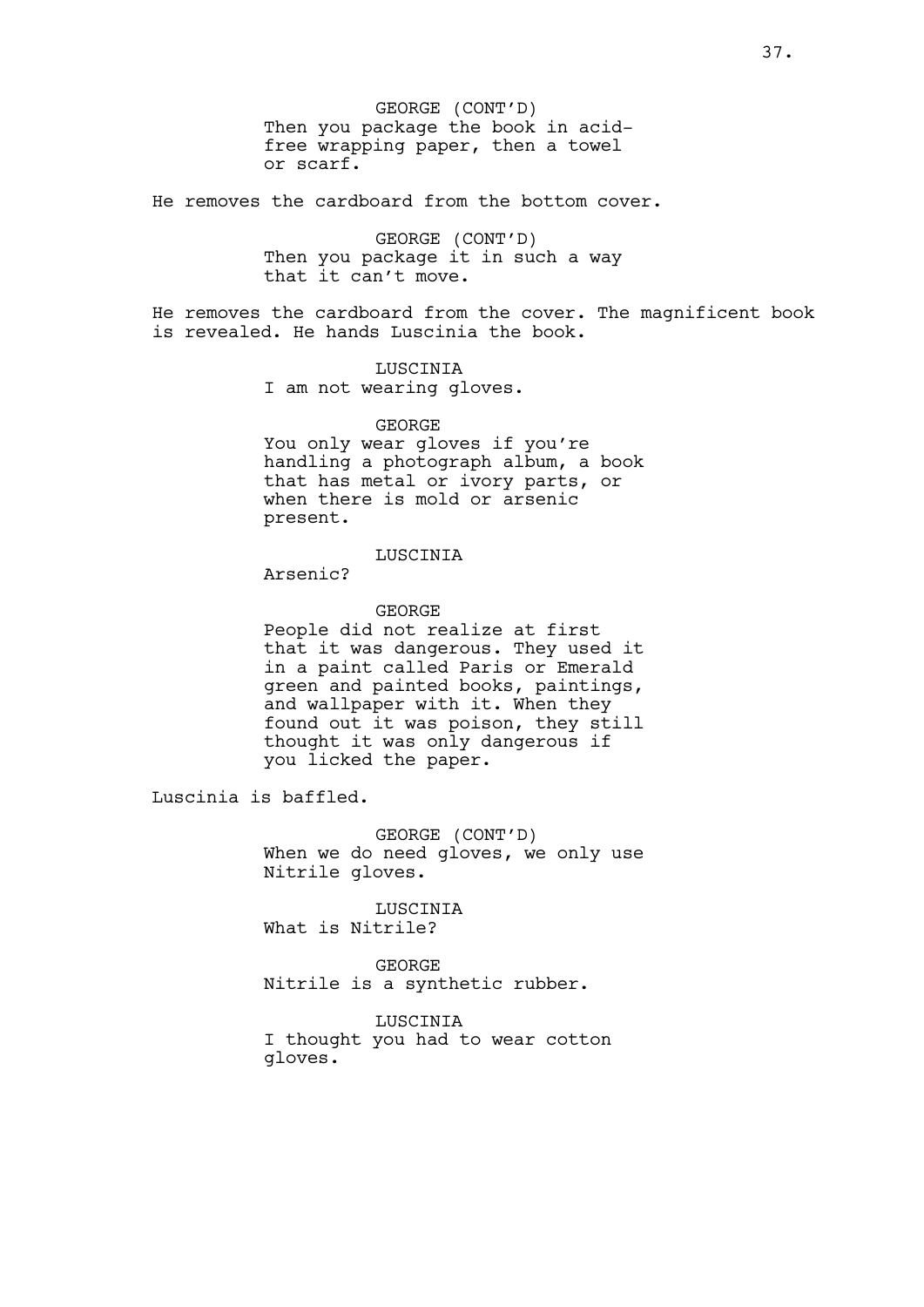GEORGE (CONT'D)
Then you package the book in acid-free wrapping paper, then a towel or scarf.

He removes the cardboard from the bottom cover.

GEORGE (CONT'D)
Then you package it in such a way that it can't move.

He removes the cardboard from the cover. The magnificent book is revealed. He hands Luscinia the book.

LUSCINIA
I am not wearing gloves.

GEORGE
You only wear gloves if you're handling a photograph album, a book that has metal or ivory parts, or when there is mold or arsenic present.

LUSCINIA
Arsenic?

GEORGE
People did not realize at first that it was dangerous. They used it in a paint called Paris or Emerald green and painted books, paintings, and wallpaper with it. When they found out it was poison, they still thought it was only dangerous if you licked the paper.

Luscinia is baffled.

GEORGE (CONT'D)
When we do need gloves, we only use Nitrile gloves.

LUSCINIA
What is Nitrile?

GEORGE
Nitrile is a synthetic rubber.

LUSCINIA
I thought you had to wear cotton gloves.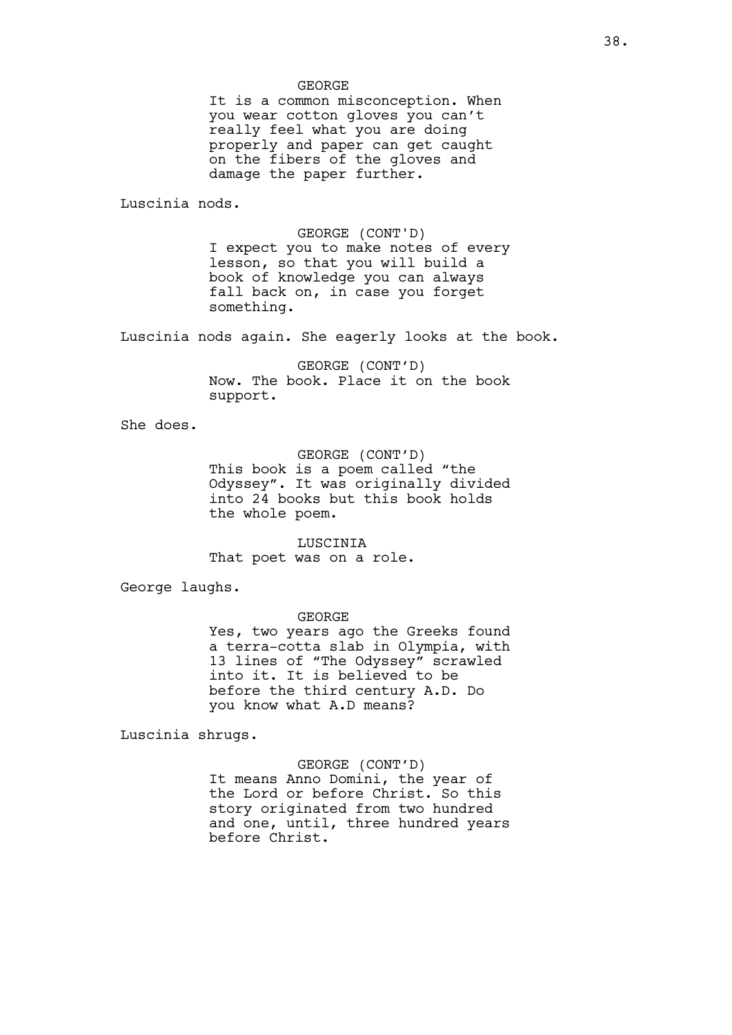GEORGE

It is a common misconception. When you wear cotton gloves you can't really feel what you are doing properly and paper can get caught on the fibers of the gloves and damage the paper further.

Luscinia nods.

GEORGE (CONT'D)

I expect you to make notes of every lesson, so that you will build a book of knowledge you can always fall back on, in case you forget something.

Luscinia nods again. She eagerly looks at the book.

GEORGE (CONT'D)

Now. The book. Place it on the book support.

She does.

GEORGE (CONT'D)

This book is a poem called "the Odyssey". It was originally divided into 24 books but this book holds the whole poem.

LUSCINIA

That poet was on a role.

George laughs.

GEORGE

Yes, two years ago the Greeks found a terra-cotta slab in Olympia, with 13 lines of "The Odyssey" scrawled into it. It is believed to be before the third century A.D. Do you know what A.D means?

Luscinia shrugs.

GEORGE (CONT'D)

It means Anno Domini, the year of the Lord or before Christ. So this story originated from two hundred and one, until, three hundred years before Christ.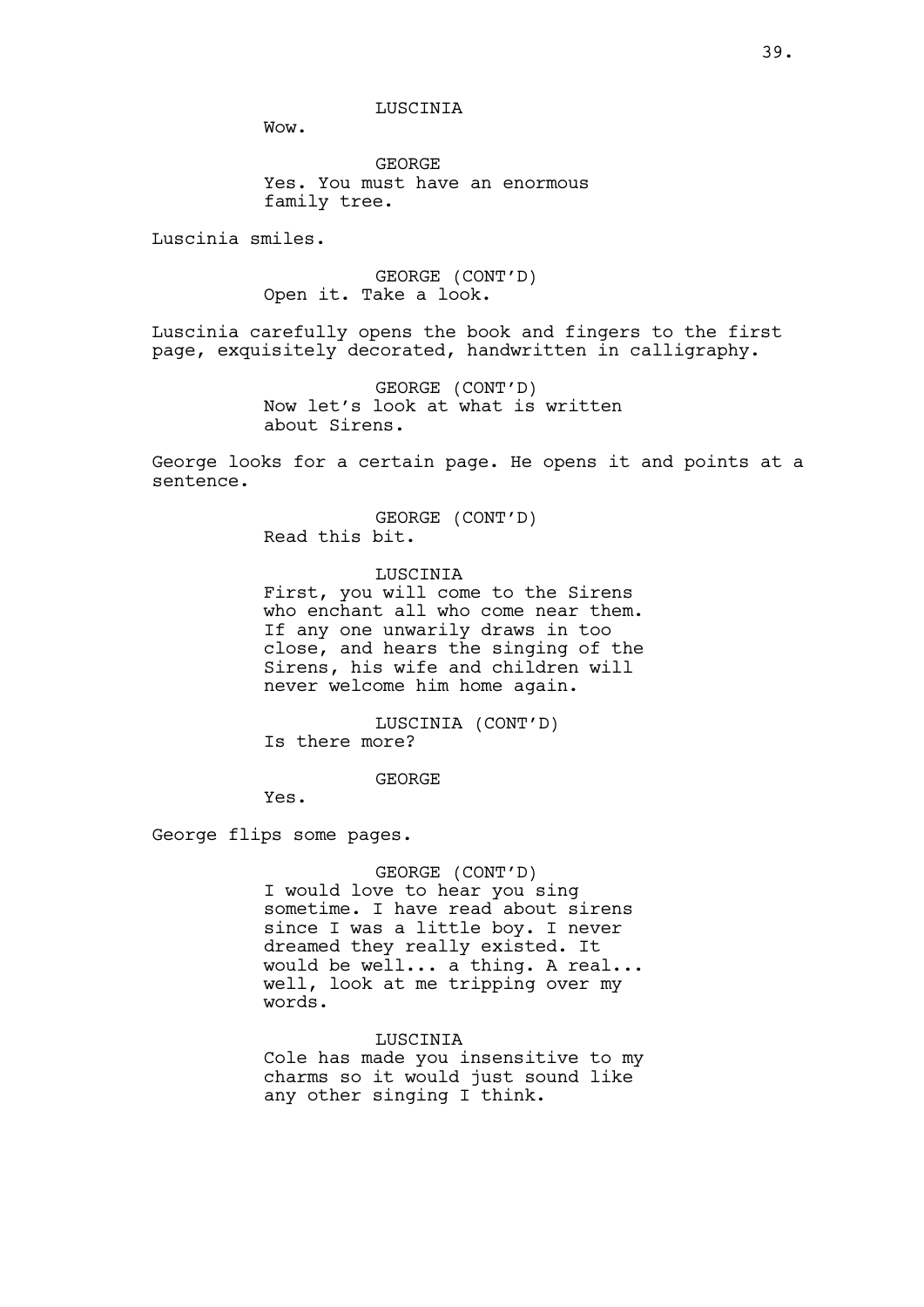LUSCINIA

Wow.

GEORGE

Yes. You must have an enormous family tree.

Luscinia smiles.

GEORGE (CONT'D)

Open it. Take a look.

Luscinia carefully opens the book and fingers to the first page, exquisitely decorated, handwritten in calligraphy.

GEORGE (CONT'D)

Now let's look at what is written about Sirens.

George looks for a certain page. He opens it and points at a sentence.

GEORGE (CONT'D)

Read this bit.

LUSCINIA

First, you will come to the Sirens who enchant all who come near them. If any one unwarily draws in too close, and hears the singing of the Sirens, his wife and children will never welcome him home again.

LUSCINIA (CONT'D)

Is there more?

GEORGE

Yes.

George flips some pages.

GEORGE (CONT'D)

I would love to hear you sing sometime. I have read about sirens since I was a little boy. I never dreamed they really existed. It would be well... a thing. A real... well, look at me tripping over my words.

LUSCINIA

Cole has made you insensitive to my charms so it would just sound like any other singing I think.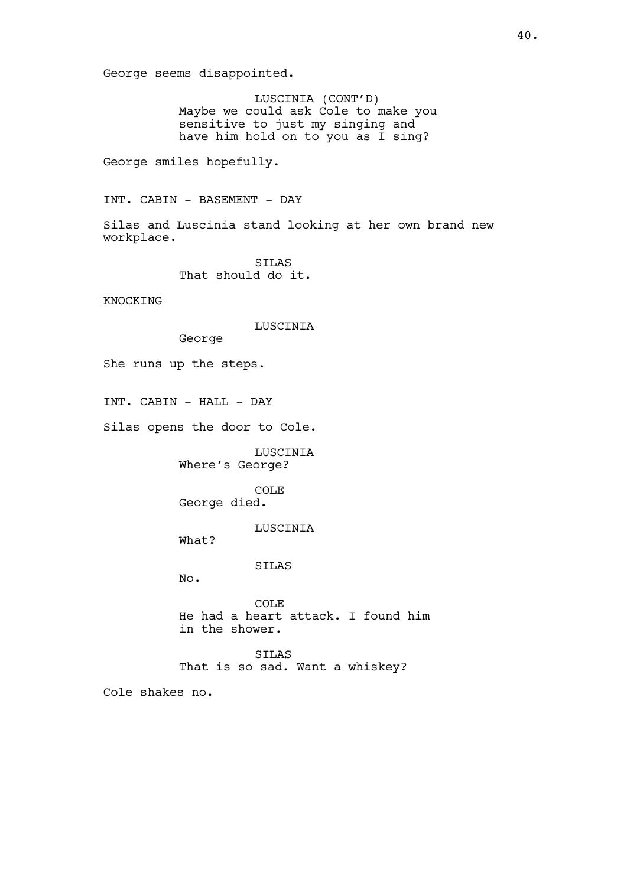George seems disappointed.

LUSCINIA (CONT'D)
Maybe we could ask Cole to make you sensitive to just my singing and have him hold on to you as I sing?

George smiles hopefully.

INT. CABIN - BASEMENT - DAY

Silas and Luscinia stand looking at her own brand new workplace.

SILAS
That should do it.

KNOCKING

LUSCINIA
George

She runs up the steps.

INT. CABIN - HALL - DAY

Silas opens the door to Cole.

LUSCINIA
Where's George?

COLE
George died.

LUSCINIA
What?

SILAS
No.

COLE
He had a heart attack. I found him in the shower.

SILAS
That is so sad. Want a whiskey?

Cole shakes no.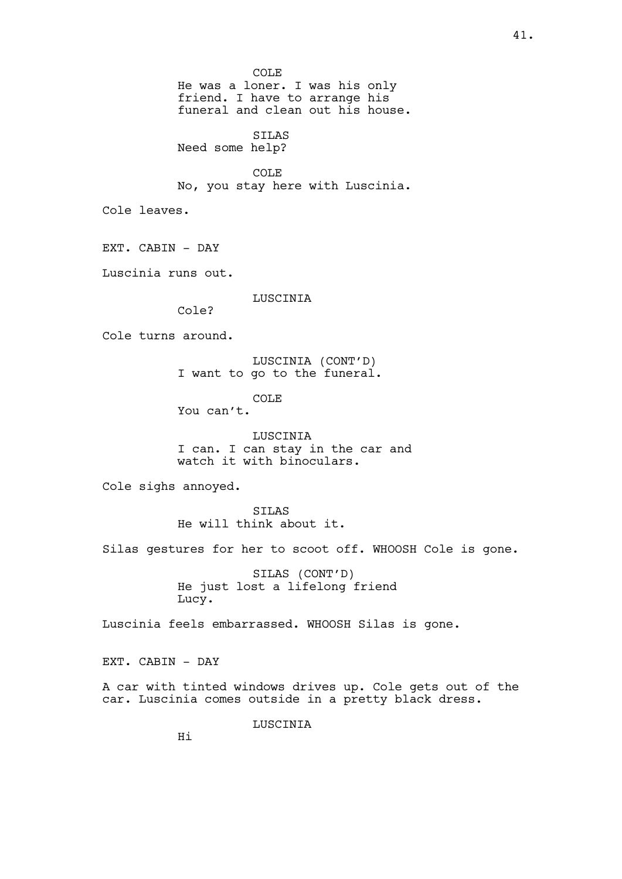COLE

He was a loner. I was his only friend. I have to arrange his funeral and clean out his house.

SILAS

Need some help?

COLE

No, you stay here with Luscinia.

Cole leaves.

EXT. CABIN - DAY

Luscinia runs out.

LUSCINIA

Cole?

Cole turns around.

LUSCINIA (CONT'D)

I want to go to the funeral.

COLE

You can't.

LUSCINIA

I can. I can stay in the car and watch it with binoculars.

Cole sighs annoyed.

SILAS

He will think about it.

Silas gestures for her to scoot off. WHOOSH Cole is gone.

SILAS (CONT'D)

He just lost a lifelong friend Lucy.

Luscinia feels embarrassed. WHOOSH Silas is gone.

EXT. CABIN - DAY

A car with tinted windows drives up. Cole gets out of the car. Luscinia comes outside in a pretty black dress.

LUSCINIA

Hi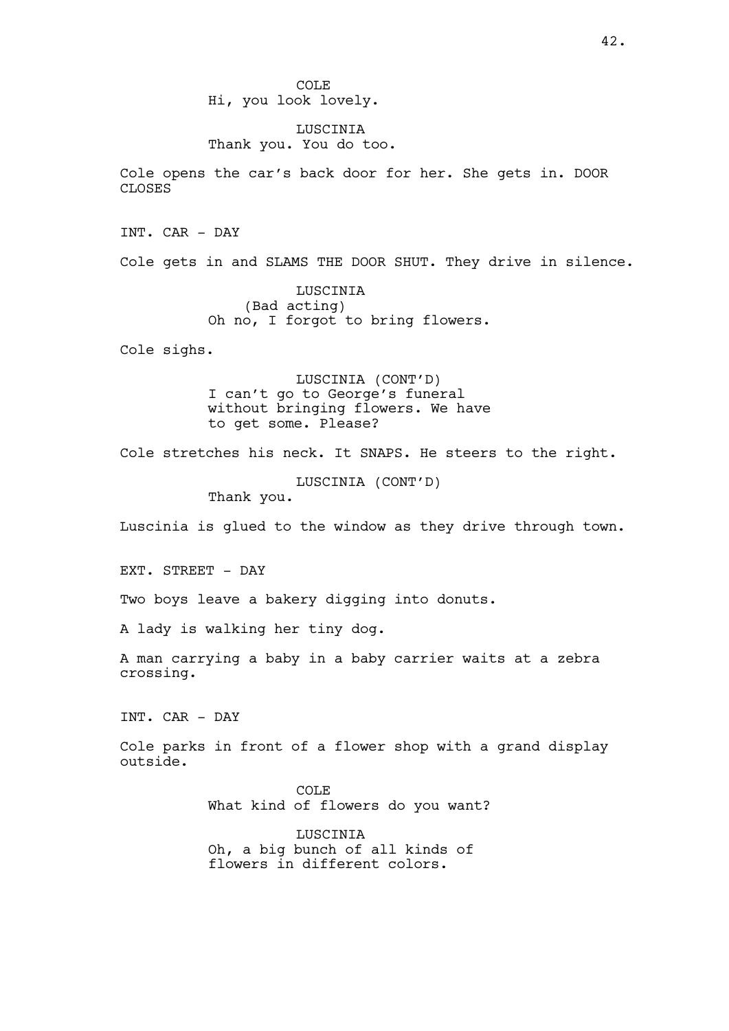COLE
Hi, you look lovely.

LUSCINIA
Thank you. You do too.

Cole opens the car's back door for her. She gets in. DOOR CLOSES

INT. CAR - DAY

Cole gets in and SLAMS THE DOOR SHUT. They drive in silence.

LUSCINIA
(Bad acting)
Oh no, I forgot to bring flowers.

Cole sighs.

LUSCINIA (CONT'D)
I can't go to George's funeral without bringing flowers. We have to get some. Please?

Cole stretches his neck. It SNAPS. He steers to the right.

LUSCINIA (CONT'D)
Thank you.

Luscinia is glued to the window as they drive through town.

EXT. STREET - DAY

Two boys leave a bakery digging into donuts.

A lady is walking her tiny dog.

A man carrying a baby in a baby carrier waits at a zebra crossing.

INT. CAR - DAY

Cole parks in front of a flower shop with a grand display outside.

COLE
What kind of flowers do you want?

LUSCINIA
Oh, a big bunch of all kinds of flowers in different colors.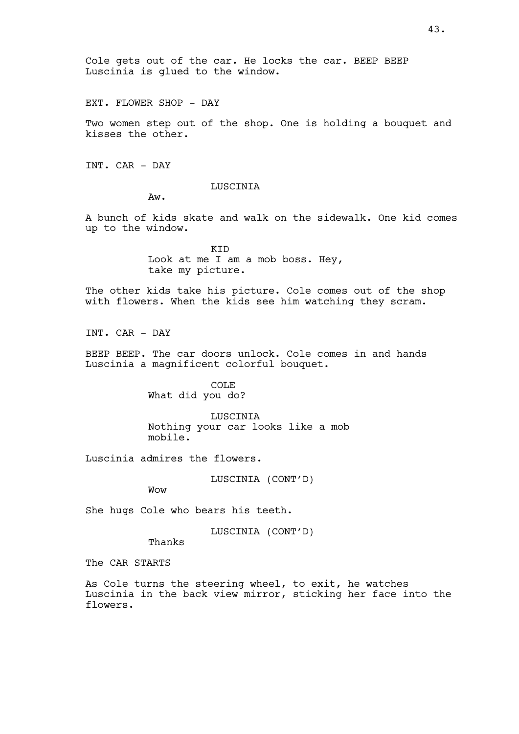Cole gets out of the car. He locks the car. BEEP BEEP
Luscinia is glued to the window.

EXT. FLOWER SHOP - DAY

Two women step out of the shop. One is holding a bouquet and kisses the other.

INT. CAR - DAY

LUSCINIA
Aw.

A bunch of kids skate and walk on the sidewalk. One kid comes up to the window.

KID
Look at me I am a mob boss. Hey, take my picture.

The other kids take his picture. Cole comes out of the shop with flowers. When the kids see him watching they scram.

INT. CAR - DAY

BEEP BEEP. The car doors unlock. Cole comes in and hands Luscinia a magnificent colorful bouquet.

COLE
What did you do?

LUSCINIA
Nothing your car looks like a mob mobile.

Luscinia admires the flowers.

LUSCINIA (CONT'D)
Wow

She hugs Cole who bears his teeth.

LUSCINIA (CONT'D)
Thanks

The CAR STARTS

As Cole turns the steering wheel, to exit, he watches Luscinia in the back view mirror, sticking her face into the flowers.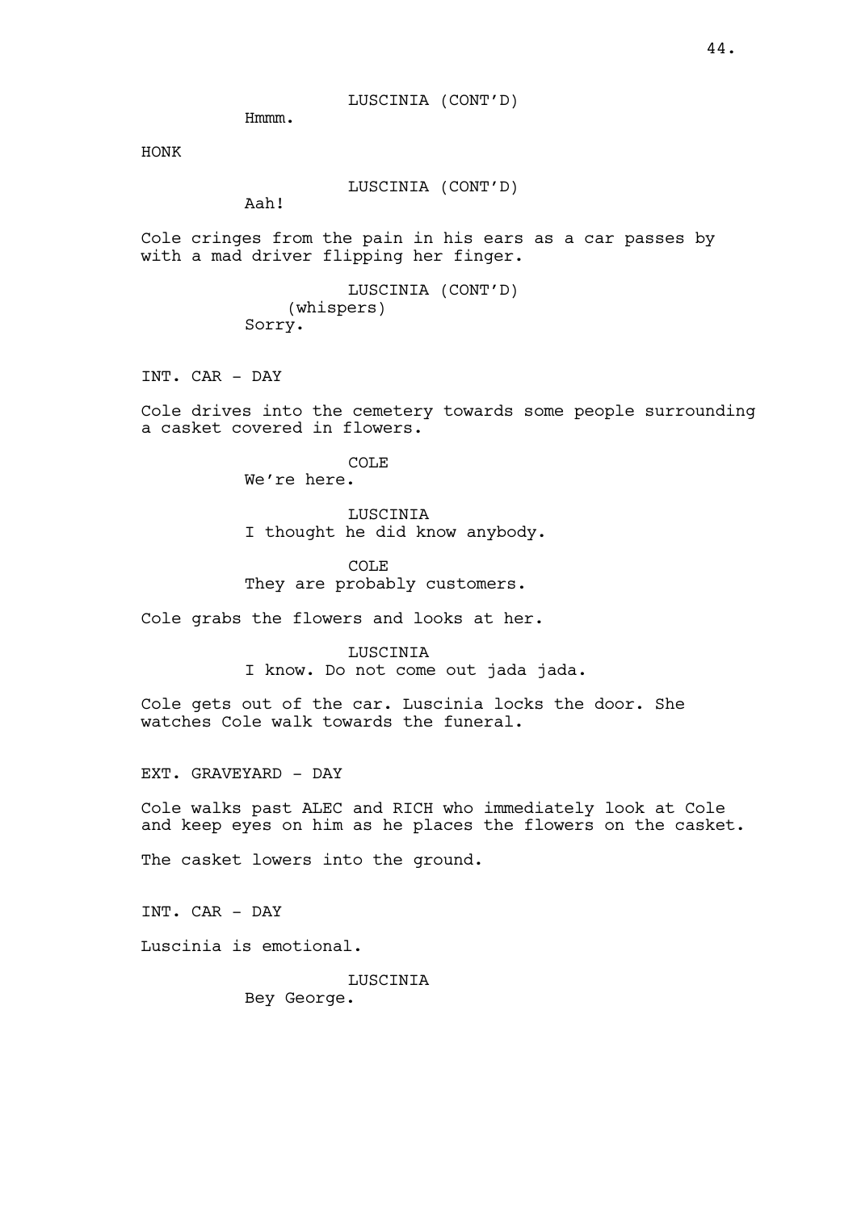LUSCINIA (CONT'D)
Hmmm.

HONK

LUSCINIA (CONT'D)
Aah!

Cole cringes from the pain in his ears as a car passes by with a mad driver flipping her finger.

LUSCINIA (CONT'D)
(whispers)
Sorry.

INT. CAR - DAY

Cole drives into the cemetery towards some people surrounding a casket covered in flowers.

COLE
We're here.

LUSCINIA
I thought he did know anybody.

COLE
They are probably customers.

Cole grabs the flowers and looks at her.

LUSCINIA
I know. Do not come out jada jada.

Cole gets out of the car. Luscinia locks the door. She watches Cole walk towards the funeral.

EXT. GRAVEYARD - DAY

Cole walks past ALEC and RICH who immediately look at Cole and keep eyes on him as he places the flowers on the casket.

The casket lowers into the ground.

INT. CAR - DAY

Luscinia is emotional.

LUSCINIA
Bey George.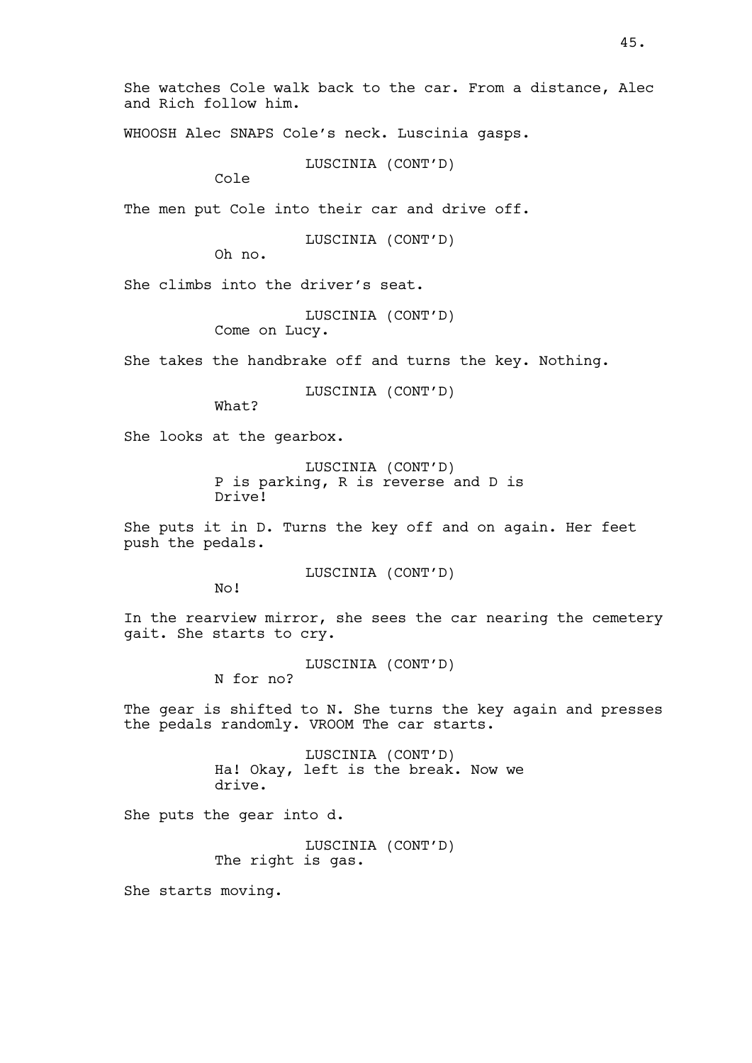She watches Cole walk back to the car. From a distance, Alec and Rich follow him.

WHOOSH Alec SNAPS Cole's neck. Luscinia gasps.

LUSCINIA (CONT'D)
Cole

The men put Cole into their car and drive off.

LUSCINIA (CONT'D)
Oh no.

She climbs into the driver's seat.

LUSCINIA (CONT'D)
Come on Lucy.

She takes the handbrake off and turns the key. Nothing.

LUSCINIA (CONT'D)
What?

She looks at the gearbox.

LUSCINIA (CONT'D)
P is parking, R is reverse and D is Drive!

She puts it in D. Turns the key off and on again. Her feet push the pedals.

LUSCINIA (CONT'D)
No!

In the rearview mirror, she sees the car nearing the cemetery gait. She starts to cry.

LUSCINIA (CONT'D)
N for no?

The gear is shifted to N. She turns the key again and presses the pedals randomly. VROOM The car starts.

LUSCINIA (CONT'D)
Ha! Okay, left is the break. Now we drive.

She puts the gear into d.

LUSCINIA (CONT'D)
The right is gas.

She starts moving.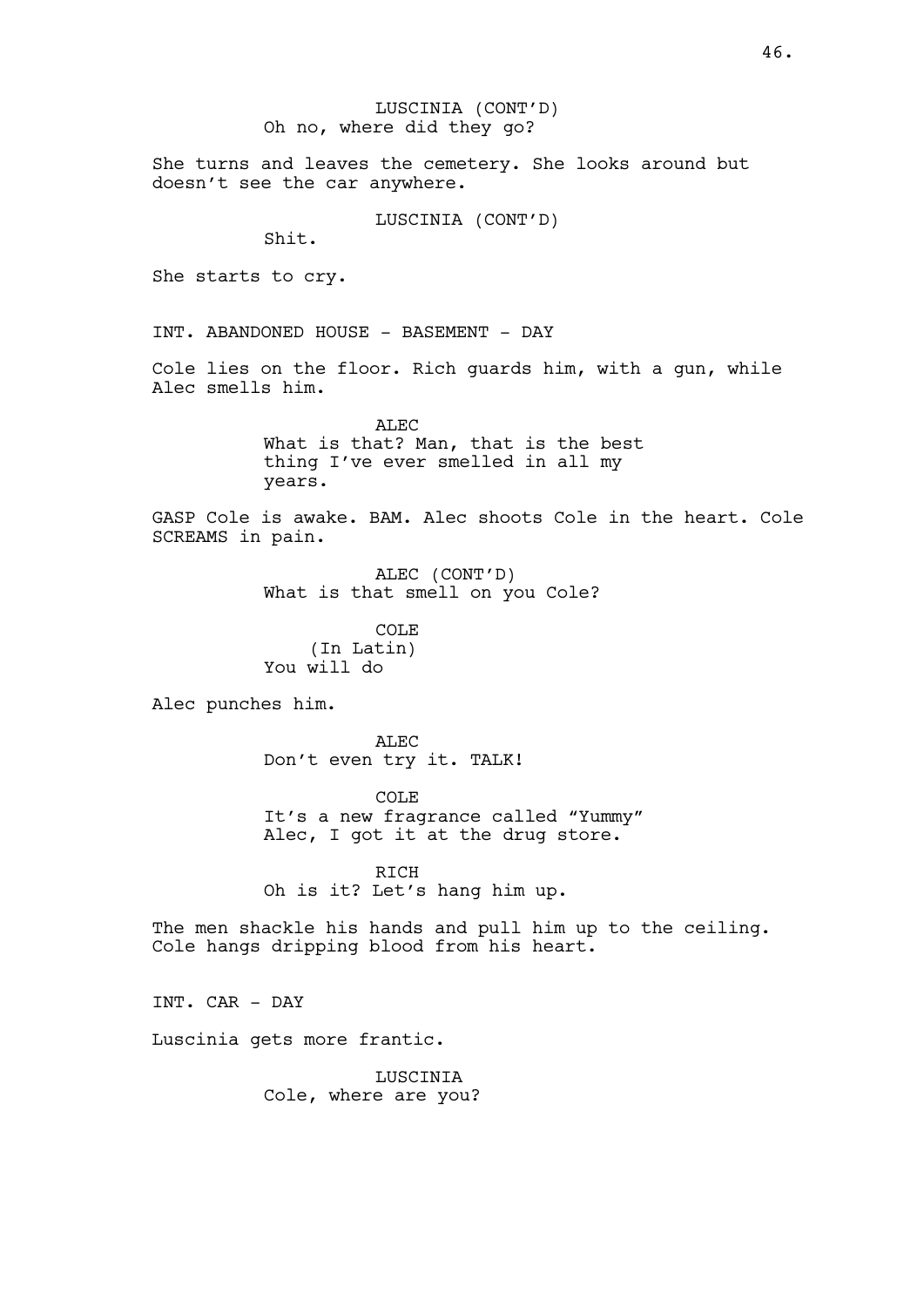LUSCINIA (CONT'D)
Oh no, where did they go?

She turns and leaves the cemetery. She looks around but doesn't see the car anywhere.

LUSCINIA (CONT'D)
Shit.

She starts to cry.

INT. ABANDONED HOUSE - BASEMENT - DAY

Cole lies on the floor. Rich guards him, with a gun, while Alec smells him.

ALEC
What is that? Man, that is the best thing I've ever smelled in all my years.

GASP Cole is awake. BAM. Alec shoots Cole in the heart. Cole SCREAMS in pain.

ALEC (CONT'D)
What is that smell on you Cole?

COLE
(In Latin)
You will do

Alec punches him.

ALEC
Don't even try it. TALK!

COLE
It's a new fragrance called "Yummy" Alec, I got it at the drug store.

RICH
Oh is it? Let's hang him up.

The men shackle his hands and pull him up to the ceiling. Cole hangs dripping blood from his heart.

INT. CAR - DAY

Luscinia gets more frantic.

LUSCINIA
Cole, where are you?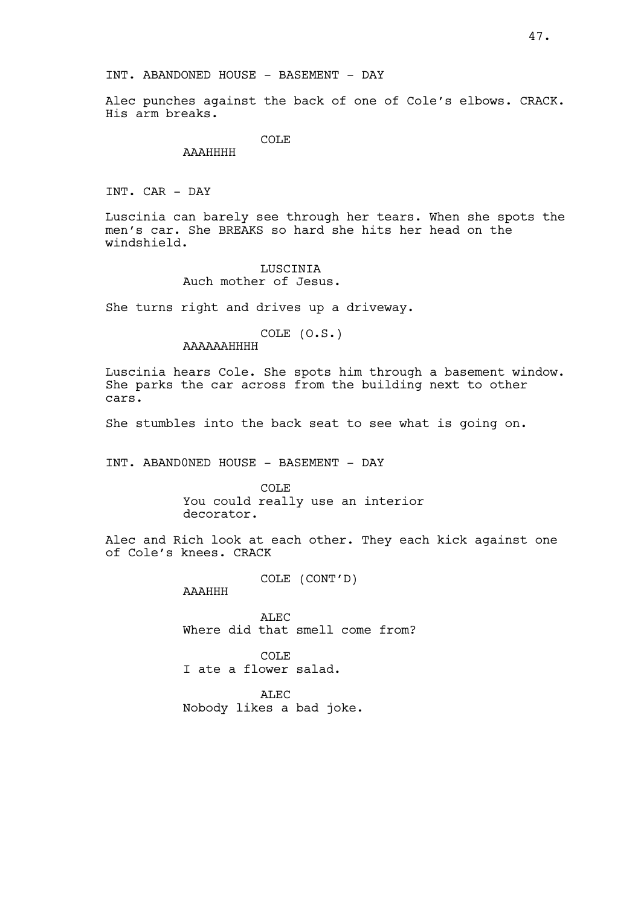INT. ABANDONED HOUSE - BASEMENT - DAY

Alec punches against the back of one of Cole's elbows. CRACK. His arm breaks.

COLE
AAAHHHH

INT. CAR - DAY

Luscinia can barely see through her tears. When she spots the men's car. She BREAKS so hard she hits her head on the windshield.

LUSCINIA
Auch mother of Jesus.

She turns right and drives up a driveway.

COLE (O.S.)
AAAAAAHHHH

Luscinia hears Cole. She spots him through a basement window. She parks the car across from the building next to other cars.

She stumbles into the back seat to see what is going on.

INT. ABAND0NED HOUSE - BASEMENT - DAY

COLE
You could really use an interior decorator.

Alec and Rich look at each other. They each kick against one of Cole's knees. CRACK

COLE (CONT'D)
AAAHHH

ALEC
Where did that smell come from?

COLE
I ate a flower salad.

ALEC
Nobody likes a bad joke.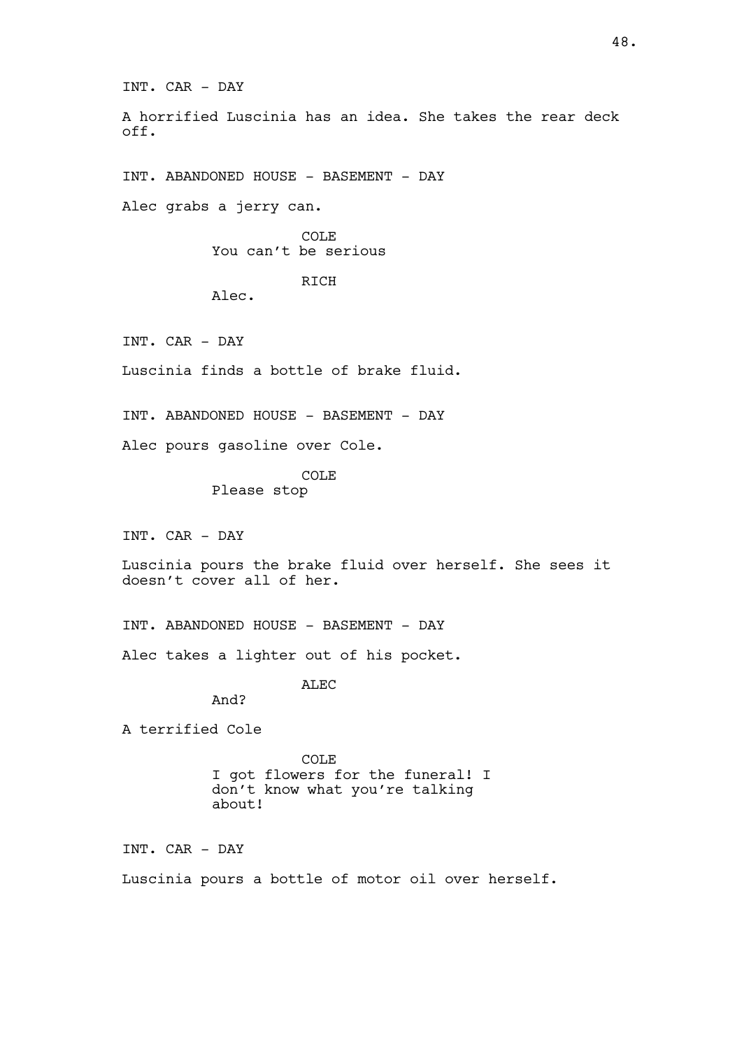INT. CAR - DAY

A horrified Luscinia has an idea. She takes the rear deck off.

INT. ABANDONED HOUSE - BASEMENT - DAY

Alec grabs a jerry can.

COLE
You can't be serious

RICH
Alec.

INT. CAR - DAY

Luscinia finds a bottle of brake fluid.

INT. ABANDONED HOUSE - BASEMENT - DAY

Alec pours gasoline over Cole.

COLE
Please stop

INT. CAR - DAY

Luscinia pours the brake fluid over herself. She sees it doesn't cover all of her.

INT. ABANDONED HOUSE - BASEMENT - DAY

Alec takes a lighter out of his pocket.

ALEC
And?

A terrified Cole

COLE
I got flowers for the funeral! I don't know what you're talking about!

INT. CAR - DAY

Luscinia pours a bottle of motor oil over herself.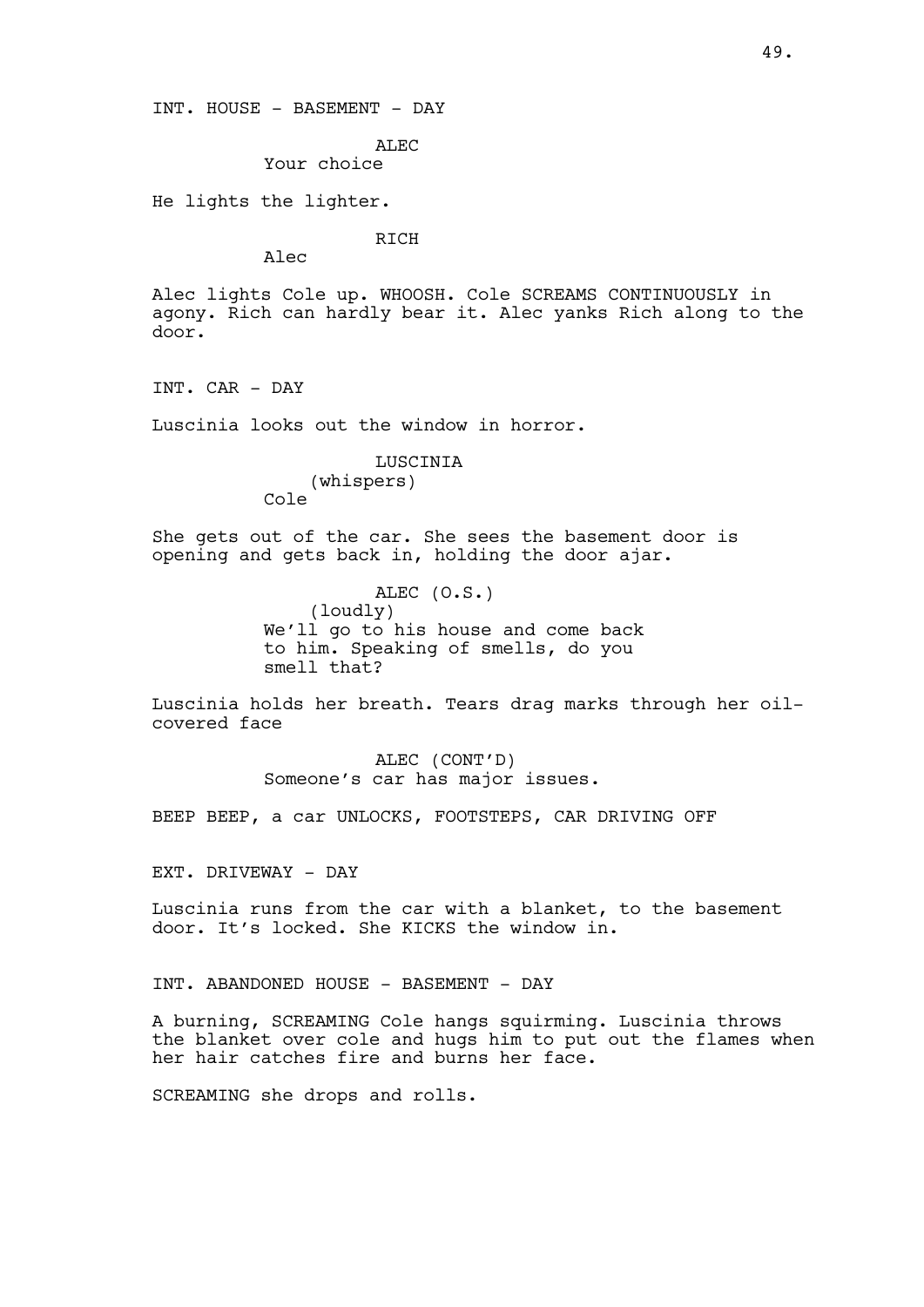INT. HOUSE - BASEMENT - DAY

ALEC
Your choice

He lights the lighter.

RICH
Alec

Alec lights Cole up. WHOOSH. Cole SCREAMS CONTINUOUSLY in agony. Rich can hardly bear it. Alec yanks Rich along to the door.

INT. CAR - DAY

Luscinia looks out the window in horror.

LUSCINIA
(whispers)
Cole

She gets out of the car. She sees the basement door is opening and gets back in, holding the door ajar.

ALEC (O.S.)
(loudly)
We'll go to his house and come back to him. Speaking of smells, do you smell that?

Luscinia holds her breath. Tears drag marks through her oil-covered face

ALEC (CONT'D)
Someone's car has major issues.

BEEP BEEP, a car UNLOCKS, FOOTSTEPS, CAR DRIVING OFF

EXT. DRIVEWAY - DAY

Luscinia runs from the car with a blanket, to the basement door. It's locked. She KICKS the window in.

INT. ABANDONED HOUSE - BASEMENT - DAY

A burning, SCREAMING Cole hangs squirming. Luscinia throws the blanket over cole and hugs him to put out the flames when her hair catches fire and burns her face.

SCREAMING she drops and rolls.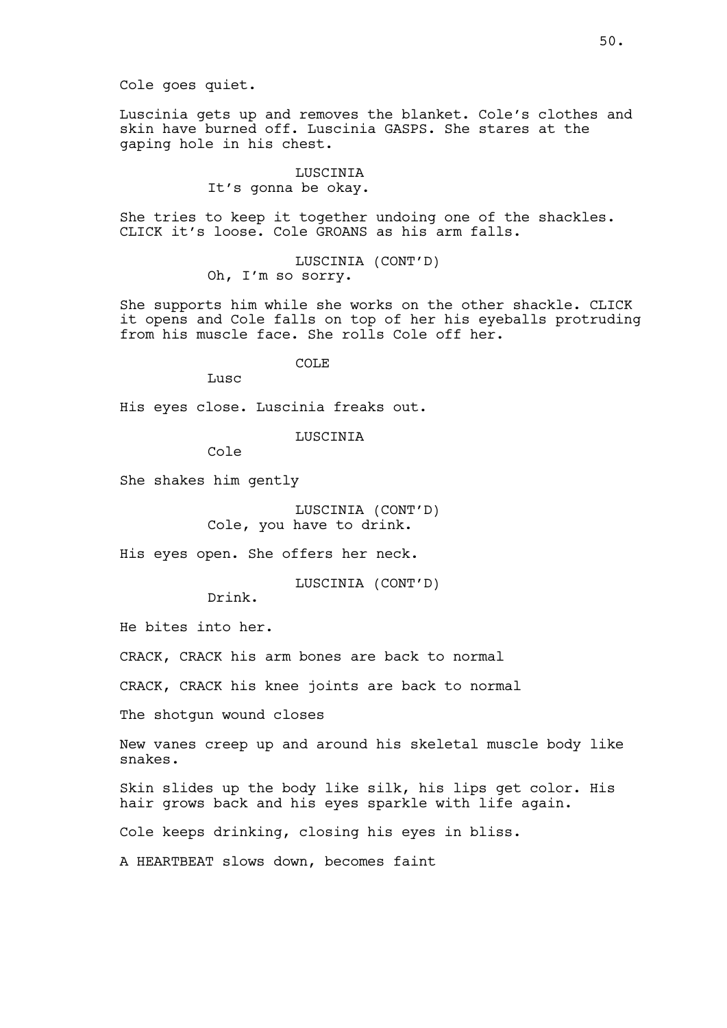Cole goes quiet.

Luscinia gets up and removes the blanket. Cole's clothes and skin have burned off. Luscinia GASPS. She stares at the gaping hole in his chest.

LUSCINIA
It's gonna be okay.

She tries to keep it together undoing one of the shackles. CLICK it's loose. Cole GROANS as his arm falls.

LUSCINIA (CONT'D)
Oh, I'm so sorry.

She supports him while she works on the other shackle. CLICK it opens and Cole falls on top of her his eyeballs protruding from his muscle face. She rolls Cole off her.

COLE
Lusc

His eyes close. Luscinia freaks out.

LUSCINIA
Cole

She shakes him gently

LUSCINIA (CONT'D)
Cole, you have to drink.

His eyes open. She offers her neck.

LUSCINIA (CONT'D)
Drink.

He bites into her.

CRACK, CRACK his arm bones are back to normal

CRACK, CRACK his knee joints are back to normal

The shotgun wound closes

New vanes creep up and around his skeletal muscle body like snakes.

Skin slides up the body like silk, his lips get color. His hair grows back and his eyes sparkle with life again.

Cole keeps drinking, closing his eyes in bliss.

A HEARTBEAT slows down, becomes faint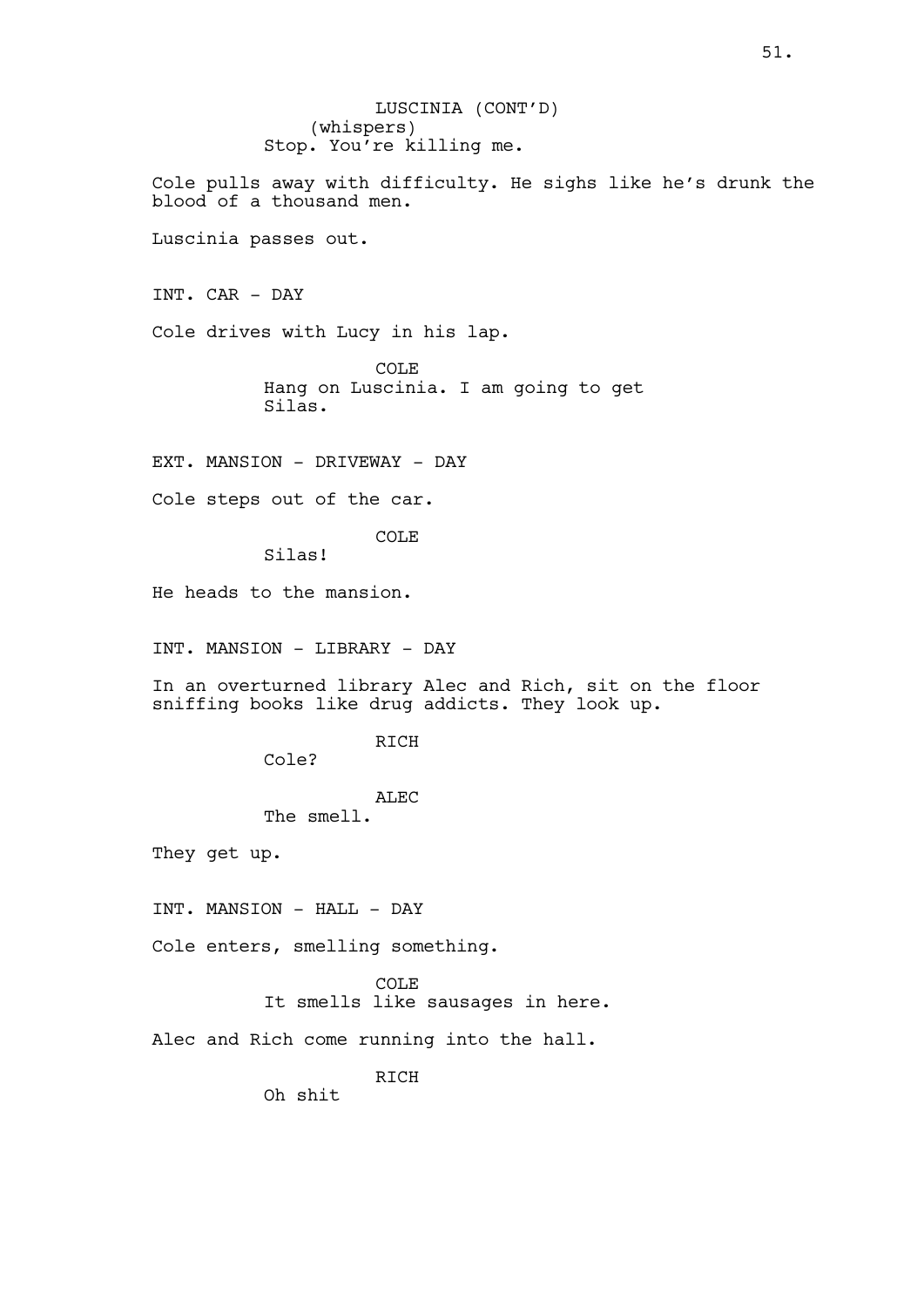LUSCINIA (CONT'D)
(whispers)
Stop. You're killing me.

Cole pulls away with difficulty. He sighs like he's drunk the blood of a thousand men.

Luscinia passes out.

INT. CAR - DAY

Cole drives with Lucy in his lap.

COLE
Hang on Luscinia. I am going to get Silas.

EXT. MANSION - DRIVEWAY - DAY

Cole steps out of the car.

COLE
Silas!

He heads to the mansion.

INT. MANSION - LIBRARY - DAY

In an overturned library Alec and Rich, sit on the floor sniffing books like drug addicts. They look up.

RICH
Cole?

ALEC
The smell.

They get up.

INT. MANSION - HALL - DAY

Cole enters, smelling something.

COLE
It smells like sausages in here.

Alec and Rich come running into the hall.

RICH
Oh shit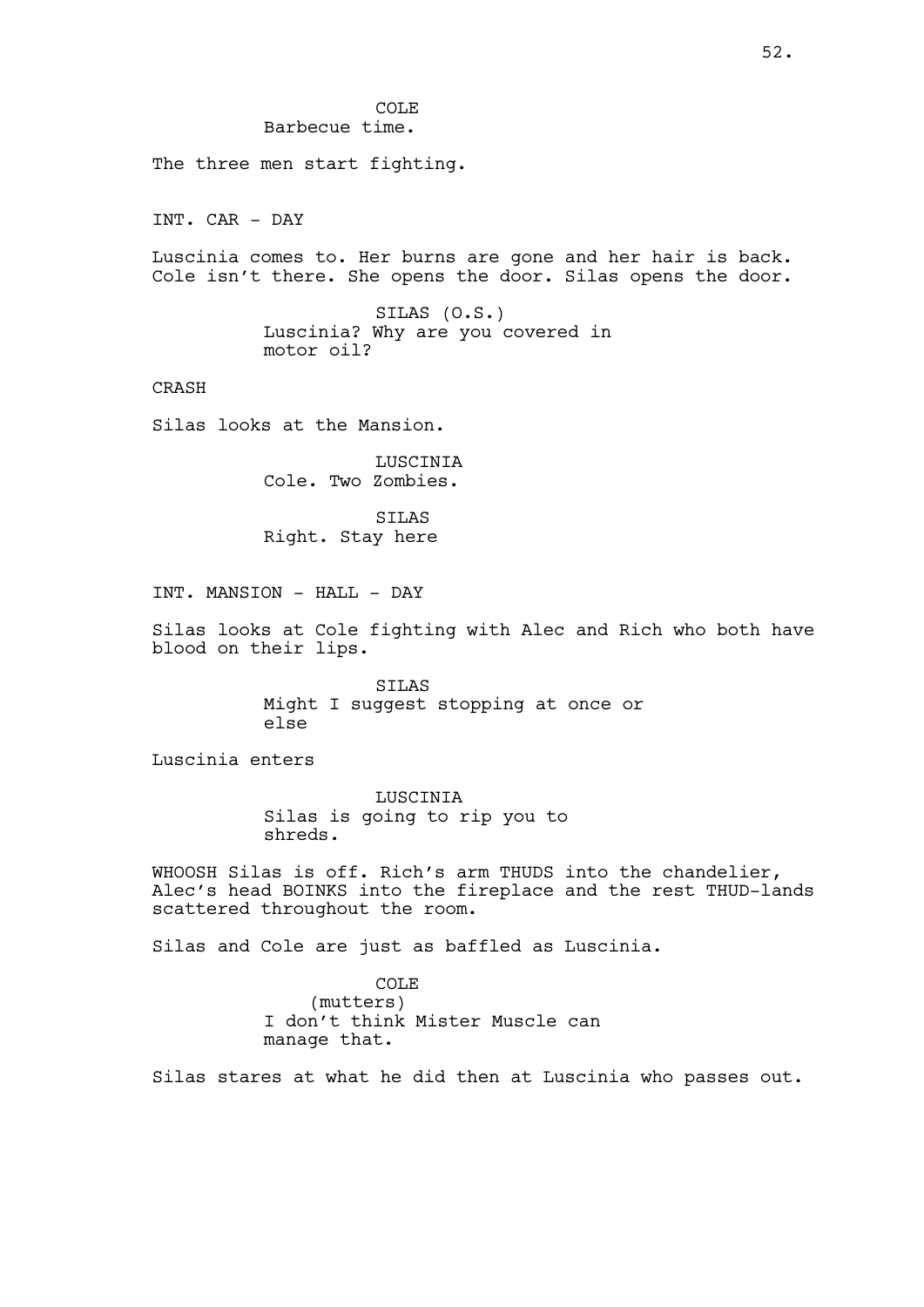COLE
Barbecue time.

The three men start fighting.

INT. CAR - DAY

Luscinia comes to. Her burns are gone and her hair is back. Cole isn't there. She opens the door. Silas opens the door.

SILAS (O.S.)
Luscinia? Why are you covered in motor oil?

CRASH

Silas looks at the Mansion.

LUSCINIA
Cole. Two Zombies.

SILAS
Right. Stay here

INT. MANSION - HALL - DAY

Silas looks at Cole fighting with Alec and Rich who both have blood on their lips.

SILAS
Might I suggest stopping at once or else

Luscinia enters

LUSCINIA
Silas is going to rip you to shreds.

WHOOSH Silas is off. Rich's arm THUDS into the chandelier, Alec's head BOINKS into the fireplace and the rest THUD-lands scattered throughout the room.

Silas and Cole are just as baffled as Luscinia.

COLE
(mutters)
I don't think Mister Muscle can manage that.

Silas stares at what he did then at Luscinia who passes out.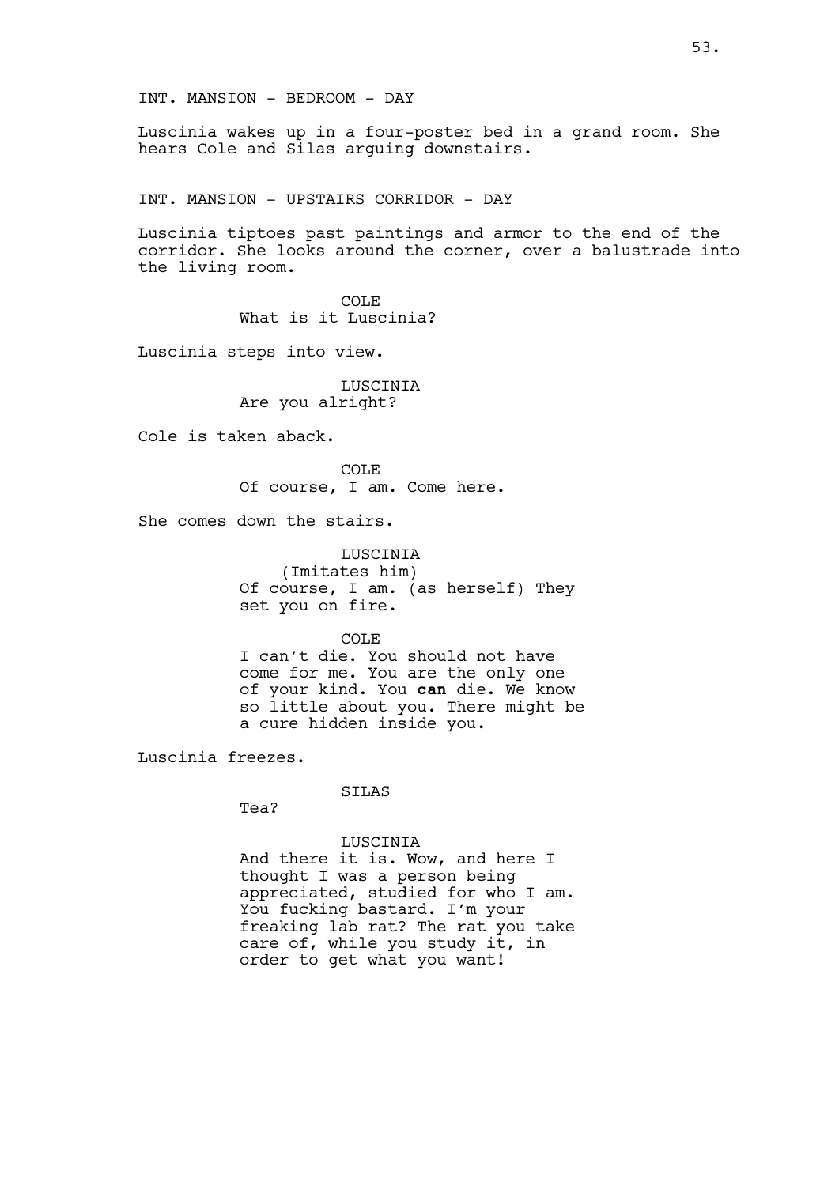INT. MANSION - BEDROOM - DAY

Luscinia wakes up in a four-poster bed in a grand room. She hears Cole and Silas arguing downstairs.

INT. MANSION - UPSTAIRS CORRIDOR - DAY

Luscinia tiptoes past paintings and armor to the end of the corridor. She looks around the corner, over a balustrade into the living room.

COLE
What is it Luscinia?

Luscinia steps into view.

LUSCINIA
Are you alright?

Cole is taken aback.

COLE
Of course, I am. Come here.

She comes down the stairs.

LUSCINIA
(Imitates him)
Of course, I am. (as herself) They set you on fire.

COLE
I can't die. You should not have come for me. You are the only one of your kind. You **can** die. We know so little about you. There might be a cure hidden inside you.

Luscinia freezes.

SILAS
Tea?

LUSCINIA
And there it is. Wow, and here I thought I was a person being appreciated, studied for who I am. You fucking bastard. I'm your freaking lab rat? The rat you take care of, while you study it, in order to get what you want!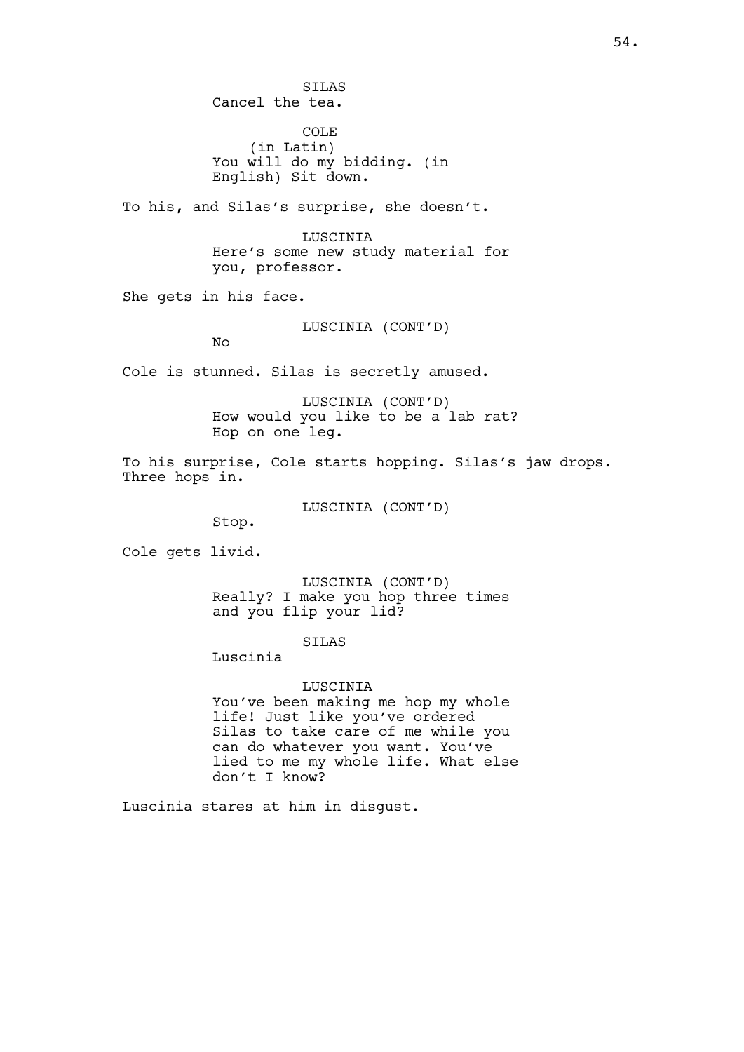SILAS
Cancel the tea.

COLE
(in Latin)
You will do my bidding. (in English) Sit down.

To his, and Silas's surprise, she doesn't.

LUSCINIA
Here's some new study material for you, professor.

She gets in his face.

LUSCINIA (CONT'D)
No

Cole is stunned. Silas is secretly amused.

LUSCINIA (CONT'D)
How would you like to be a lab rat? Hop on one leg.

To his surprise, Cole starts hopping. Silas's jaw drops. Three hops in.

LUSCINIA (CONT'D)
Stop.

Cole gets livid.

LUSCINIA (CONT'D)
Really? I make you hop three times and you flip your lid?

SILAS
Luscinia

LUSCINIA
You've been making me hop my whole life! Just like you've ordered Silas to take care of me while you can do whatever you want. You've lied to me my whole life. What else don't I know?

Luscinia stares at him in disgust.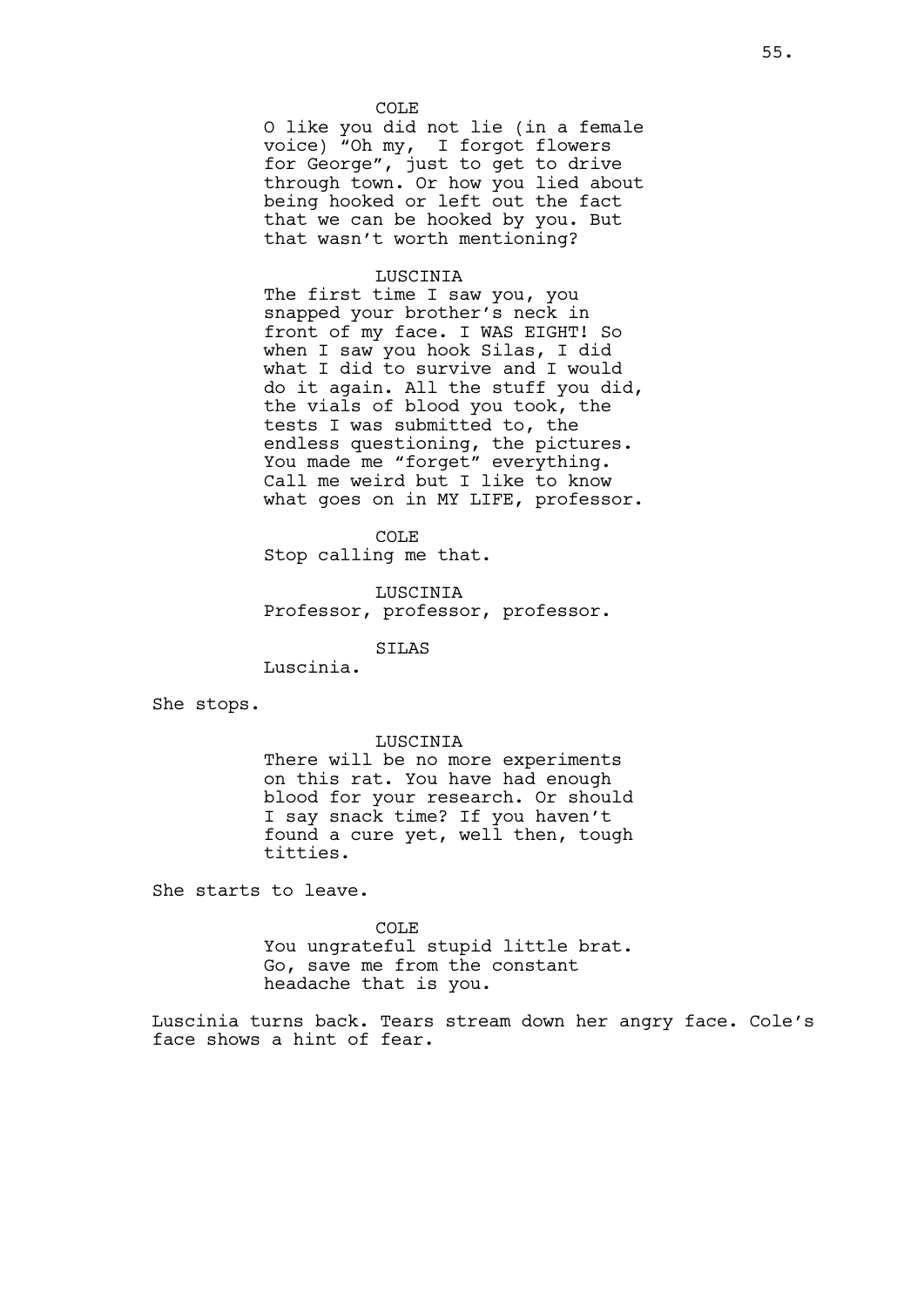COLE

O like you did not lie (in a female voice) "Oh my, I forgot flowers for George", just to get to drive through town. Or how you lied about being hooked or left out the fact that we can be hooked by you. But that wasn't worth mentioning?

LUSCINIA

The first time I saw you, you snapped your brother's neck in front of my face. I WAS EIGHT! So when I saw you hook Silas, I did what I did to survive and I would do it again. All the stuff you did, the vials of blood you took, the tests I was submitted to, the endless questioning, the pictures. You made me "forget" everything. Call me weird but I like to know what goes on in MY LIFE, professor.

COLE

Stop calling me that.

LUSCINIA

Professor, professor, professor.

SILAS

Luscinia.

She stops.

LUSCINIA

There will be no more experiments on this rat. You have had enough blood for your research. Or should I say snack time? If you haven't found a cure yet, well then, tough titties.

She starts to leave.

COLE

You ungrateful stupid little brat. Go, save me from the constant headache that is you.

Luscinia turns back. Tears stream down her angry face. Cole's face shows a hint of fear.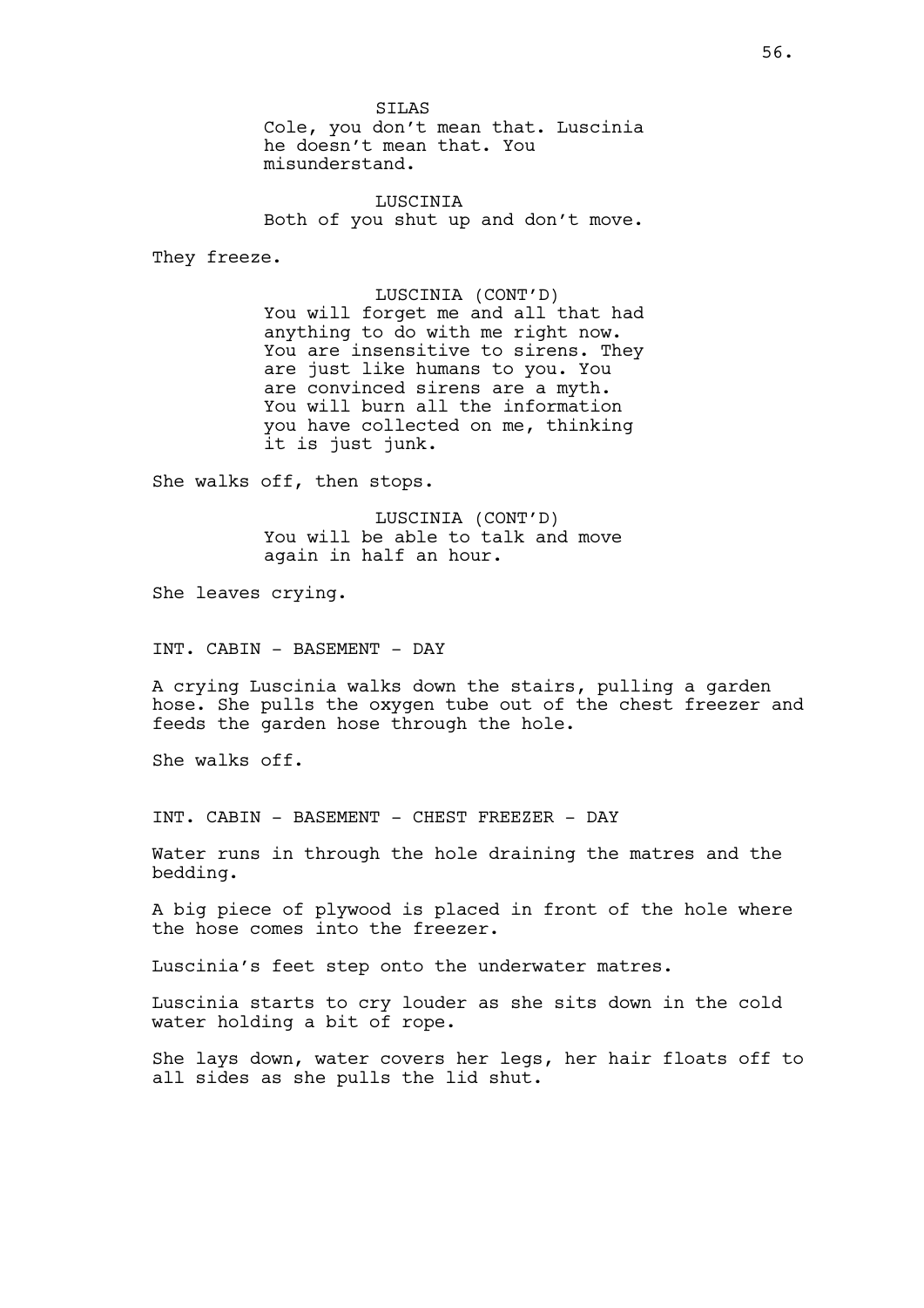SILAS

Cole, you don't mean that. Luscinia he doesn't mean that. You misunderstand.

LUSCINIA

Both of you shut up and don't move.

They freeze.

LUSCINIA (CONT'D)

You will forget me and all that had anything to do with me right now. You are insensitive to sirens. They are just like humans to you. You are convinced sirens are a myth. You will burn all the information you have collected on me, thinking it is just junk.

She walks off, then stops.

LUSCINIA (CONT'D)

You will be able to talk and move again in half an hour.

She leaves crying.

INT. CABIN - BASEMENT - DAY

A crying Luscinia walks down the stairs, pulling a garden hose. She pulls the oxygen tube out of the chest freezer and feeds the garden hose through the hole.

She walks off.

INT. CABIN - BASEMENT - CHEST FREEZER - DAY

Water runs in through the hole draining the matres and the bedding.

A big piece of plywood is placed in front of the hole where the hose comes into the freezer.

Luscinia's feet step onto the underwater matres.

Luscinia starts to cry louder as she sits down in the cold water holding a bit of rope.

She lays down, water covers her legs, her hair floats off to all sides as she pulls the lid shut.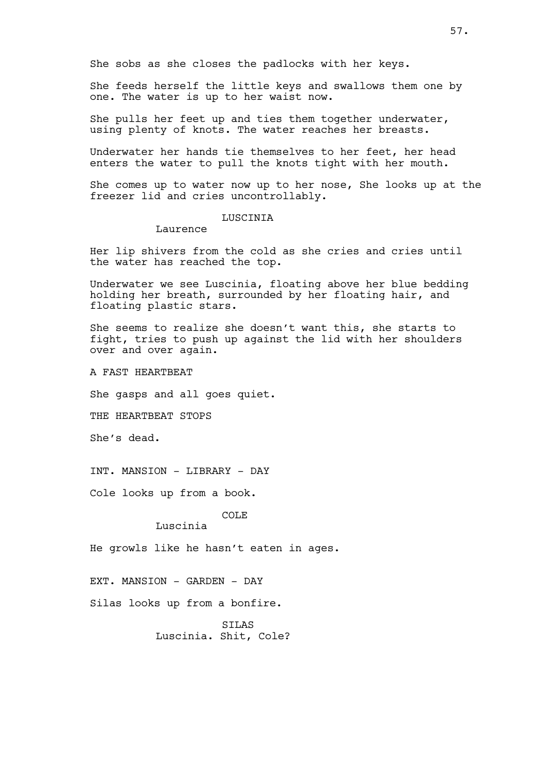She sobs as she closes the padlocks with her keys.

She feeds herself the little keys and swallows them one by one. The water is up to her waist now.

She pulls her feet up and ties them together underwater, using plenty of knots. The water reaches her breasts.

Underwater her hands tie themselves to her feet, her head enters the water to pull the knots tight with her mouth.

She comes up to water now up to her nose, She looks up at the freezer lid and cries uncontrollably.

LUSCINIA

Laurence

Her lip shivers from the cold as she cries and cries until the water has reached the top.

Underwater we see Luscinia, floating above her blue bedding holding her breath, surrounded by her floating hair, and floating plastic stars.

She seems to realize she doesn't want this, she starts to fight, tries to push up against the lid with her shoulders over and over again.

A FAST HEARTBEAT

She gasps and all goes quiet.

THE HEARTBEAT STOPS

She's dead.

INT. MANSION - LIBRARY - DAY

Cole looks up from a book.

COLE

Luscinia

He growls like he hasn't eaten in ages.

EXT. MANSION - GARDEN - DAY

Silas looks up from a bonfire.

SILAS

Luscinia. Shit, Cole?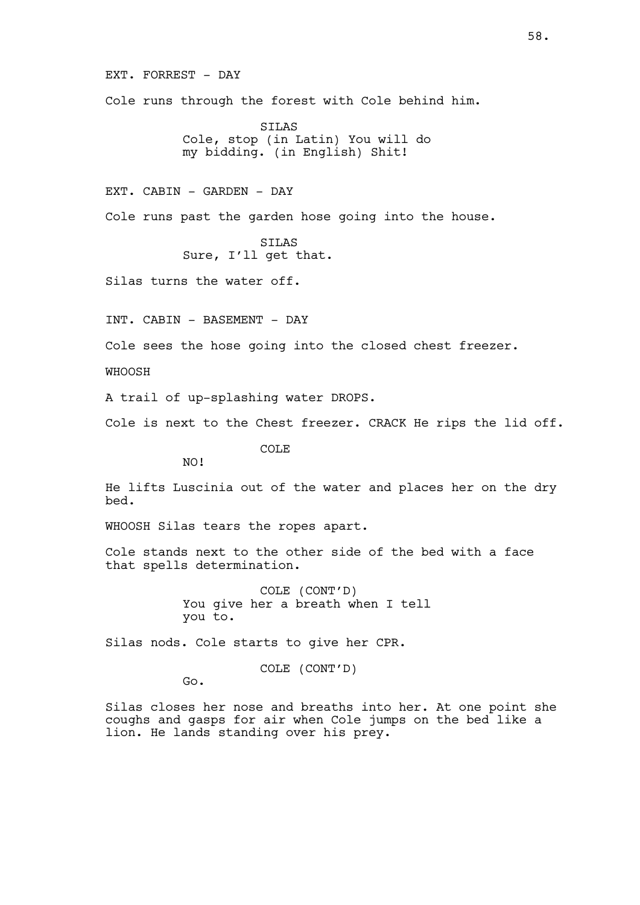EXT. FORREST - DAY

Cole runs through the forest with Cole behind him.

SILAS
Cole, stop (in Latin) You will do my bidding. (in English) Shit!

EXT. CABIN - GARDEN - DAY

Cole runs past the garden hose going into the house.

SILAS
Sure, I'll get that.

Silas turns the water off.

INT. CABIN - BASEMENT - DAY

Cole sees the hose going into the closed chest freezer.

WHOOSH

A trail of up-splashing water DROPS.

Cole is next to the Chest freezer. CRACK He rips the lid off.

COLE
NO!

He lifts Luscinia out of the water and places her on the dry bed.

WHOOSH Silas tears the ropes apart.

Cole stands next to the other side of the bed with a face that spells determination.

COLE (CONT'D)
You give her a breath when I tell you to.

Silas nods. Cole starts to give her CPR.

COLE (CONT'D)
Go.

Silas closes her nose and breaths into her. At one point she coughs and gasps for air when Cole jumps on the bed like a lion. He lands standing over his prey.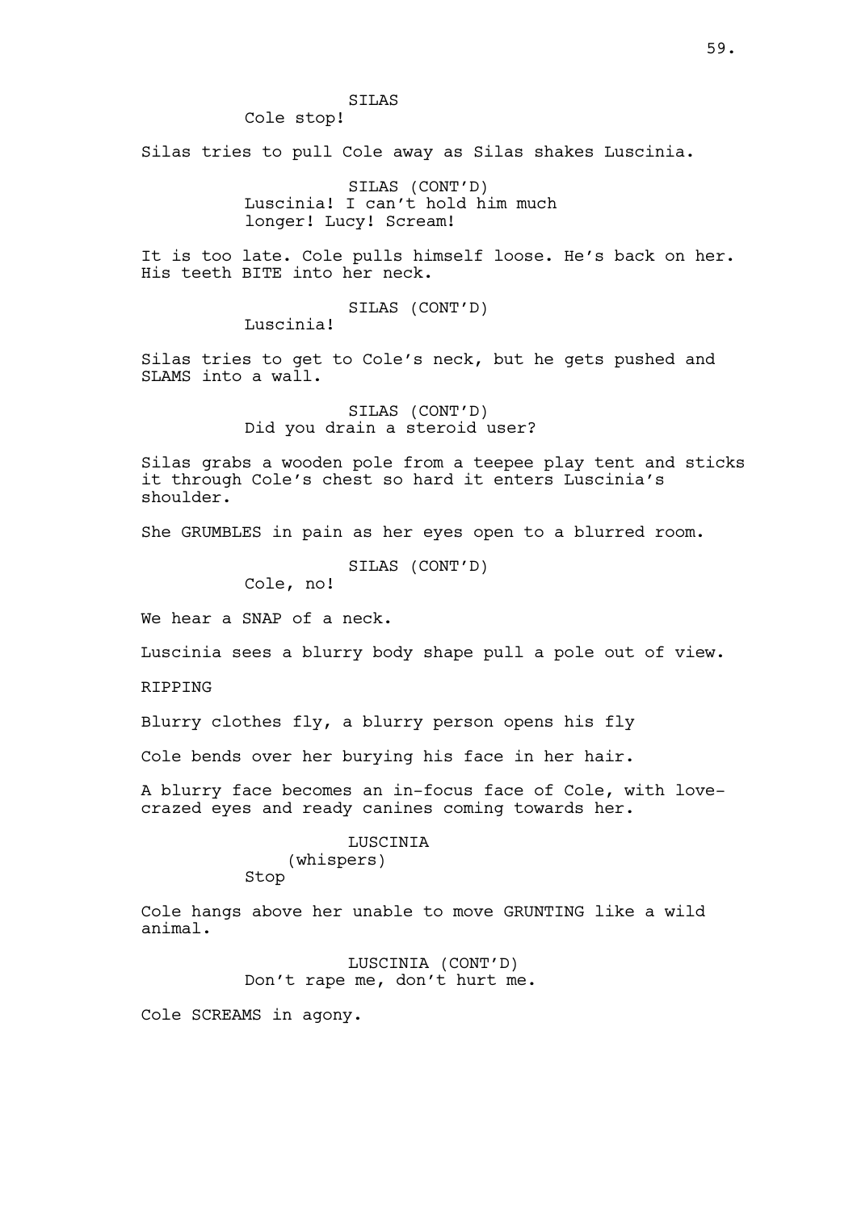SILAS
Cole stop!

Silas tries to pull Cole away as Silas shakes Luscinia.

SILAS (CONT'D)
Luscinia! I can't hold him much longer! Lucy! Scream!

It is too late. Cole pulls himself loose. He's back on her. His teeth BITE into her neck.

SILAS (CONT'D)
Luscinia!

Silas tries to get to Cole's neck, but he gets pushed and SLAMS into a wall.

SILAS (CONT'D)
Did you drain a steroid user?

Silas grabs a wooden pole from a teepee play tent and sticks it through Cole's chest so hard it enters Luscinia's shoulder.

She GRUMBLES in pain as her eyes open to a blurred room.

SILAS (CONT'D)
Cole, no!

We hear a SNAP of a neck.

Luscinia sees a blurry body shape pull a pole out of view.

RIPPING

Blurry clothes fly, a blurry person opens his fly

Cole bends over her burying his face in her hair.

A blurry face becomes an in-focus face of Cole, with love-crazed eyes and ready canines coming towards her.

LUSCINIA
(whispers)
Stop

Cole hangs above her unable to move GRUNTING like a wild animal.

LUSCINIA (CONT'D)
Don't rape me, don't hurt me.

Cole SCREAMS in agony.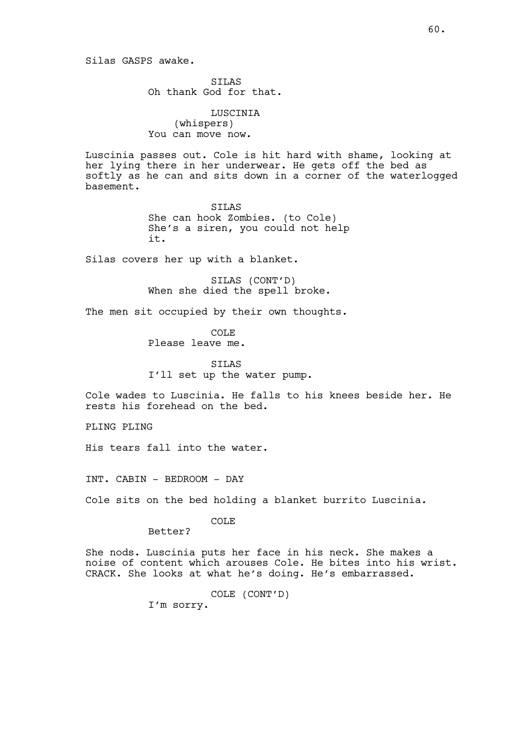Silas GASPS awake.

SILAS
Oh thank God for that.

LUSCINIA
(whispers)
You can move now.

Luscinia passes out. Cole is hit hard with shame, looking at her lying there in her underwear. He gets off the bed as softly as he can and sits down in a corner of the waterlogged basement.

SILAS
She can hook Zombies. (to Cole) She's a siren, you could not help it.

Silas covers her up with a blanket.

SILAS (CONT'D)
When she died the spell broke.

The men sit occupied by their own thoughts.

COLE
Please leave me.

SILAS
I'll set up the water pump.

Cole wades to Luscinia. He falls to his knees beside her. He rests his forehead on the bed.

PLING PLING

His tears fall into the water.

INT. CABIN - BEDROOM - DAY

Cole sits on the bed holding a blanket burrito Luscinia.

COLE
Better?

She nods. Luscinia puts her face in his neck. She makes a noise of content which arouses Cole. He bites into his wrist. CRACK. She looks at what he's doing. He's embarrassed.

COLE (CONT'D)
I'm sorry.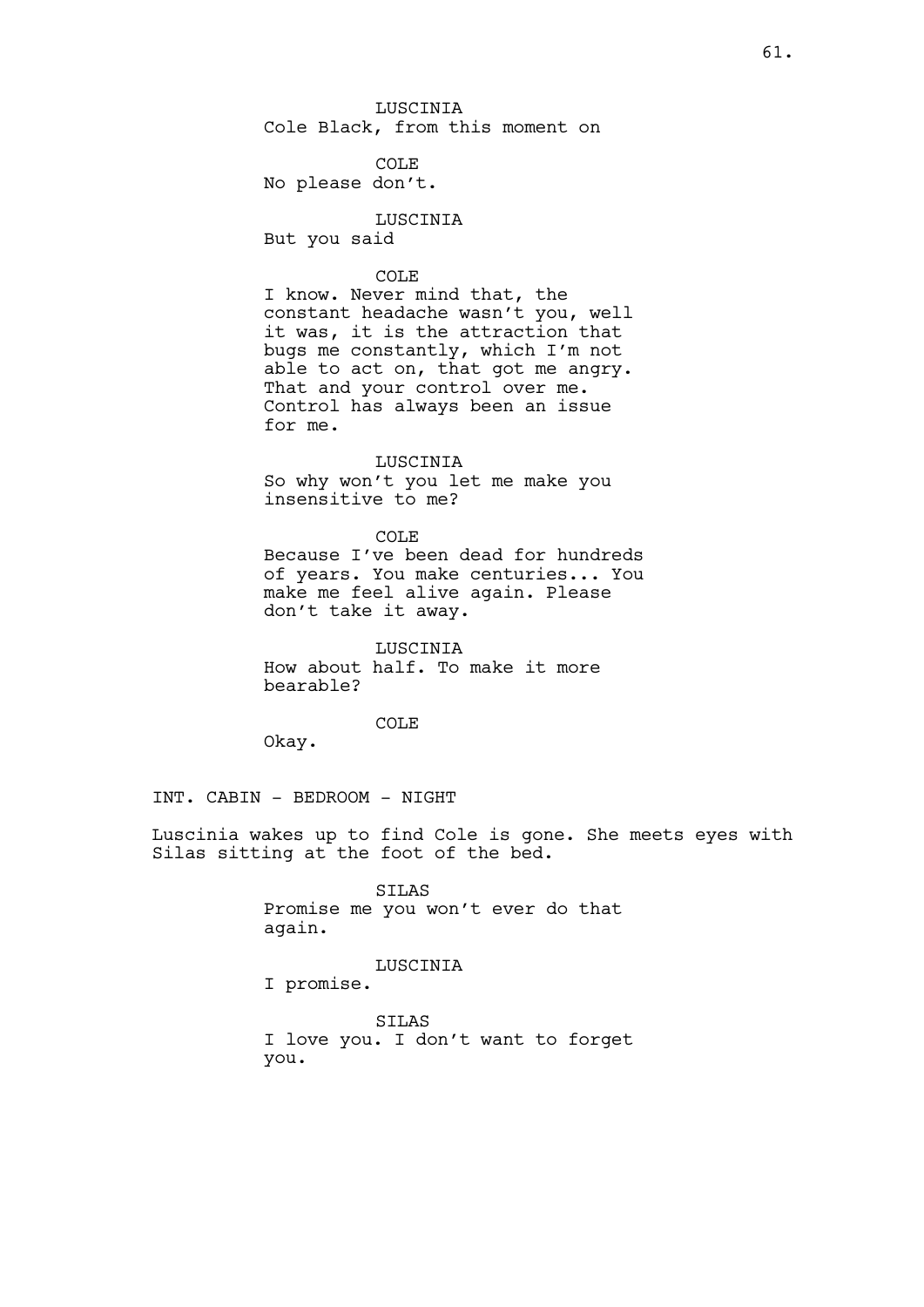LUSCINIA
Cole Black, from this moment on

COLE
No please don't.

LUSCINIA
But you said

COLE
I know. Never mind that, the constant headache wasn't you, well it was, it is the attraction that bugs me constantly, which I'm not able to act on, that got me angry. That and your control over me. Control has always been an issue for me.

LUSCINIA
So why won't you let me make you insensitive to me?

COLE
Because I've been dead for hundreds of years. You make centuries... You make me feel alive again. Please don't take it away.

LUSCINIA
How about half. To make it more bearable?

COLE
Okay.

INT. CABIN - BEDROOM - NIGHT

Luscinia wakes up to find Cole is gone. She meets eyes with Silas sitting at the foot of the bed.

SILAS
Promise me you won't ever do that again.

LUSCINIA
I promise.

SILAS
I love you. I don't want to forget you.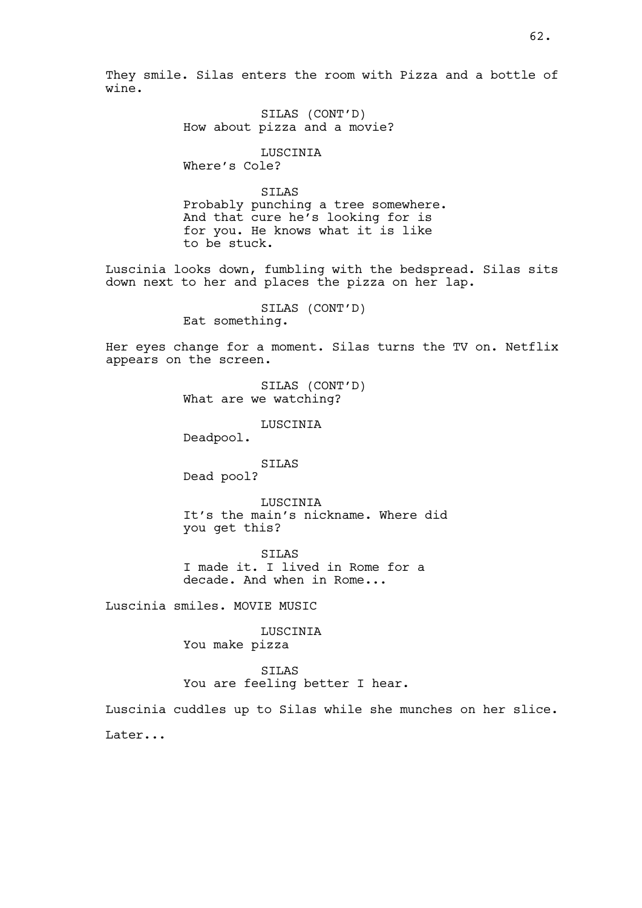They smile. Silas enters the room with Pizza and a bottle of wine.

SILAS (CONT'D)
How about pizza and a movie?

LUSCINIA
Where's Cole?

SILAS
Probably punching a tree somewhere. And that cure he's looking for is for you. He knows what it is like to be stuck.

Luscinia looks down, fumbling with the bedspread. Silas sits down next to her and places the pizza on her lap.

SILAS (CONT'D)
Eat something.

Her eyes change for a moment. Silas turns the TV on. Netflix appears on the screen.

SILAS (CONT'D)
What are we watching?

LUSCINIA
Deadpool.

SILAS
Dead pool?

LUSCINIA
It's the main's nickname. Where did you get this?

SILAS
I made it. I lived in Rome for a decade. And when in Rome...

Luscinia smiles. MOVIE MUSIC

LUSCINIA
You make pizza

SILAS
You are feeling better I hear.

Luscinia cuddles up to Silas while she munches on her slice.

Later...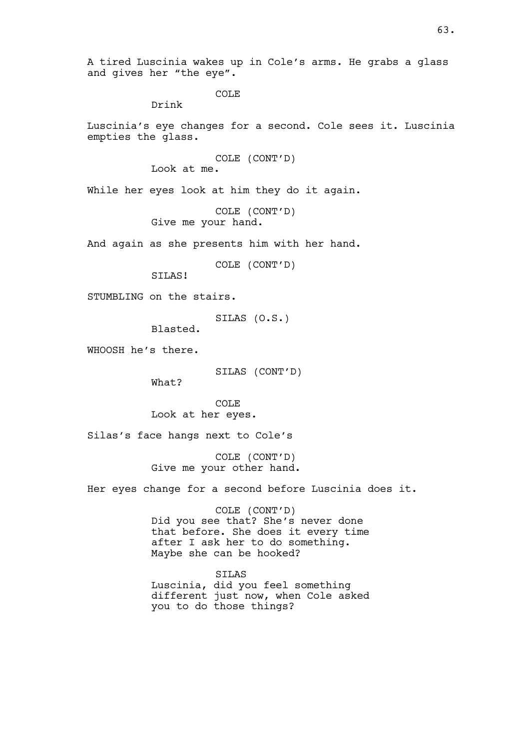A tired Luscinia wakes up in Cole's arms. He grabs a glass and gives her "the eye".

COLE

Drink

Luscinia's eye changes for a second. Cole sees it. Luscinia empties the glass.

COLE (CONT'D)

Look at me.

While her eyes look at him they do it again.

COLE (CONT'D)

Give me your hand.

And again as she presents him with her hand.

COLE (CONT'D)

SILAS!

STUMBLING on the stairs.

SILAS (O.S.)

Blasted.

WHOOSH he's there.

SILAS (CONT'D)

What?

COLE

Look at her eyes.

Silas's face hangs next to Cole's

COLE (CONT'D)

Give me your other hand.

Her eyes change for a second before Luscinia does it.

COLE (CONT'D)

Did you see that? She's never done that before. She does it every time after I ask her to do something. Maybe she can be hooked?

SILAS

Luscinia, did you feel something different just now, when Cole asked you to do those things?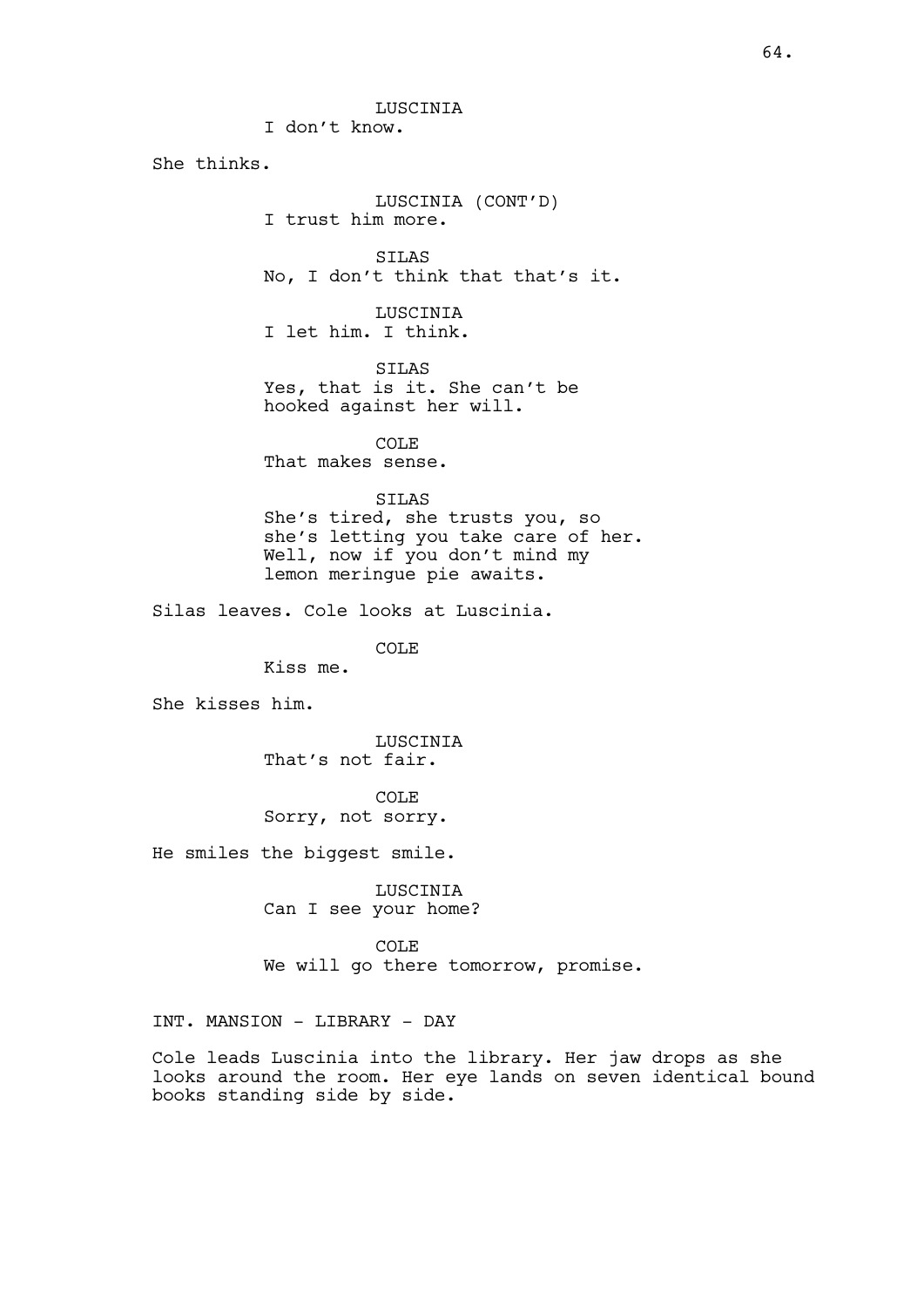LUSCINIA
I don't know.

She thinks.

LUSCINIA (CONT'D)
I trust him more.

SILAS
No, I don't think that that's it.

LUSCINIA
I let him. I think.

SILAS
Yes, that is it. She can't be hooked against her will.

COLE
That makes sense.

SILAS
She's tired, she trusts you, so she's letting you take care of her. Well, now if you don't mind my lemon meringue pie awaits.

Silas leaves. Cole looks at Luscinia.

COLE
Kiss me.

She kisses him.

LUSCINIA
That's not fair.

COLE
Sorry, not sorry.

He smiles the biggest smile.

LUSCINIA
Can I see your home?

COLE
We will go there tomorrow, promise.

INT. MANSION - LIBRARY - DAY

Cole leads Luscinia into the library. Her jaw drops as she looks around the room. Her eye lands on seven identical bound books standing side by side.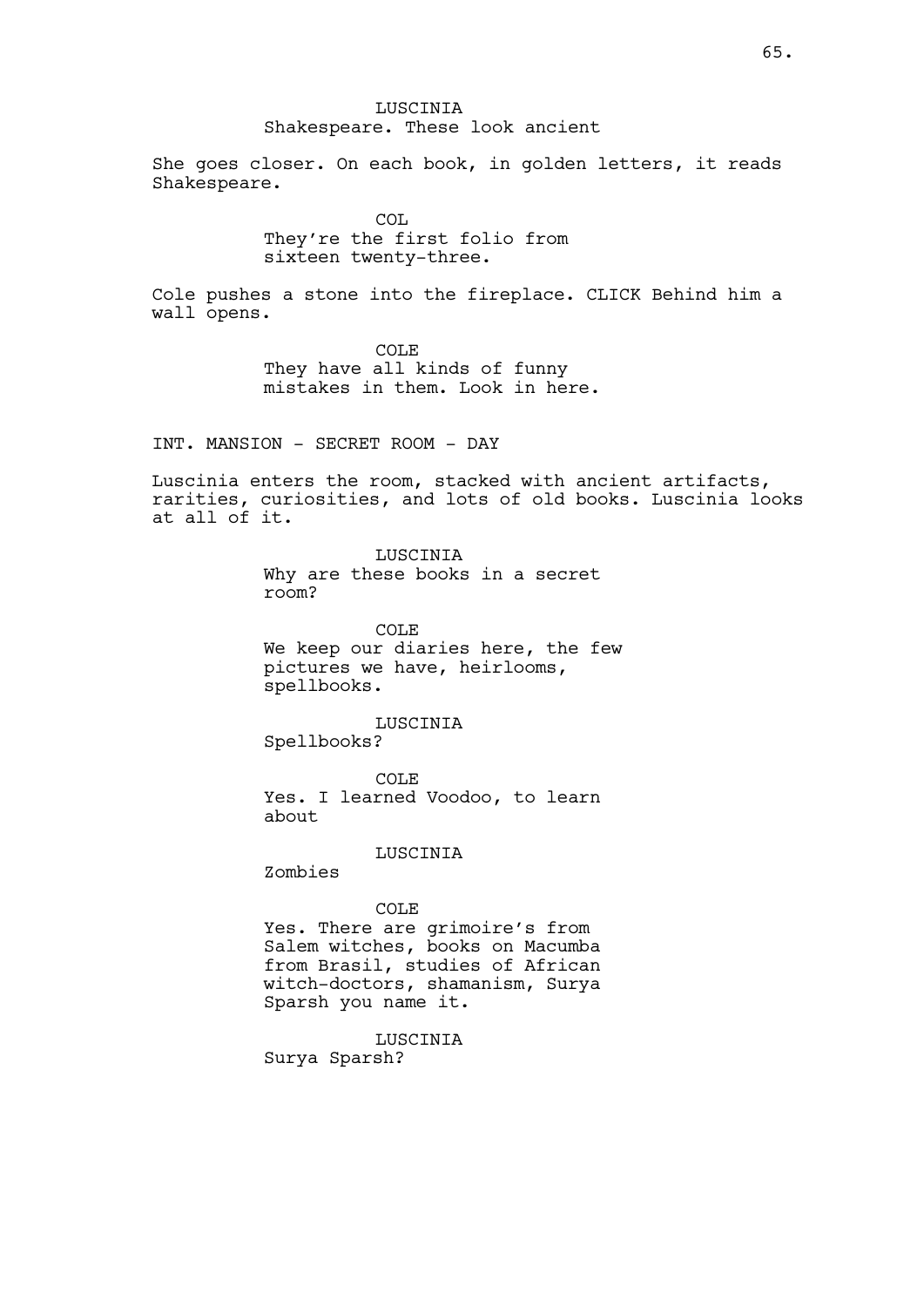LUSCINIA
Shakespeare. These look ancient

She goes closer. On each book, in golden letters, it reads Shakespeare.

COL
They're the first folio from sixteen twenty-three.

Cole pushes a stone into the fireplace. CLICK Behind him a wall opens.

COLE
They have all kinds of funny mistakes in them. Look in here.

INT. MANSION - SECRET ROOM - DAY

Luscinia enters the room, stacked with ancient artifacts, rarities, curiosities, and lots of old books. Luscinia looks at all of it.

LUSCINIA
Why are these books in a secret room?

COLE
We keep our diaries here, the few pictures we have, heirlooms, spellbooks.

LUSCINIA
Spellbooks?

COLE
Yes. I learned Voodoo, to learn about

LUSCINIA
Zombies

COLE
Yes. There are grimoire's from Salem witches, books on Macumba from Brasil, studies of African witch-doctors, shamanism, Surya Sparsh you name it.

LUSCINIA
Surya Sparsh?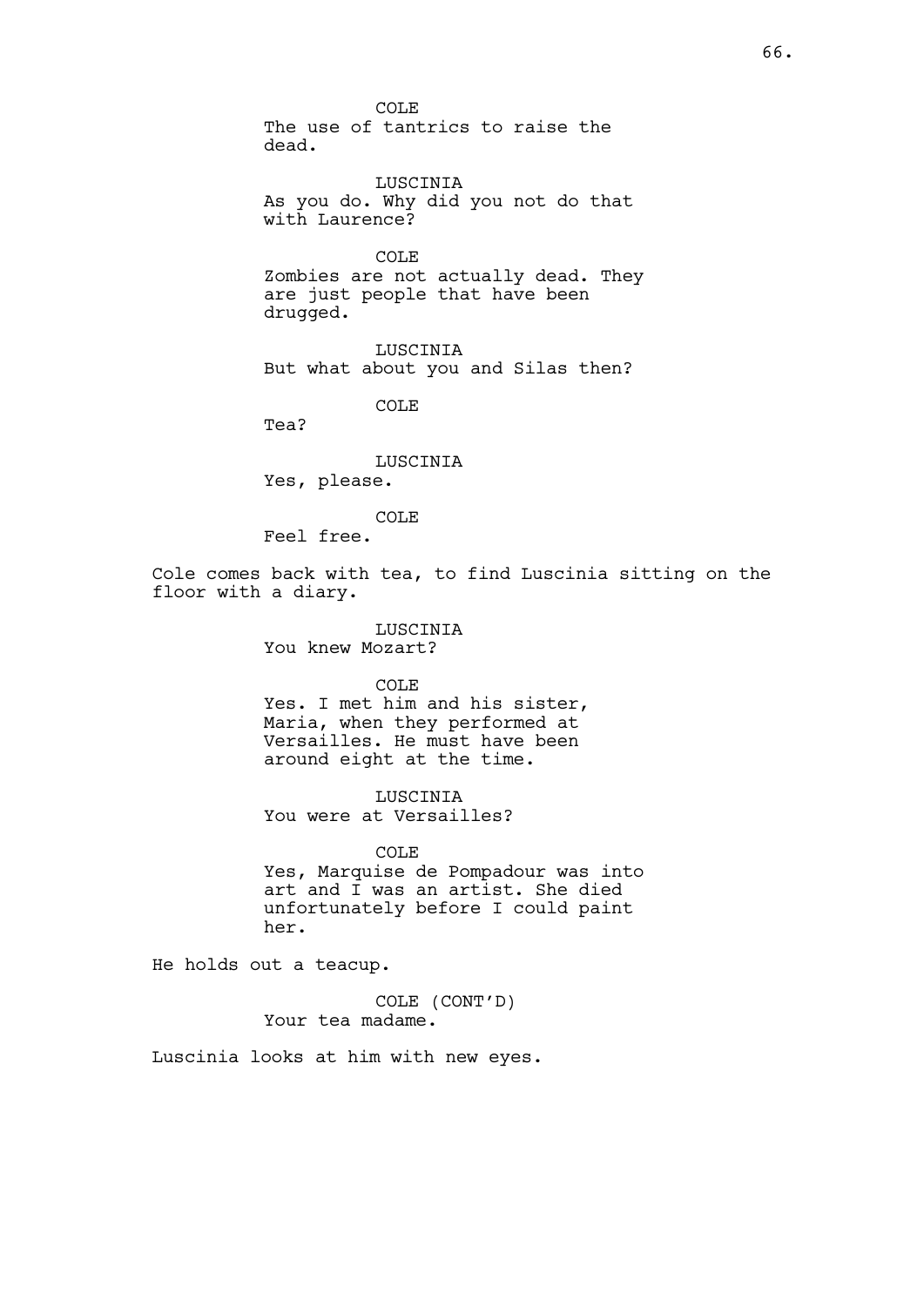COLE
The use of tantrics to raise the dead.

LUSCINIA
As you do. Why did you not do that with Laurence?

COLE
Zombies are not actually dead. They are just people that have been drugged.

LUSCINIA
But what about you and Silas then?

COLE
Tea?

LUSCINIA
Yes, please.

COLE
Feel free.

Cole comes back with tea, to find Luscinia sitting on the floor with a diary.

LUSCINIA
You knew Mozart?

COLE
Yes. I met him and his sister, Maria, when they performed at Versailles. He must have been around eight at the time.

LUSCINIA
You were at Versailles?

COLE
Yes, Marquise de Pompadour was into art and I was an artist. She died unfortunately before I could paint her.

He holds out a teacup.

COLE (CONT'D)
Your tea madame.

Luscinia looks at him with new eyes.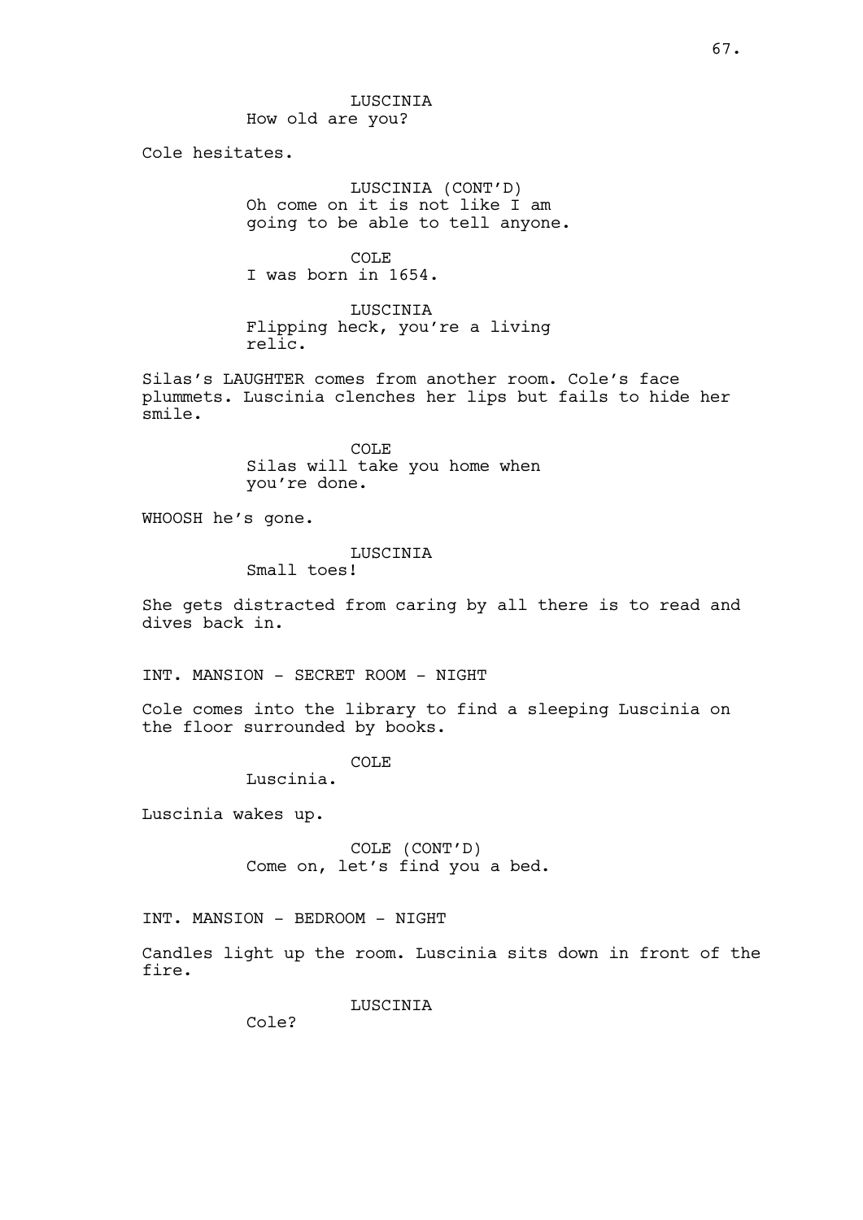LUSCINIA
How old are you?

Cole hesitates.

LUSCINIA (CONT'D)
Oh come on it is not like I am going to be able to tell anyone.

COLE
I was born in 1654.

LUSCINIA
Flipping heck, you're a living relic.

Silas's LAUGHTER comes from another room. Cole's face plummets. Luscinia clenches her lips but fails to hide her smile.

COLE
Silas will take you home when you're done.

WHOOSH he's gone.

LUSCINIA
Small toes!

She gets distracted from caring by all there is to read and dives back in.

INT. MANSION - SECRET ROOM - NIGHT

Cole comes into the library to find a sleeping Luscinia on the floor surrounded by books.

COLE
Luscinia.

Luscinia wakes up.

COLE (CONT'D)
Come on, let's find you a bed.

INT. MANSION - BEDROOM - NIGHT

Candles light up the room. Luscinia sits down in front of the fire.

LUSCINIA
Cole?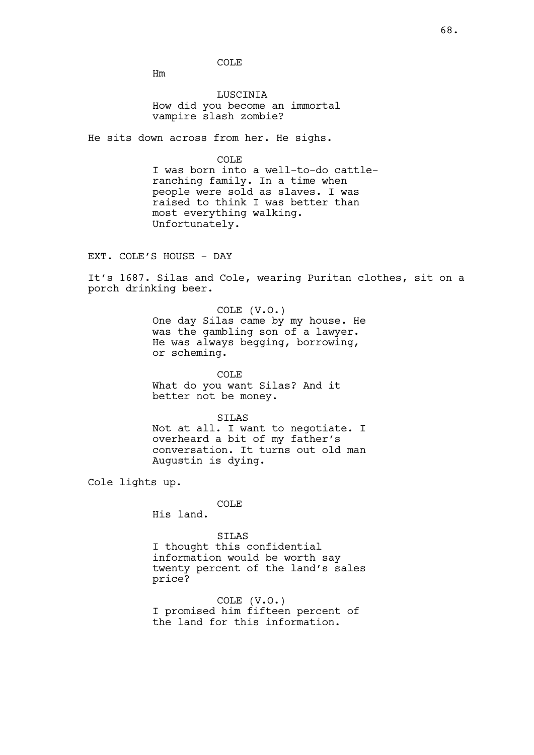COLE

Hm

LUSCINIA

How did you become an immortal vampire slash zombie?

He sits down across from her. He sighs.

COLE

I was born into a well-to-do cattle-ranching family. In a time when people were sold as slaves. I was raised to think I was better than most everything walking. Unfortunately.

EXT. COLE'S HOUSE - DAY

It's 1687. Silas and Cole, wearing Puritan clothes, sit on a porch drinking beer.

COLE (V.O.)

One day Silas came by my house. He was the gambling son of a lawyer. He was always begging, borrowing, or scheming.

COLE

What do you want Silas? And it better not be money.

SILAS

Not at all. I want to negotiate. I overheard a bit of my father's conversation. It turns out old man Augustin is dying.

Cole lights up.

COLE

His land.

SILAS

I thought this confidential information would be worth say twenty percent of the land's sales price?

COLE (V.O.)

I promised him fifteen percent of the land for this information.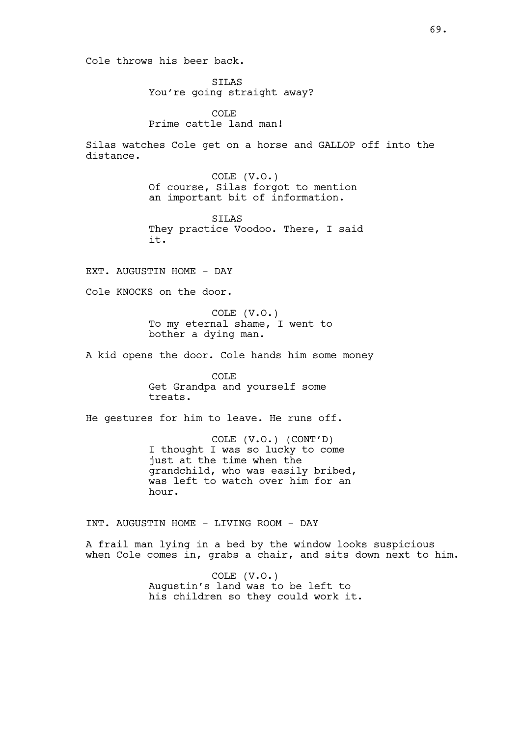Cole throws his beer back.

SILAS
You're going straight away?

COLE
Prime cattle land man!

Silas watches Cole get on a horse and GALLOP off into the distance.

COLE (V.O.)
Of course, Silas forgot to mention an important bit of information.

SILAS
They practice Voodoo. There, I said it.

EXT. AUGUSTIN HOME - DAY

Cole KNOCKS on the door.

COLE (V.O.)
To my eternal shame, I went to bother a dying man.

A kid opens the door. Cole hands him some money

COLE
Get Grandpa and yourself some treats.

He gestures for him to leave. He runs off.

COLE (V.O.) (CONT'D)
I thought I was so lucky to come just at the time when the grandchild, who was easily bribed, was left to watch over him for an hour.

INT. AUGUSTIN HOME - LIVING ROOM - DAY

A frail man lying in a bed by the window looks suspicious when Cole comes in, grabs a chair, and sits down next to him.

COLE (V.O.)
Augustin's land was to be left to his children so they could work it.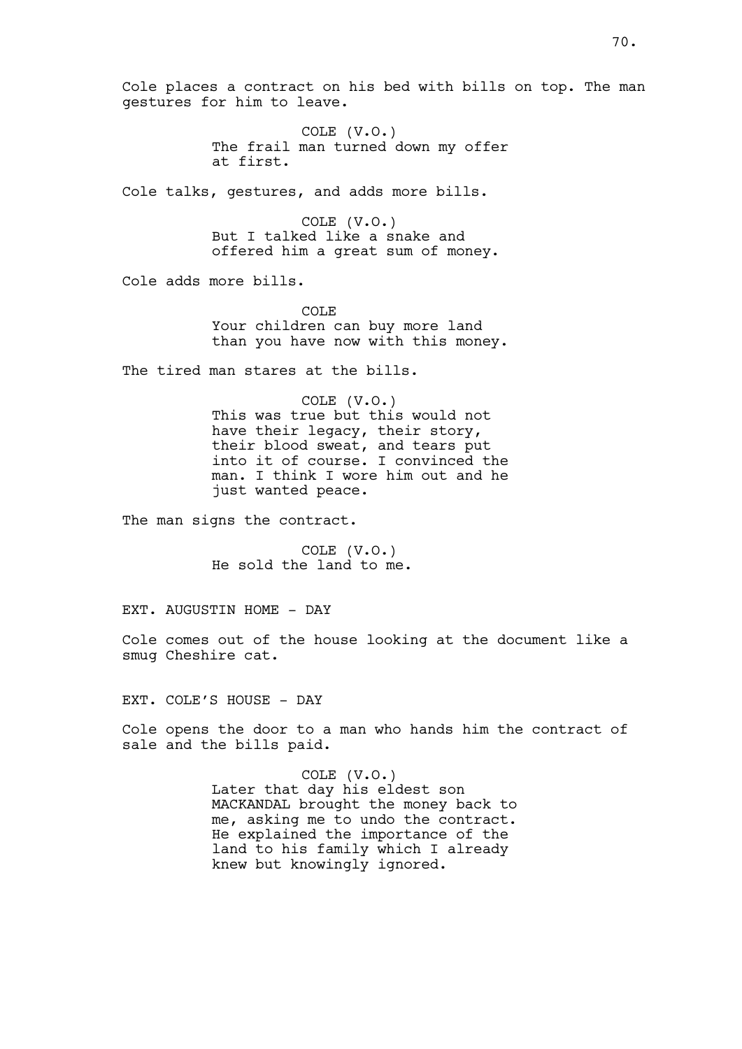Cole places a contract on his bed with bills on top. The man gestures for him to leave.

COLE (V.O.)
The frail man turned down my offer at first.

Cole talks, gestures, and adds more bills.

COLE (V.O.)
But I talked like a snake and offered him a great sum of money.

Cole adds more bills.

COLE
Your children can buy more land than you have now with this money.

The tired man stares at the bills.

COLE (V.O.)
This was true but this would not have their legacy, their story, their blood sweat, and tears put into it of course. I convinced the man. I think I wore him out and he just wanted peace.

The man signs the contract.

COLE (V.O.)
He sold the land to me.

EXT. AUGUSTIN HOME - DAY

Cole comes out of the house looking at the document like a smug Cheshire cat.

EXT. COLE'S HOUSE - DAY

Cole opens the door to a man who hands him the contract of sale and the bills paid.

COLE (V.O.)
Later that day his eldest son MACKANDAL brought the money back to me, asking me to undo the contract. He explained the importance of the land to his family which I already knew but knowingly ignored.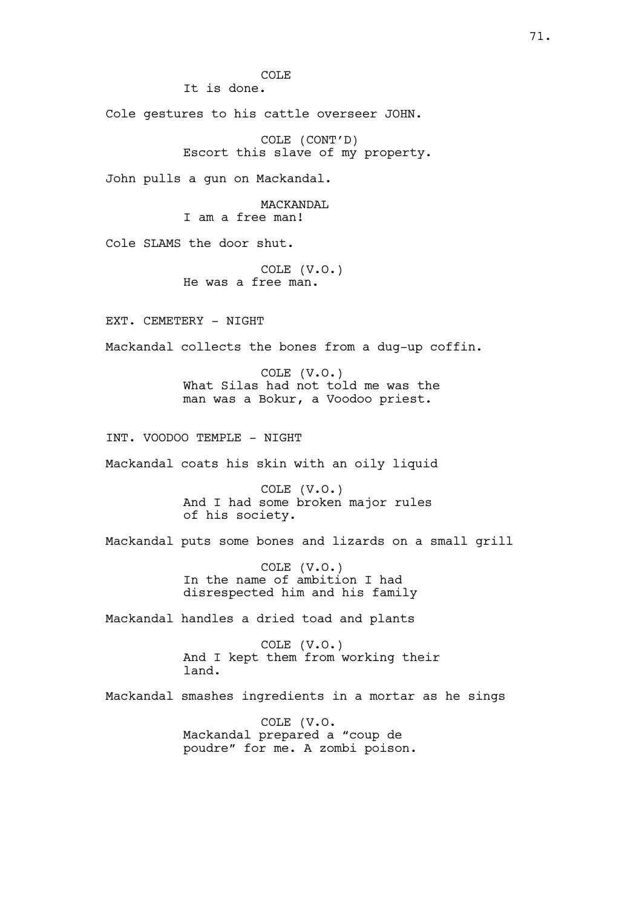COLE
It is done.

Cole gestures to his cattle overseer JOHN.

COLE (CONT'D)
Escort this slave of my property.

John pulls a gun on Mackandal.

MACKANDAL
I am a free man!

Cole SLAMS the door shut.

COLE (V.O.)
He was a free man.

EXT. CEMETERY - NIGHT

Mackandal collects the bones from a dug-up coffin.

COLE (V.O.)
What Silas had not told me was the man was a Bokur, a Voodoo priest.

INT. VOODOO TEMPLE - NIGHT

Mackandal coats his skin with an oily liquid

COLE (V.O.)
And I had some broken major rules of his society.

Mackandal puts some bones and lizards on a small grill

COLE (V.O.)
In the name of ambition I had disrespected him and his family

Mackandal handles a dried toad and plants

COLE (V.O.)
And I kept them from working their land.

Mackandal smashes ingredients in a mortar as he sings

COLE (V.O.
Mackandal prepared a "coup de poudre" for me. A zombi poison.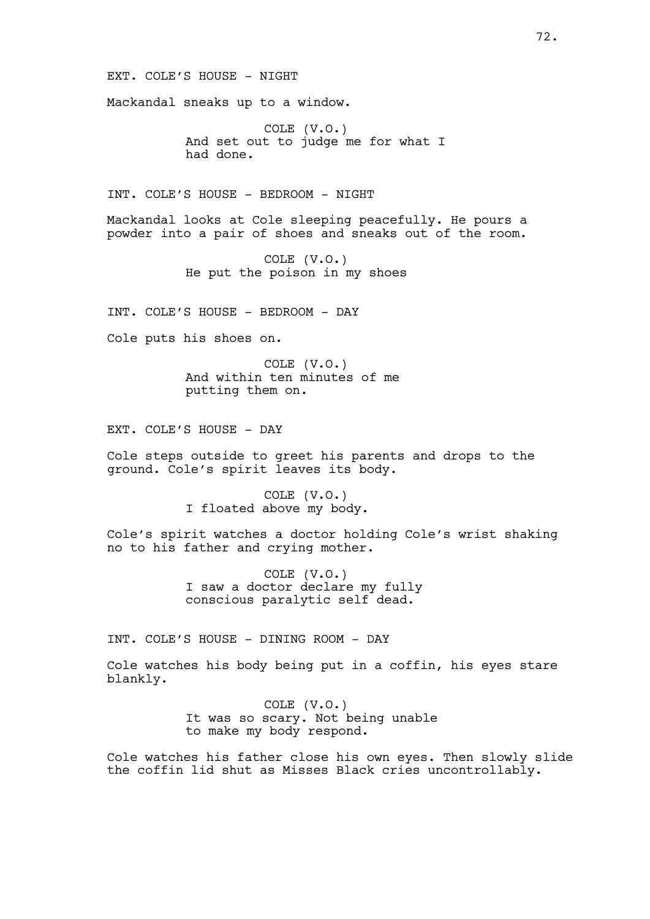EXT. COLE'S HOUSE - NIGHT

Mackandal sneaks up to a window.

COLE (V.O.)
And set out to judge me for what I had done.

INT. COLE'S HOUSE - BEDROOM - NIGHT

Mackandal looks at Cole sleeping peacefully. He pours a powder into a pair of shoes and sneaks out of the room.

COLE (V.O.)
He put the poison in my shoes

INT. COLE'S HOUSE - BEDROOM - DAY

Cole puts his shoes on.

COLE (V.O.)
And within ten minutes of me putting them on.

EXT. COLE'S HOUSE - DAY

Cole steps outside to greet his parents and drops to the ground. Cole's spirit leaves its body.

COLE (V.O.)
I floated above my body.

Cole's spirit watches a doctor holding Cole's wrist shaking no to his father and crying mother.

COLE (V.O.)
I saw a doctor declare my fully conscious paralytic self dead.

INT. COLE'S HOUSE - DINING ROOM - DAY

Cole watches his body being put in a coffin, his eyes stare blankly.

COLE (V.O.)
It was so scary. Not being unable to make my body respond.

Cole watches his father close his own eyes. Then slowly slide the coffin lid shut as Misses Black cries uncontrollably.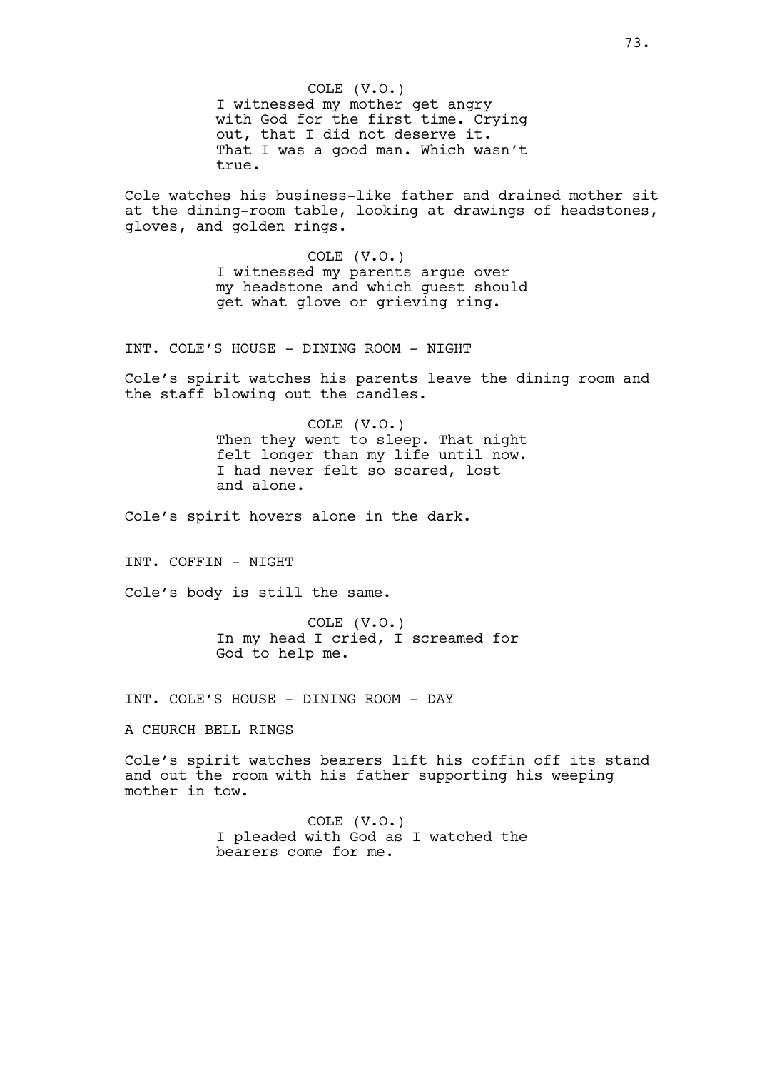COLE (V.O.)
I witnessed my mother get angry with God for the first time. Crying out, that I did not deserve it. That I was a good man. Which wasn't true.

Cole watches his business-like father and drained mother sit at the dining-room table, looking at drawings of headstones, gloves, and golden rings.

COLE (V.O.)
I witnessed my parents argue over my headstone and which guest should get what glove or grieving ring.

INT. COLE'S HOUSE - DINING ROOM - NIGHT

Cole's spirit watches his parents leave the dining room and the staff blowing out the candles.

COLE (V.O.)
Then they went to sleep. That night felt longer than my life until now. I had never felt so scared, lost and alone.

Cole's spirit hovers alone in the dark.

INT. COFFIN - NIGHT

Cole's body is still the same.

COLE (V.O.)
In my head I cried, I screamed for God to help me.

INT. COLE'S HOUSE - DINING ROOM - DAY

A CHURCH BELL RINGS

Cole's spirit watches bearers lift his coffin off its stand and out the room with his father supporting his weeping mother in tow.

COLE (V.O.)
I pleaded with God as I watched the bearers come for me.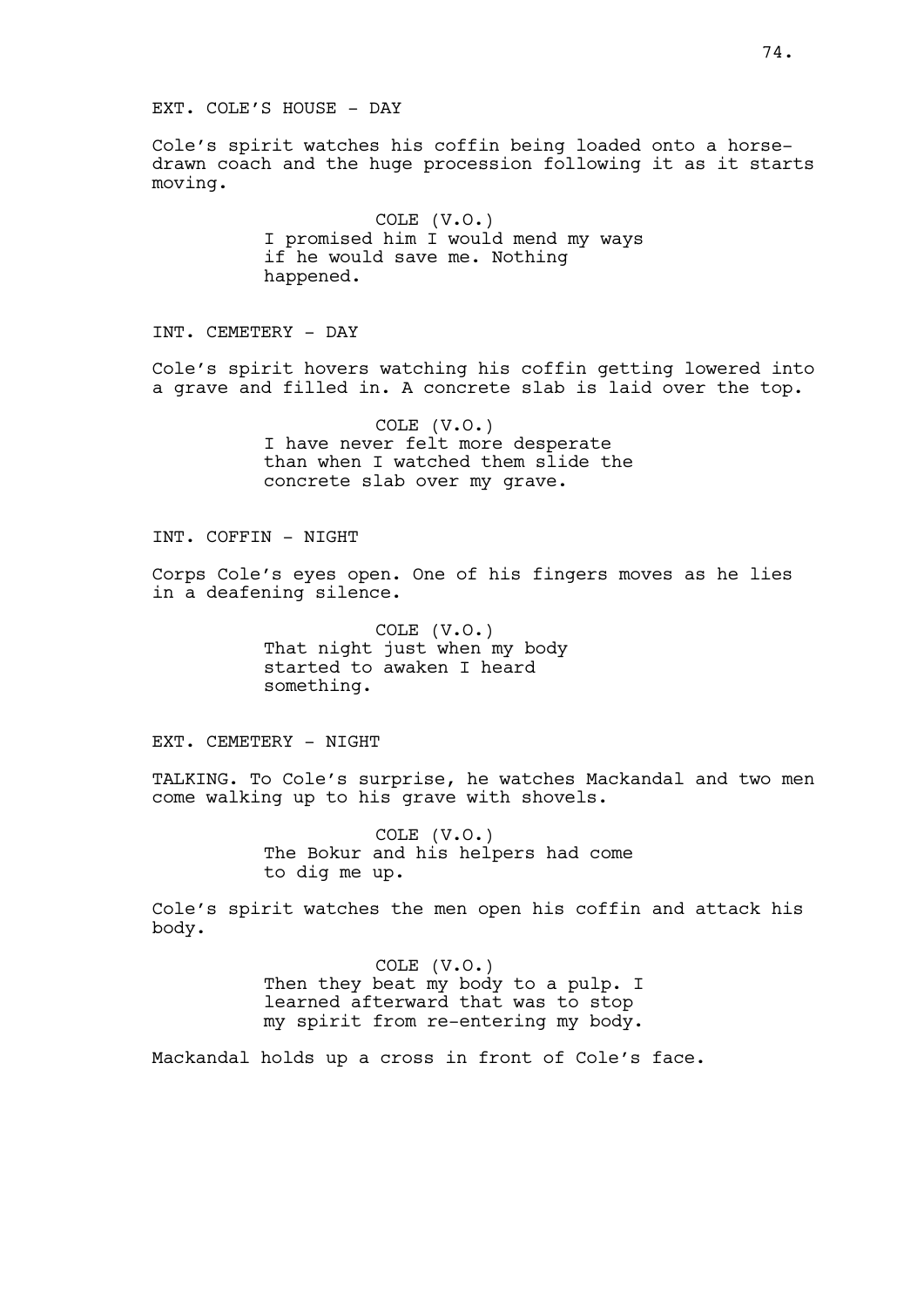EXT. COLE'S HOUSE - DAY

Cole's spirit watches his coffin being loaded onto a horse-drawn coach and the huge procession following it as it starts moving.

COLE (V.O.)
I promised him I would mend my ways if he would save me. Nothing happened.

INT. CEMETERY - DAY

Cole's spirit hovers watching his coffin getting lowered into a grave and filled in. A concrete slab is laid over the top.

COLE (V.O.)
I have never felt more desperate than when I watched them slide the concrete slab over my grave.

INT. COFFIN - NIGHT

Corps Cole's eyes open. One of his fingers moves as he lies in a deafening silence.

COLE (V.O.)
That night just when my body started to awaken I heard something.

EXT. CEMETERY - NIGHT

TALKING. To Cole's surprise, he watches Mackandal and two men come walking up to his grave with shovels.

COLE (V.O.)
The Bokur and his helpers had come to dig me up.

Cole's spirit watches the men open his coffin and attack his body.

COLE (V.O.)
Then they beat my body to a pulp. I learned afterward that was to stop my spirit from re-entering my body.

Mackandal holds up a cross in front of Cole's face.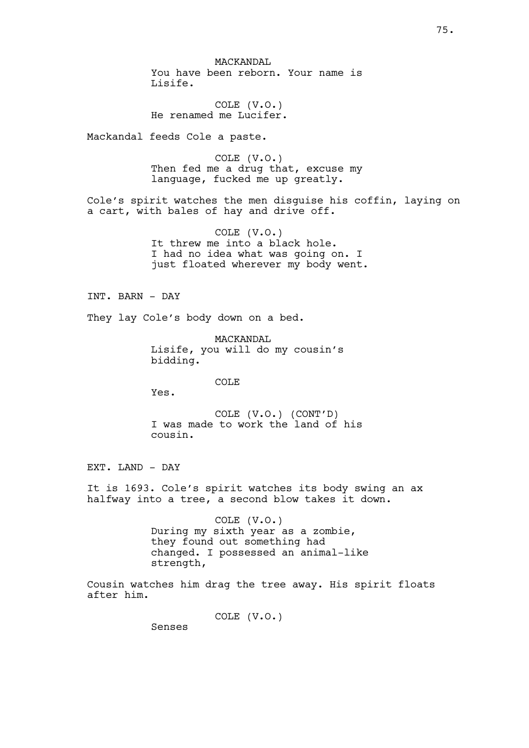MACKANDAL
You have been reborn. Your name is Lisife.

COLE (V.O.)
He renamed me Lucifer.

Mackandal feeds Cole a paste.

COLE (V.O.)
Then fed me a drug that, excuse my language, fucked me up greatly.

Cole's spirit watches the men disguise his coffin, laying on a cart, with bales of hay and drive off.

COLE (V.O.)
It threw me into a black hole. I had no idea what was going on. I just floated wherever my body went.

INT. BARN - DAY

They lay Cole's body down on a bed.

MACKANDAL
Lisife, you will do my cousin's bidding.

COLE
Yes.

COLE (V.O.) (CONT'D)
I was made to work the land of his cousin.

EXT. LAND - DAY

It is 1693. Cole's spirit watches its body swing an ax halfway into a tree, a second blow takes it down.

COLE (V.O.)
During my sixth year as a zombie, they found out something had changed. I possessed an animal-like strength,

Cousin watches him drag the tree away. His spirit floats after him.

COLE (V.O.)
Senses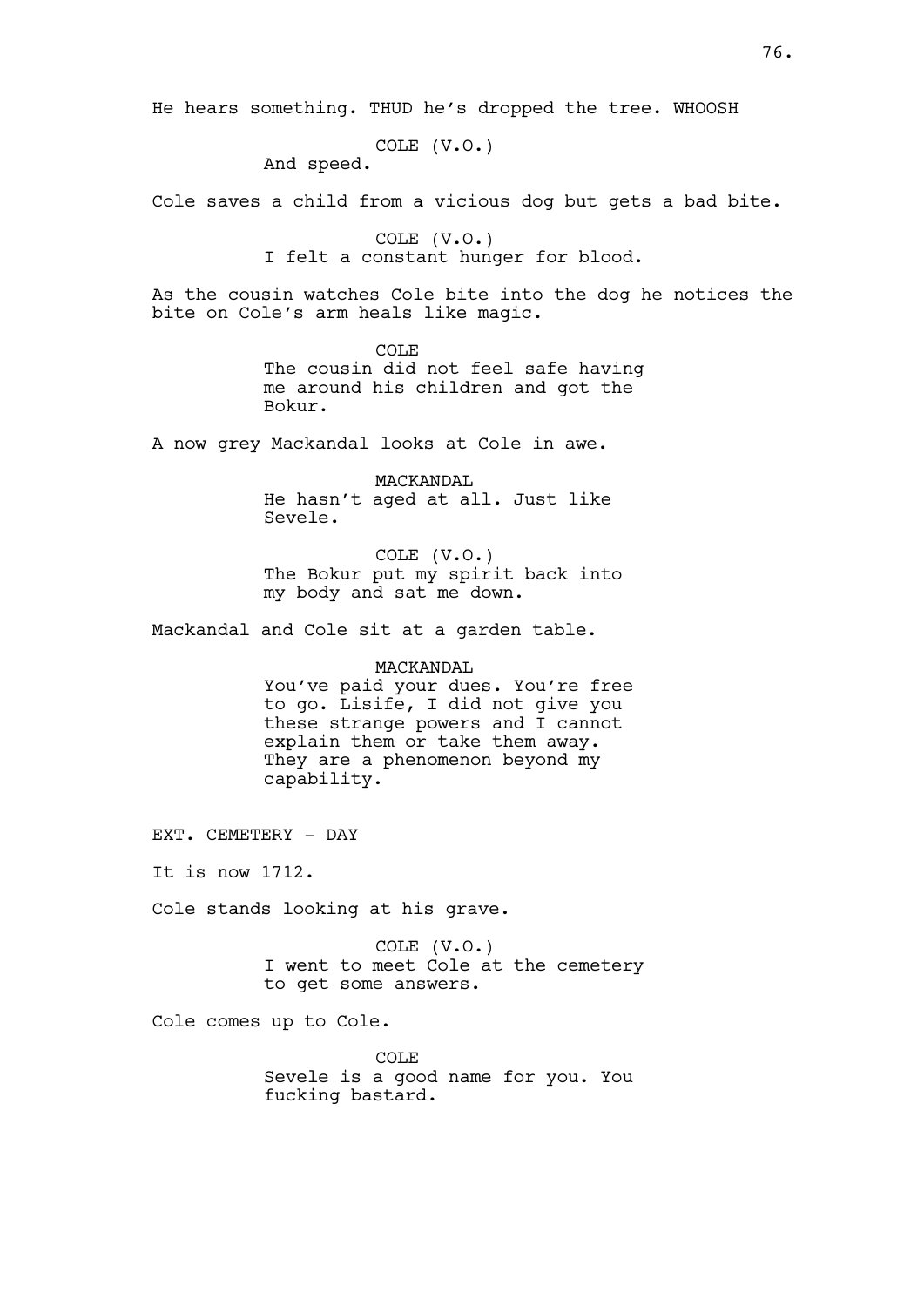He hears something. THUD he's dropped the tree. WHOOSH

COLE (V.O.)
And speed.

Cole saves a child from a vicious dog but gets a bad bite.

COLE (V.O.)
I felt a constant hunger for blood.

As the cousin watches Cole bite into the dog he notices the bite on Cole's arm heals like magic.

COLE
The cousin did not feel safe having me around his children and got the Bokur.

A now grey Mackandal looks at Cole in awe.

MACKANDAL
He hasn't aged at all. Just like Sevele.

COLE (V.O.)
The Bokur put my spirit back into my body and sat me down.

Mackandal and Cole sit at a garden table.

MACKANDAL
You've paid your dues. You're free to go. Lisife, I did not give you these strange powers and I cannot explain them or take them away. They are a phenomenon beyond my capability.

EXT. CEMETERY - DAY

It is now 1712.

Cole stands looking at his grave.

COLE (V.O.)
I went to meet Cole at the cemetery to get some answers.

Cole comes up to Cole.

COLE
Sevele is a good name for you. You fucking bastard.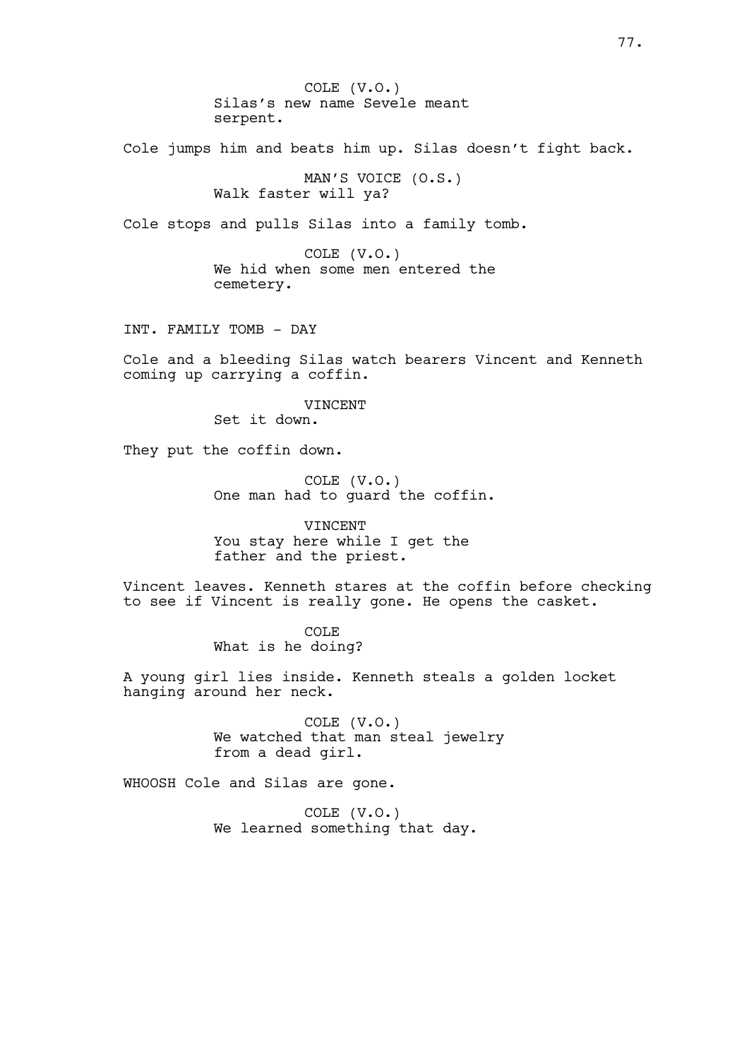COLE (V.O.)
Silas's new name Sevele meant serpent.

Cole jumps him and beats him up. Silas doesn't fight back.

MAN'S VOICE (O.S.)
Walk faster will ya?

Cole stops and pulls Silas into a family tomb.

COLE (V.O.)
We hid when some men entered the cemetery.

INT. FAMILY TOMB - DAY

Cole and a bleeding Silas watch bearers Vincent and Kenneth coming up carrying a coffin.

VINCENT
Set it down.

They put the coffin down.

COLE (V.O.)
One man had to guard the coffin.

VINCENT
You stay here while I get the father and the priest.

Vincent leaves. Kenneth stares at the coffin before checking to see if Vincent is really gone. He opens the casket.

COLE
What is he doing?

A young girl lies inside. Kenneth steals a golden locket hanging around her neck.

COLE (V.O.)
We watched that man steal jewelry from a dead girl.

WHOOSH Cole and Silas are gone.

COLE (V.O.)
We learned something that day.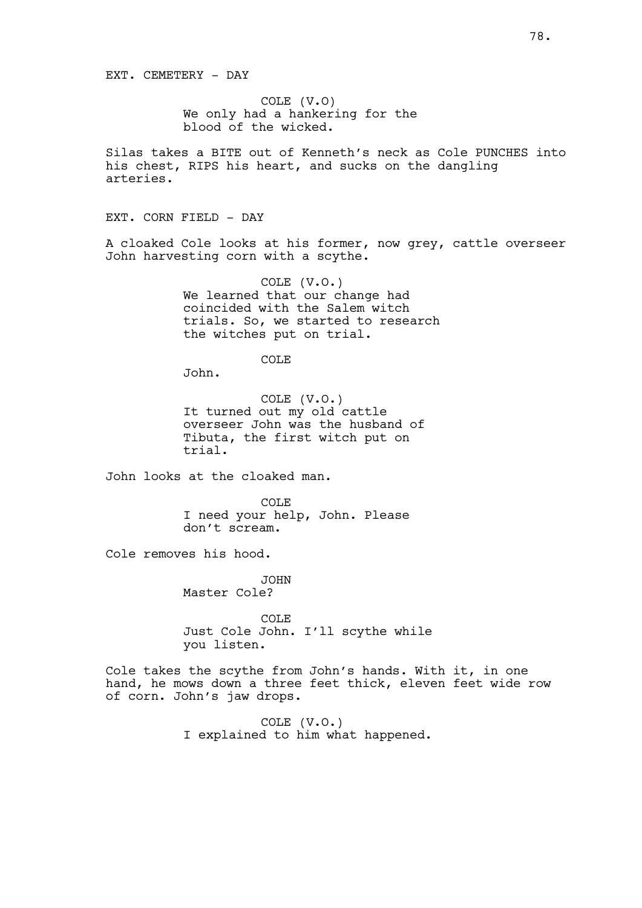EXT. CEMETERY - DAY

COLE (V.O)
We only had a hankering for the blood of the wicked.

Silas takes a BITE out of Kenneth's neck as Cole PUNCHES into his chest, RIPS his heart, and sucks on the dangling arteries.

EXT. CORN FIELD - DAY

A cloaked Cole looks at his former, now grey, cattle overseer John harvesting corn with a scythe.

COLE (V.O.)
We learned that our change had coincided with the Salem witch trials. So, we started to research the witches put on trial.

COLE
John.

COLE (V.O.)
It turned out my old cattle overseer John was the husband of Tibuta, the first witch put on trial.

John looks at the cloaked man.

COLE
I need your help, John. Please don't scream.

Cole removes his hood.

JOHN
Master Cole?

COLE
Just Cole John. I'll scythe while you listen.

Cole takes the scythe from John's hands. With it, in one hand, he mows down a three feet thick, eleven feet wide row of corn. John's jaw drops.

COLE (V.O.)
I explained to him what happened.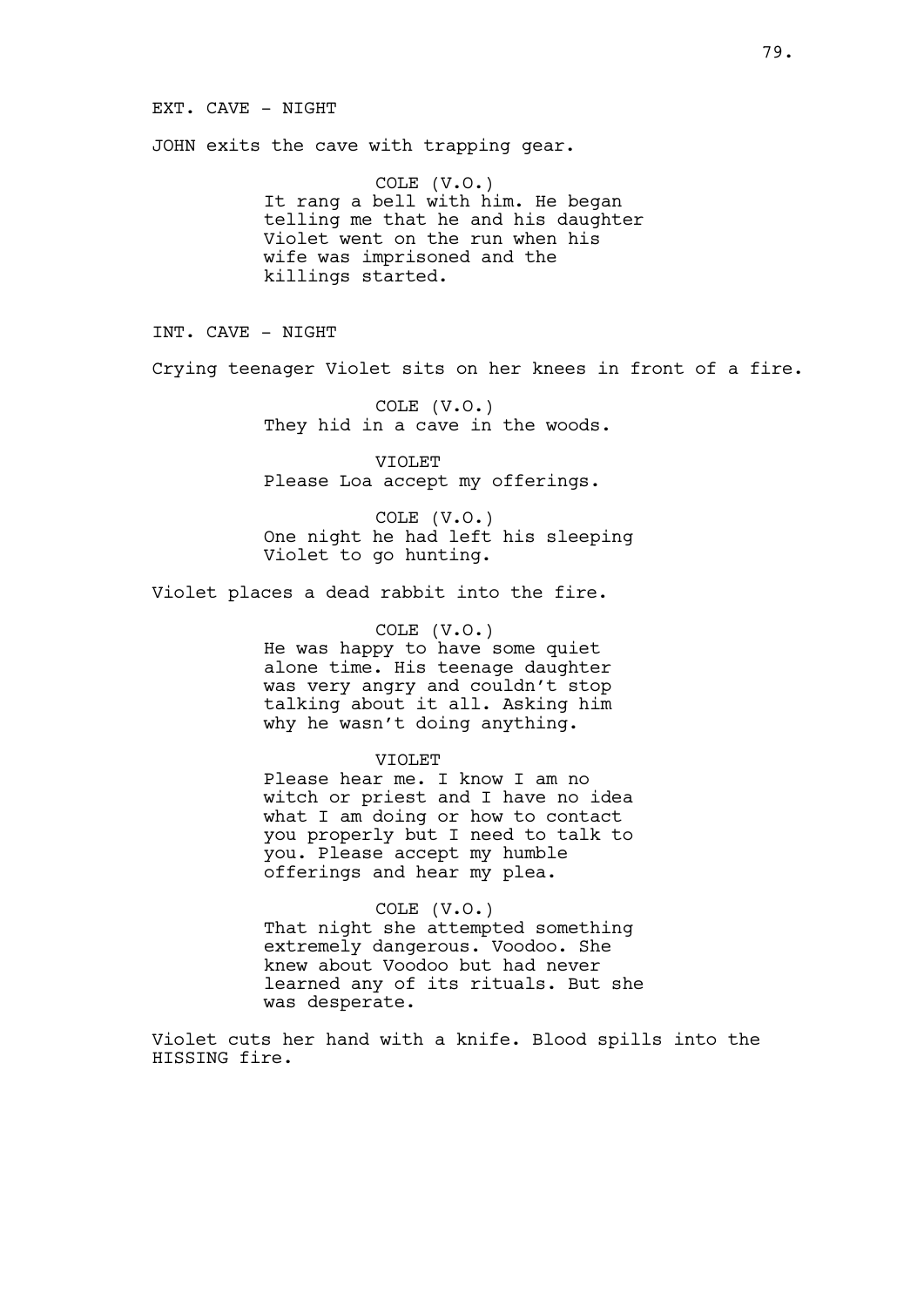EXT. CAVE - NIGHT

JOHN exits the cave with trapping gear.

COLE (V.O.)
It rang a bell with him. He began telling me that he and his daughter Violet went on the run when his wife was imprisoned and the killings started.

INT. CAVE - NIGHT

Crying teenager Violet sits on her knees in front of a fire.

COLE (V.O.)
They hid in a cave in the woods.

VIOLET
Please Loa accept my offerings.

COLE (V.O.)
One night he had left his sleeping Violet to go hunting.

Violet places a dead rabbit into the fire.

COLE (V.O.)
He was happy to have some quiet alone time. His teenage daughter was very angry and couldn't stop talking about it all. Asking him why he wasn't doing anything.

VIOLET
Please hear me. I know I am no witch or priest and I have no idea what I am doing or how to contact you properly but I need to talk to you. Please accept my humble offerings and hear my plea.

COLE (V.O.)
That night she attempted something extremely dangerous. Voodoo. She knew about Voodoo but had never learned any of its rituals. But she was desperate.

Violet cuts her hand with a knife. Blood spills into the HISSING fire.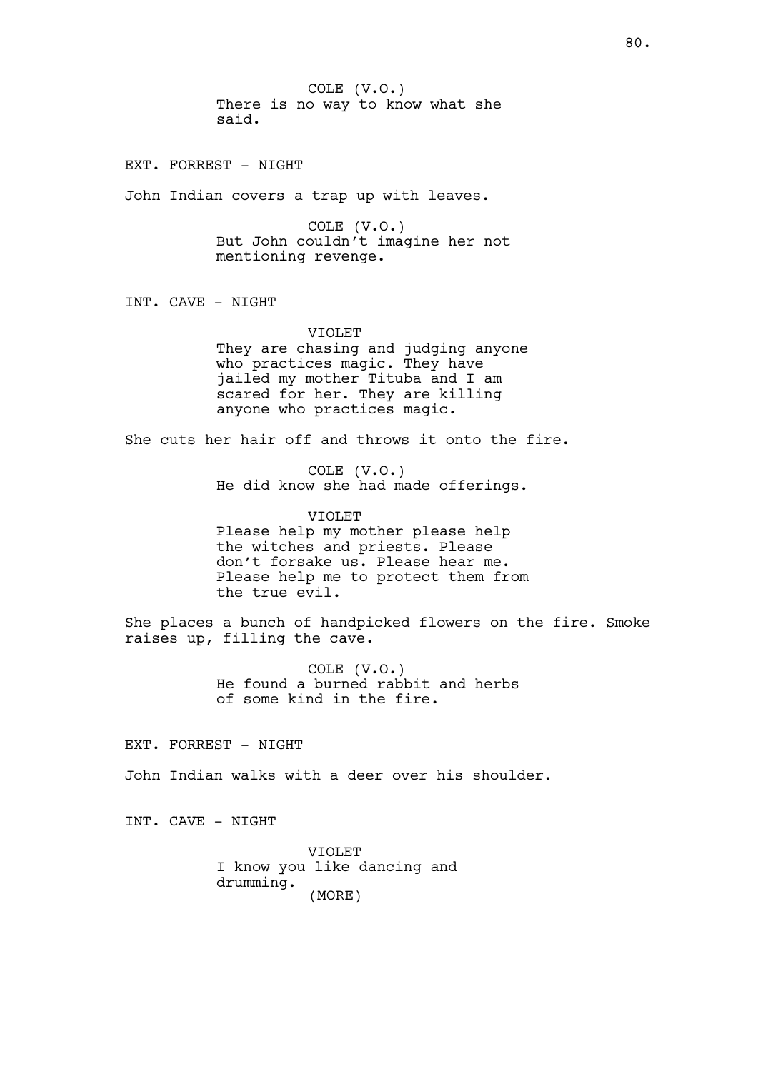COLE (V.O.)
There is no way to know what she said.

EXT. FORREST - NIGHT

John Indian covers a trap up with leaves.

COLE (V.O.)
But John couldn't imagine her not mentioning revenge.

INT. CAVE - NIGHT

VIOLET
They are chasing and judging anyone who practices magic. They have jailed my mother Tituba and I am scared for her. They are killing anyone who practices magic.

She cuts her hair off and throws it onto the fire.

COLE (V.O.)
He did know she had made offerings.

VIOLET
Please help my mother please help the witches and priests. Please don't forsake us. Please hear me. Please help me to protect them from the true evil.

She places a bunch of handpicked flowers on the fire. Smoke raises up, filling the cave.

COLE (V.O.)
He found a burned rabbit and herbs of some kind in the fire.

EXT. FORREST - NIGHT

John Indian walks with a deer over his shoulder.

INT. CAVE - NIGHT

VIOLET
I know you like dancing and drumming.
(MORE)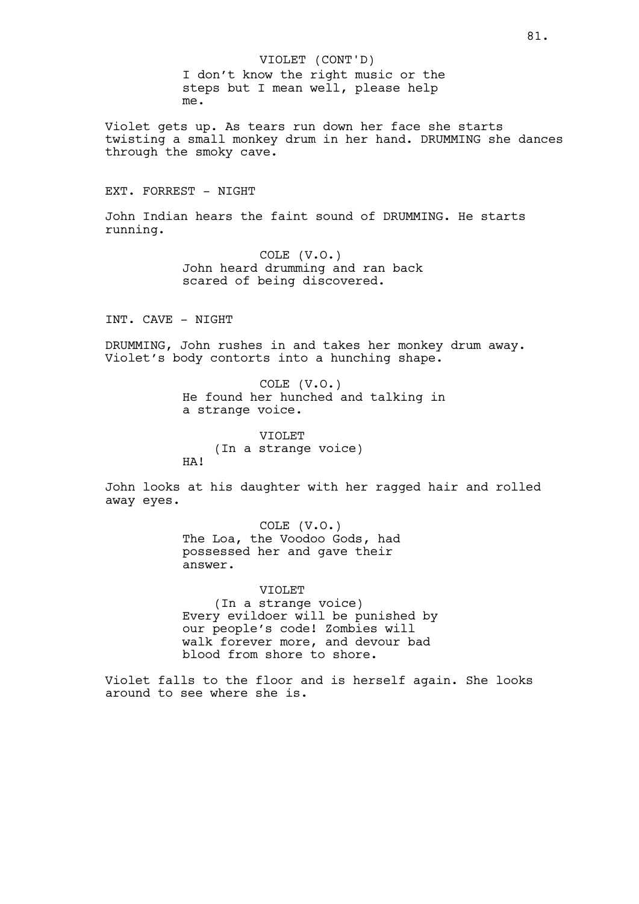VIOLET (CONT'D)
I don't know the right music or the steps but I mean well, please help me.

Violet gets up. As tears run down her face she starts twisting a small monkey drum in her hand. DRUMMING she dances through the smoky cave.

EXT. FORREST - NIGHT

John Indian hears the faint sound of DRUMMING. He starts running.

COLE (V.O.)
John heard drumming and ran back scared of being discovered.

INT. CAVE - NIGHT

DRUMMING, John rushes in and takes her monkey drum away. Violet's body contorts into a hunching shape.

COLE (V.O.)
He found her hunched and talking in a strange voice.

VIOLET
(In a strange voice)
HA!

John looks at his daughter with her ragged hair and rolled away eyes.

COLE (V.O.)
The Loa, the Voodoo Gods, had possessed her and gave their answer.

VIOLET
(In a strange voice)
Every evildoer will be punished by our people's code! Zombies will walk forever more, and devour bad blood from shore to shore.

Violet falls to the floor and is herself again. She looks around to see where she is.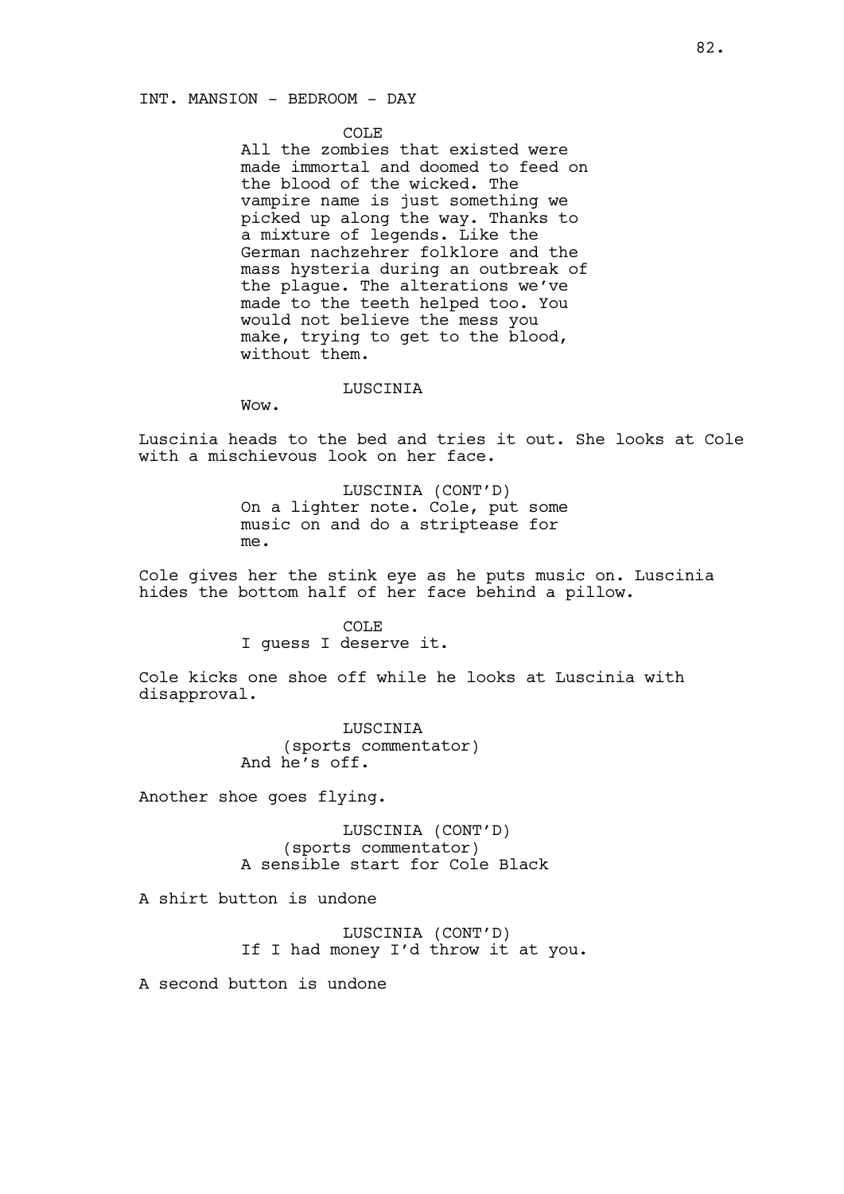INT. MANSION - BEDROOM - DAY

COLE
All the zombies that existed were made immortal and doomed to feed on the blood of the wicked. The vampire name is just something we picked up along the way. Thanks to a mixture of legends. Like the German nachzehrer folklore and the mass hysteria during an outbreak of the plague. The alterations we've made to the teeth helped too. You would not believe the mess you make, trying to get to the blood, without them.

LUSCINIA
Wow.

Luscinia heads to the bed and tries it out. She looks at Cole with a mischievous look on her face.

LUSCINIA (CONT'D)
On a lighter note. Cole, put some music on and do a striptease for me.

Cole gives her the stink eye as he puts music on. Luscinia hides the bottom half of her face behind a pillow.

COLE
I guess I deserve it.

Cole kicks one shoe off while he looks at Luscinia with disapproval.

LUSCINIA
(sports commentator)
And he's off.

Another shoe goes flying.

LUSCINIA (CONT'D)
(sports commentator)
A sensible start for Cole Black

A shirt button is undone

LUSCINIA (CONT'D)
If I had money I'd throw it at you.

A second button is undone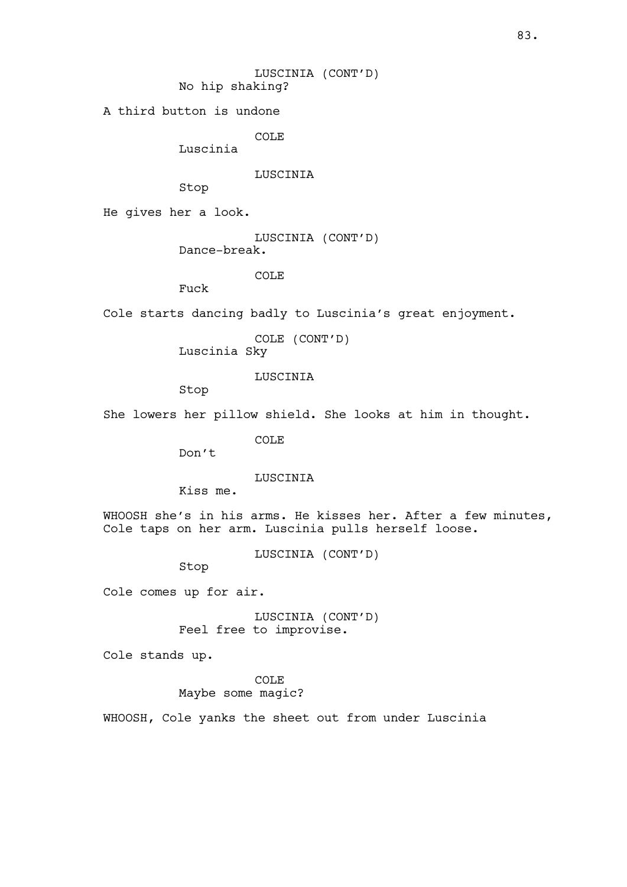LUSCINIA (CONT'D)
No hip shaking?

A third button is undone

COLE
Luscinia

LUSCINIA
Stop

He gives her a look.

LUSCINIA (CONT'D)
Dance-break.

COLE
Fuck

Cole starts dancing badly to Luscinia's great enjoyment.

COLE (CONT'D)
Luscinia Sky

LUSCINIA
Stop

She lowers her pillow shield. She looks at him in thought.

COLE
Don't

LUSCINIA
Kiss me.

WHOOSH she's in his arms. He kisses her. After a few minutes, Cole taps on her arm. Luscinia pulls herself loose.

LUSCINIA (CONT'D)
Stop

Cole comes up for air.

LUSCINIA (CONT'D)
Feel free to improvise.

Cole stands up.

COLE
Maybe some magic?

WHOOSH, Cole yanks the sheet out from under Luscinia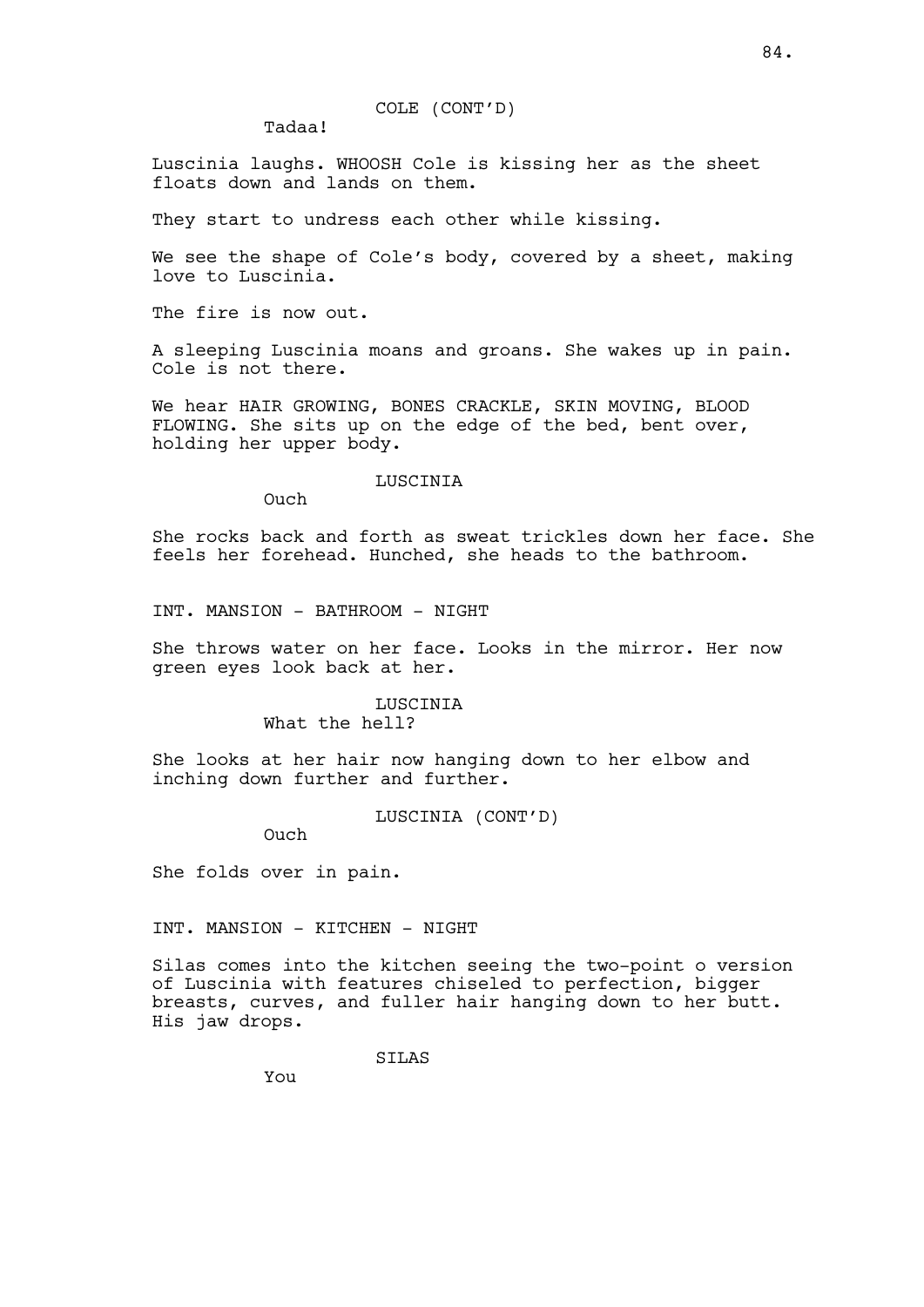COLE (CONT'D)

Tadaa!

Luscinia laughs. WHOOSH Cole is kissing her as the sheet floats down and lands on them.

They start to undress each other while kissing.

We see the shape of Cole's body, covered by a sheet, making love to Luscinia.

The fire is now out.

A sleeping Luscinia moans and groans. She wakes up in pain. Cole is not there.

We hear HAIR GROWING, BONES CRACKLE, SKIN MOVING, BLOOD FLOWING. She sits up on the edge of the bed, bent over, holding her upper body.

LUSCINIA

Ouch

She rocks back and forth as sweat trickles down her face. She feels her forehead. Hunched, she heads to the bathroom.

INT. MANSION - BATHROOM - NIGHT

She throws water on her face. Looks in the mirror. Her now green eyes look back at her.

LUSCINIA

What the hell?

She looks at her hair now hanging down to her elbow and inching down further and further.

LUSCINIA (CONT'D)

Ouch

She folds over in pain.

INT. MANSION - KITCHEN - NIGHT

Silas comes into the kitchen seeing the two-point o version of Luscinia with features chiseled to perfection, bigger breasts, curves, and fuller hair hanging down to her butt. His jaw drops.

SILAS

You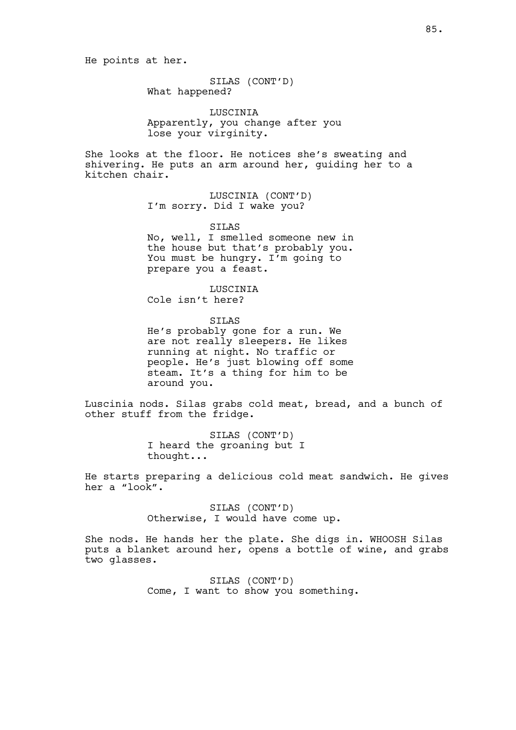He points at her.

SILAS (CONT'D)
What happened?

LUSCINIA
Apparently, you change after you lose your virginity.

She looks at the floor. He notices she's sweating and shivering. He puts an arm around her, guiding her to a kitchen chair.

LUSCINIA (CONT'D)
I'm sorry. Did I wake you?

SILAS
No, well, I smelled someone new in the house but that's probably you. You must be hungry. I'm going to prepare you a feast.

LUSCINIA
Cole isn't here?

SILAS
He's probably gone for a run. We are not really sleepers. He likes running at night. No traffic or people. He's just blowing off some steam. It's a thing for him to be around you.

Luscinia nods. Silas grabs cold meat, bread, and a bunch of other stuff from the fridge.

SILAS (CONT'D)
I heard the groaning but I thought...

He starts preparing a delicious cold meat sandwich. He gives her a "look".

SILAS (CONT'D)
Otherwise, I would have come up.

She nods. He hands her the plate. She digs in. WHOOSH Silas puts a blanket around her, opens a bottle of wine, and grabs two glasses.

SILAS (CONT'D)
Come, I want to show you something.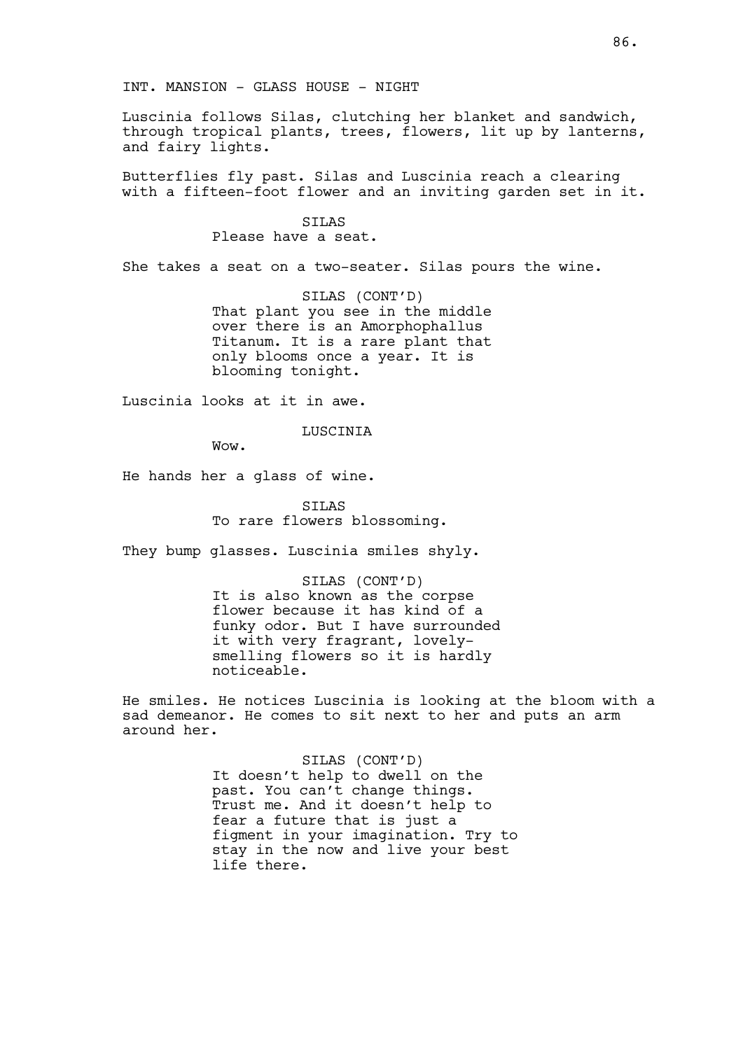INT. MANSION - GLASS HOUSE - NIGHT

Luscinia follows Silas, clutching her blanket and sandwich, through tropical plants, trees, flowers, lit up by lanterns, and fairy lights.

Butterflies fly past. Silas and Luscinia reach a clearing with a fifteen-foot flower and an inviting garden set in it.

SILAS
Please have a seat.

She takes a seat on a two-seater. Silas pours the wine.

SILAS (CONT'D)
That plant you see in the middle over there is an Amorphophallus Titanum. It is a rare plant that only blooms once a year. It is blooming tonight.

Luscinia looks at it in awe.

LUSCINIA
Wow.

He hands her a glass of wine.

SILAS
To rare flowers blossoming.

They bump glasses. Luscinia smiles shyly.

SILAS (CONT'D)
It is also known as the corpse flower because it has kind of a funky odor. But I have surrounded it with very fragrant, lovely-smelling flowers so it is hardly noticeable.

He smiles. He notices Luscinia is looking at the bloom with a sad demeanor. He comes to sit next to her and puts an arm around her.

SILAS (CONT'D)
It doesn't help to dwell on the past. You can't change things. Trust me. And it doesn't help to fear a future that is just a figment in your imagination. Try to stay in the now and live your best life there.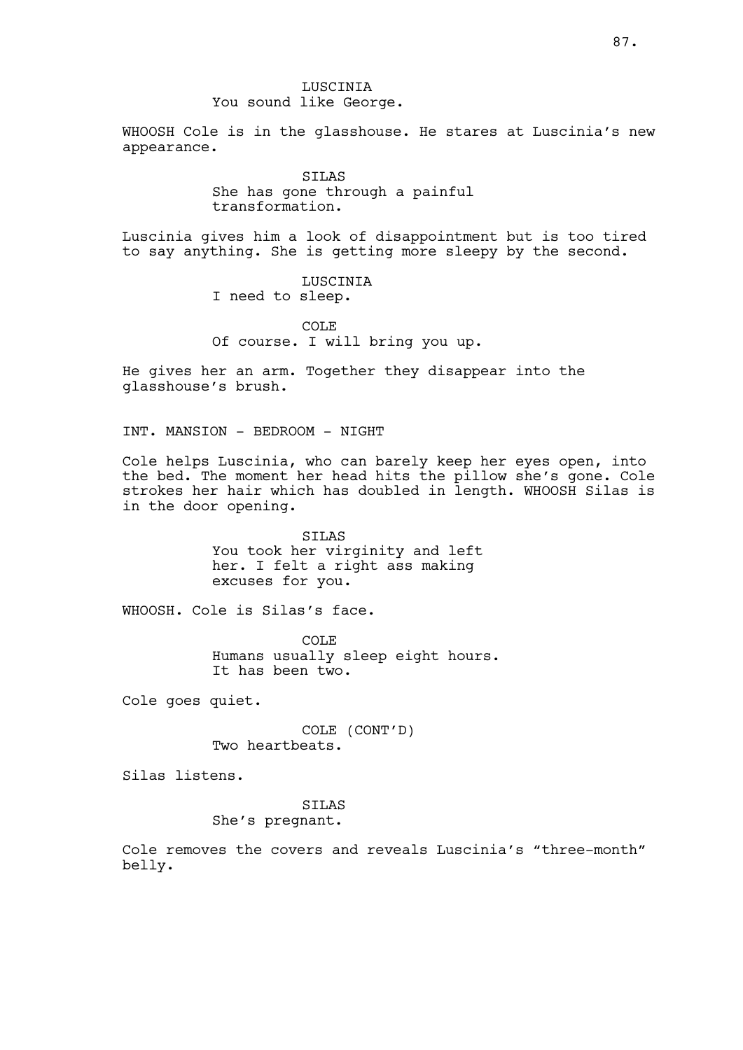LUSCINIA
You sound like George.

WHOOSH Cole is in the glasshouse. He stares at Luscinia's new appearance.

SILAS
She has gone through a painful transformation.

Luscinia gives him a look of disappointment but is too tired to say anything. She is getting more sleepy by the second.

LUSCINIA
I need to sleep.

COLE
Of course. I will bring you up.

He gives her an arm. Together they disappear into the glasshouse's brush.

INT. MANSION - BEDROOM - NIGHT

Cole helps Luscinia, who can barely keep her eyes open, into the bed. The moment her head hits the pillow she's gone. Cole strokes her hair which has doubled in length. WHOOSH Silas is in the door opening.

SILAS
You took her virginity and left her. I felt a right ass making excuses for you.

WHOOSH. Cole is Silas's face.

COLE
Humans usually sleep eight hours. It has been two.

Cole goes quiet.

COLE (CONT'D)
Two heartbeats.

Silas listens.

SILAS
She's pregnant.

Cole removes the covers and reveals Luscinia's "three-month" belly.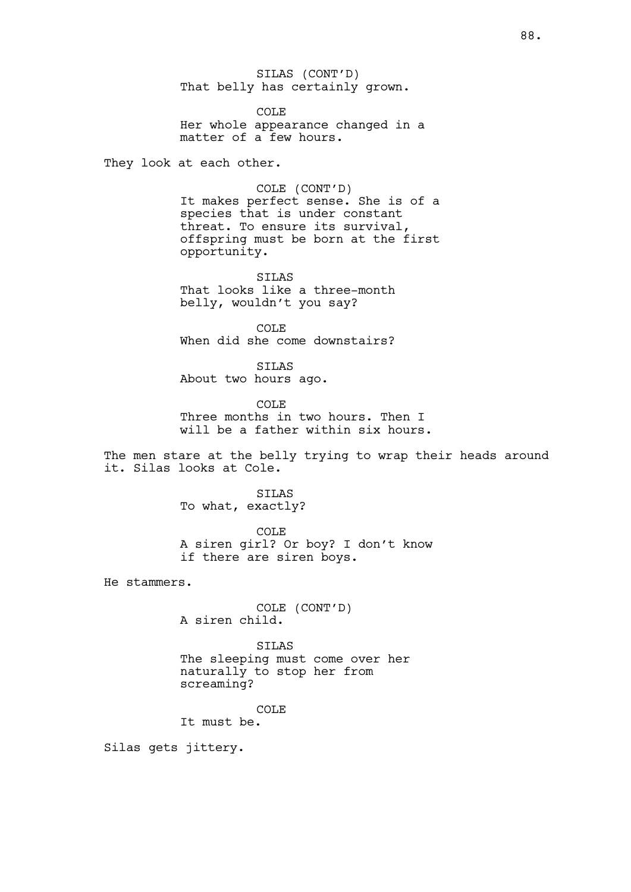SILAS (CONT'D)
That belly has certainly grown.

COLE
Her whole appearance changed in a matter of a few hours.

They look at each other.

COLE (CONT'D)
It makes perfect sense. She is of a species that is under constant threat. To ensure its survival, offspring must be born at the first opportunity.

SILAS
That looks like a three-month belly, wouldn't you say?

COLE
When did she come downstairs?

SILAS
About two hours ago.

COLE
Three months in two hours. Then I will be a father within six hours.

The men stare at the belly trying to wrap their heads around it. Silas looks at Cole.

SILAS
To what, exactly?

COLE
A siren girl? Or boy? I don't know if there are siren boys.

He stammers.

COLE (CONT'D)
A siren child.

SILAS
The sleeping must come over her naturally to stop her from screaming?

COLE
It must be.

Silas gets jittery.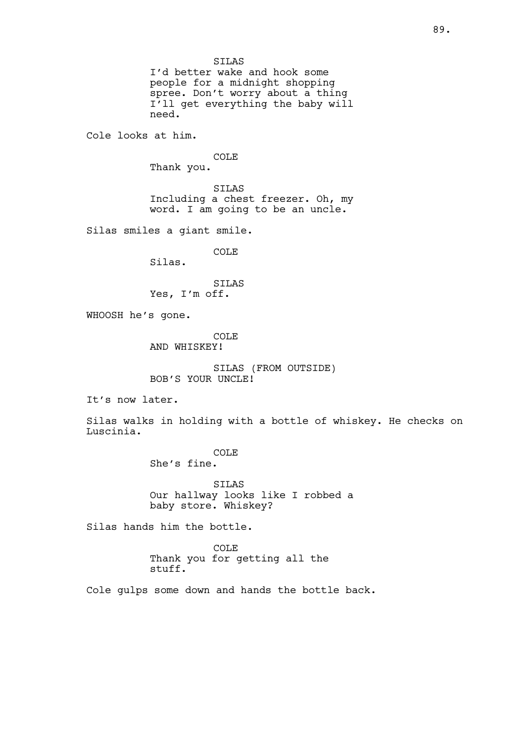SILAS
I'd better wake and hook some people for a midnight shopping spree. Don't worry about a thing I'll get everything the baby will need.

Cole looks at him.

COLE
Thank you.

SILAS
Including a chest freezer. Oh, my word. I am going to be an uncle.

Silas smiles a giant smile.

COLE
Silas.

SILAS
Yes, I'm off.

WHOOSH he's gone.

COLE
AND WHISKEY!

SILAS (FROM OUTSIDE)
BOB'S YOUR UNCLE!

It's now later.

Silas walks in holding with a bottle of whiskey. He checks on Luscinia.

COLE
She's fine.

SILAS
Our hallway looks like I robbed a baby store. Whiskey?

Silas hands him the bottle.

COLE
Thank you for getting all the stuff.

Cole gulps some down and hands the bottle back.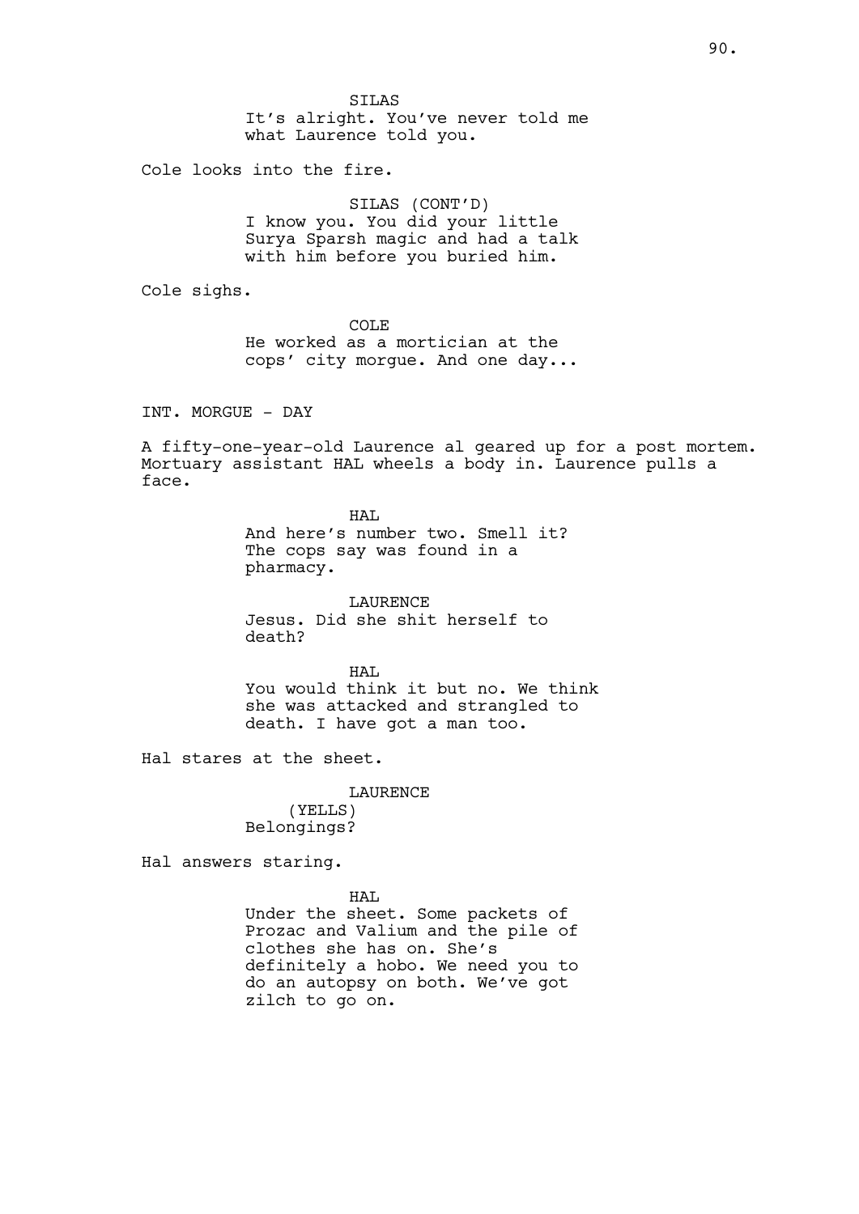SILAS
It's alright. You've never told me what Laurence told you.

Cole looks into the fire.

SILAS (CONT'D)
I know you. You did your little Surya Sparsh magic and had a talk with him before you buried him.

Cole sighs.

COLE
He worked as a mortician at the cops' city morgue. And one day...

INT. MORGUE - DAY

A fifty-one-year-old Laurence al geared up for a post mortem. Mortuary assistant HAL wheels a body in. Laurence pulls a face.

HAL
And here's number two. Smell it? The cops say was found in a pharmacy.

LAURENCE
Jesus. Did she shit herself to death?

HAL
You would think it but no. We think she was attacked and strangled to death. I have got a man too.

Hal stares at the sheet.

LAURENCE
(YELLS)
Belongings?

Hal answers staring.

HAL
Under the sheet. Some packets of Prozac and Valium and the pile of clothes she has on. She's definitely a hobo. We need you to do an autopsy on both. We've got zilch to go on.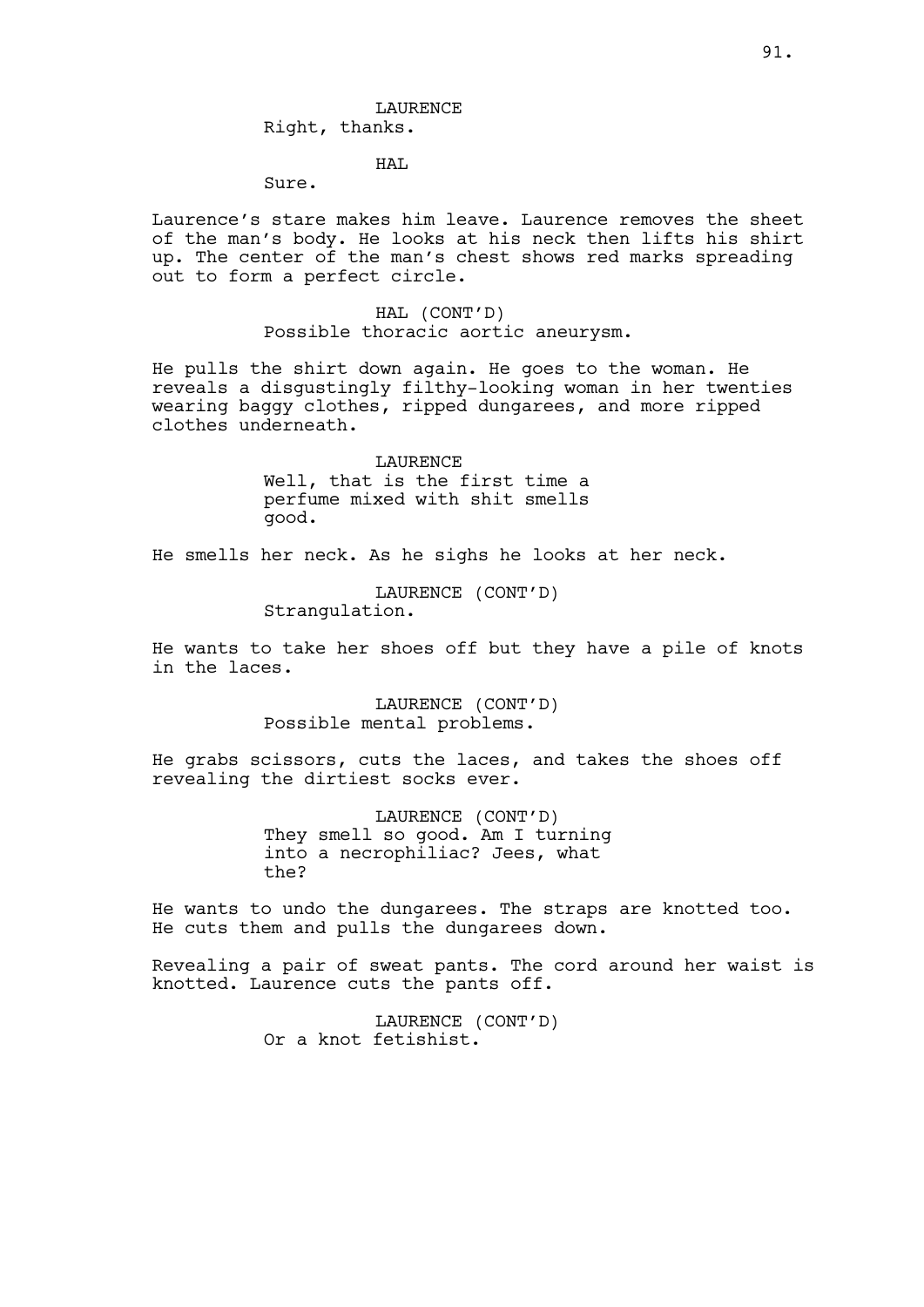LAURENCE
Right, thanks.

HAL
Sure.

Laurence's stare makes him leave. Laurence removes the sheet of the man's body. He looks at his neck then lifts his shirt up. The center of the man's chest shows red marks spreading out to form a perfect circle.

HAL (CONT'D)
Possible thoracic aortic aneurysm.

He pulls the shirt down again. He goes to the woman. He reveals a disgustingly filthy-looking woman in her twenties wearing baggy clothes, ripped dungarees, and more ripped clothes underneath.

LAURENCE
Well, that is the first time a perfume mixed with shit smells good.

He smells her neck. As he sighs he looks at her neck.

LAURENCE (CONT'D)
Strangulation.

He wants to take her shoes off but they have a pile of knots in the laces.

LAURENCE (CONT'D)
Possible mental problems.

He grabs scissors, cuts the laces, and takes the shoes off revealing the dirtiest socks ever.

LAURENCE (CONT'D)
They smell so good. Am I turning into a necrophiliac? Jees, what the?

He wants to undo the dungarees. The straps are knotted too. He cuts them and pulls the dungarees down.

Revealing a pair of sweat pants. The cord around her waist is knotted. Laurence cuts the pants off.

LAURENCE (CONT'D)
Or a knot fetishist.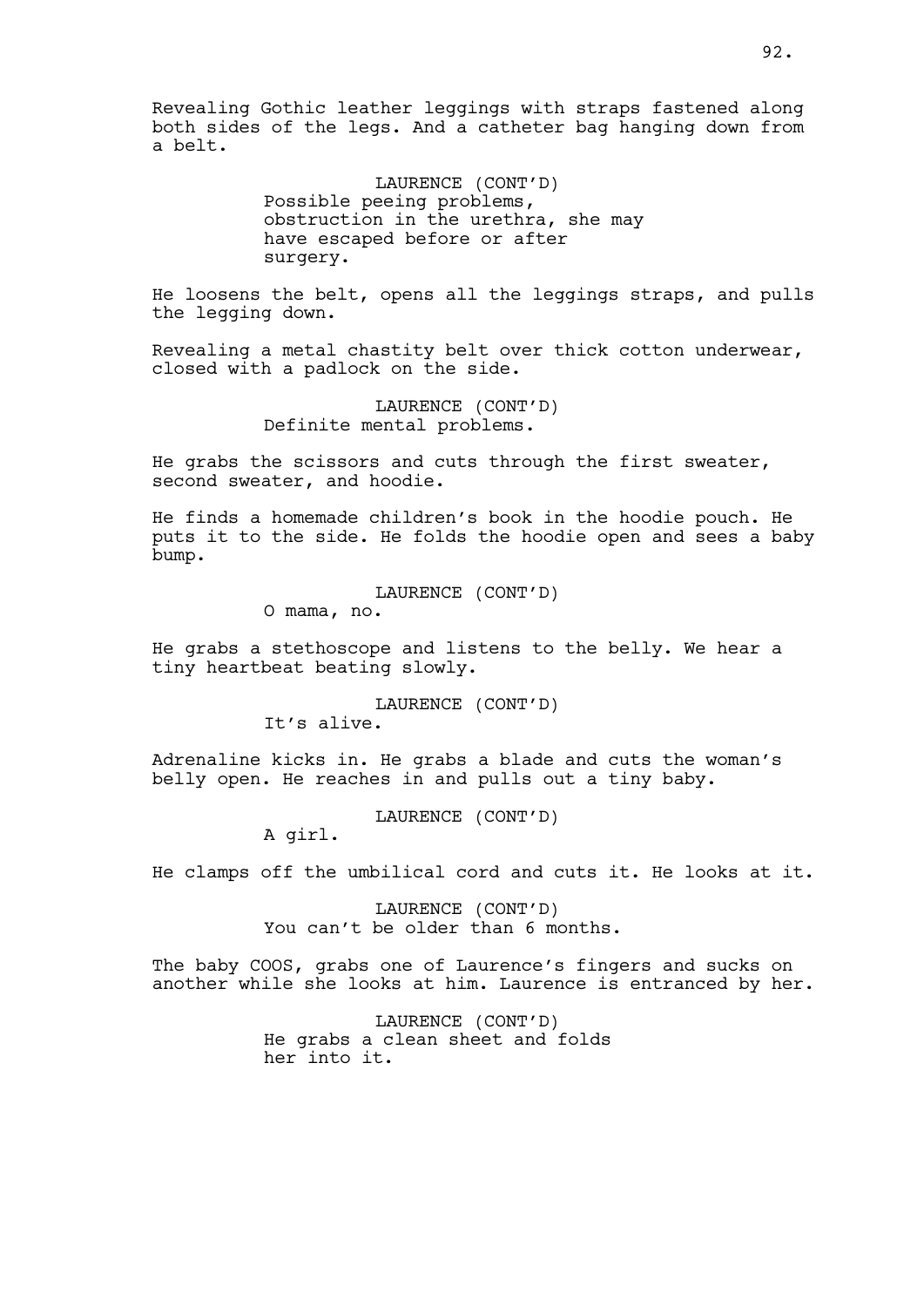Revealing Gothic leather leggings with straps fastened along both sides of the legs. And a catheter bag hanging down from a belt.

LAURENCE (CONT'D)
Possible peeing problems, obstruction in the urethra, she may have escaped before or after surgery.

He loosens the belt, opens all the leggings straps, and pulls the legging down.

Revealing a metal chastity belt over thick cotton underwear, closed with a padlock on the side.

LAURENCE (CONT'D)
Definite mental problems.

He grabs the scissors and cuts through the first sweater, second sweater, and hoodie.

He finds a homemade children's book in the hoodie pouch. He puts it to the side. He folds the hoodie open and sees a baby bump.

LAURENCE (CONT'D)
O mama, no.

He grabs a stethoscope and listens to the belly. We hear a tiny heartbeat beating slowly.

LAURENCE (CONT'D)
It's alive.

Adrenaline kicks in. He grabs a blade and cuts the woman's belly open. He reaches in and pulls out a tiny baby.

LAURENCE (CONT'D)
A girl.

He clamps off the umbilical cord and cuts it. He looks at it.

LAURENCE (CONT'D)
You can't be older than 6 months.

The baby COOS, grabs one of Laurence's fingers and sucks on another while she looks at him. Laurence is entranced by her.

LAURENCE (CONT'D)
He grabs a clean sheet and folds her into it.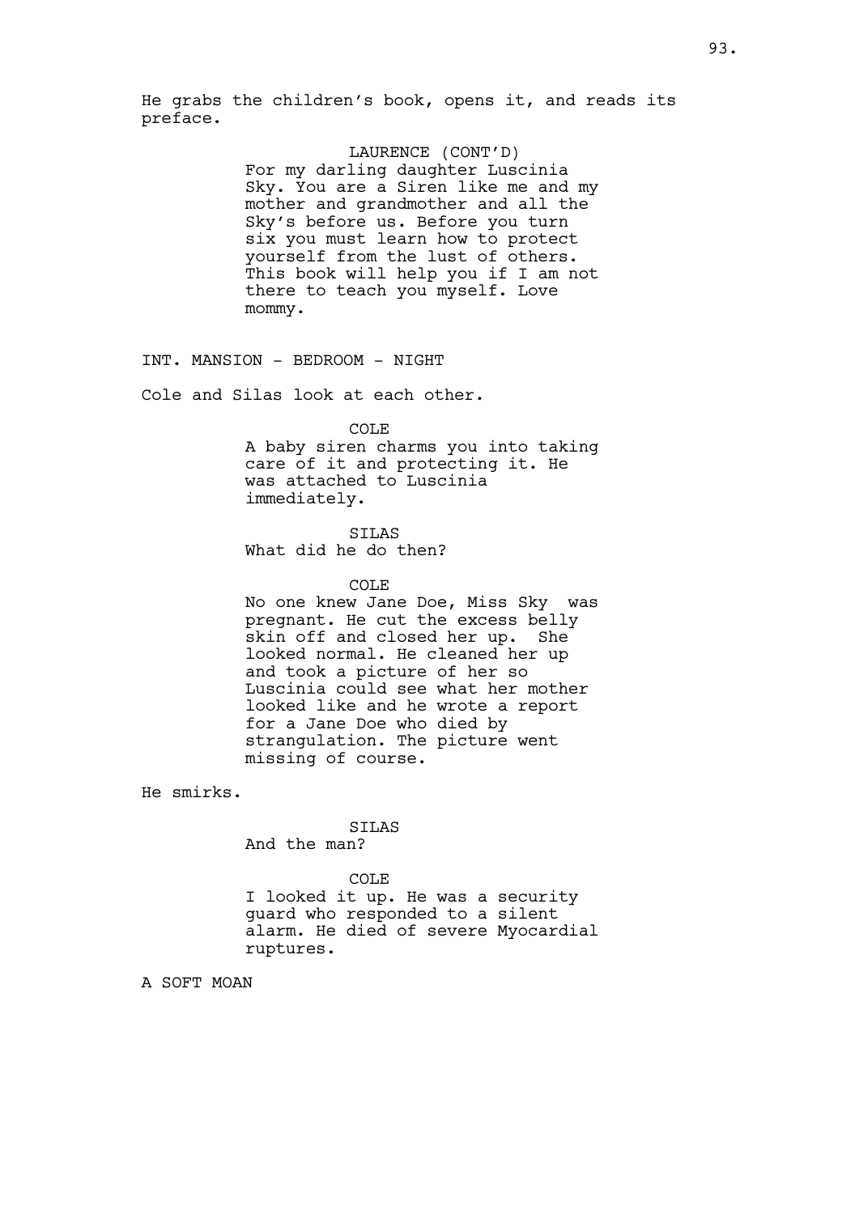He grabs the children's book, opens it, and reads its preface.

LAURENCE (CONT'D)
For my darling daughter Luscinia Sky. You are a Siren like me and my mother and grandmother and all the Sky's before us. Before you turn six you must learn how to protect yourself from the lust of others. This book will help you if I am not there to teach you myself. Love mommy.

INT. MANSION - BEDROOM - NIGHT

Cole and Silas look at each other.

COLE
A baby siren charms you into taking care of it and protecting it. He was attached to Luscinia immediately.

SILAS
What did he do then?

COLE
No one knew Jane Doe, Miss Sky was pregnant. He cut the excess belly skin off and closed her up. She looked normal. He cleaned her up and took a picture of her so Luscinia could see what her mother looked like and he wrote a report for a Jane Doe who died by strangulation. The picture went missing of course.

He smirks.

SILAS
And the man?

COLE
I looked it up. He was a security guard who responded to a silent alarm. He died of severe Myocardial ruptures.

A SOFT MOAN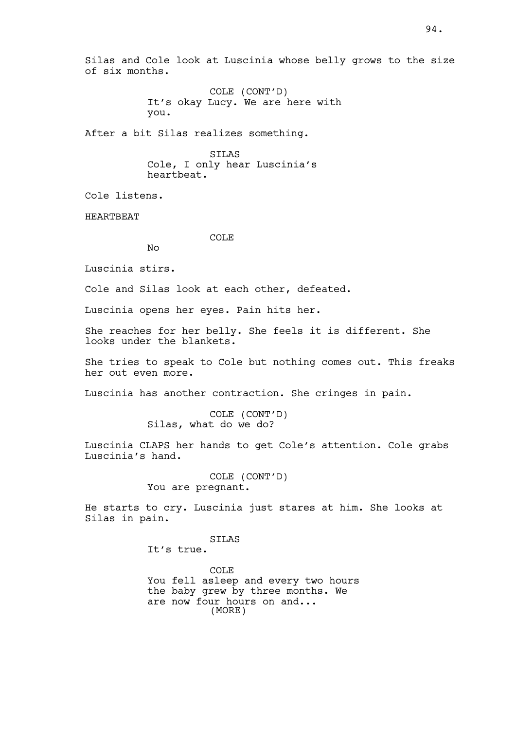Silas and Cole look at Luscinia whose belly grows to the size of six months.

COLE (CONT'D)
It's okay Lucy. We are here with you.

After a bit Silas realizes something.

SILAS
Cole, I only hear Luscinia's heartbeat.

Cole listens.

HEARTBEAT

COLE
No

Luscinia stirs.

Cole and Silas look at each other, defeated.

Luscinia opens her eyes. Pain hits her.

She reaches for her belly. She feels it is different. She looks under the blankets.

She tries to speak to Cole but nothing comes out. This freaks her out even more.

Luscinia has another contraction. She cringes in pain.

COLE (CONT'D)
Silas, what do we do?

Luscinia CLAPS her hands to get Cole's attention. Cole grabs Luscinia's hand.

COLE (CONT'D)
You are pregnant.

He starts to cry. Luscinia just stares at him. She looks at Silas in pain.

SILAS
It's true.

COLE
You fell asleep and every two hours the baby grew by three months. We are now four hours on and...
(MORE)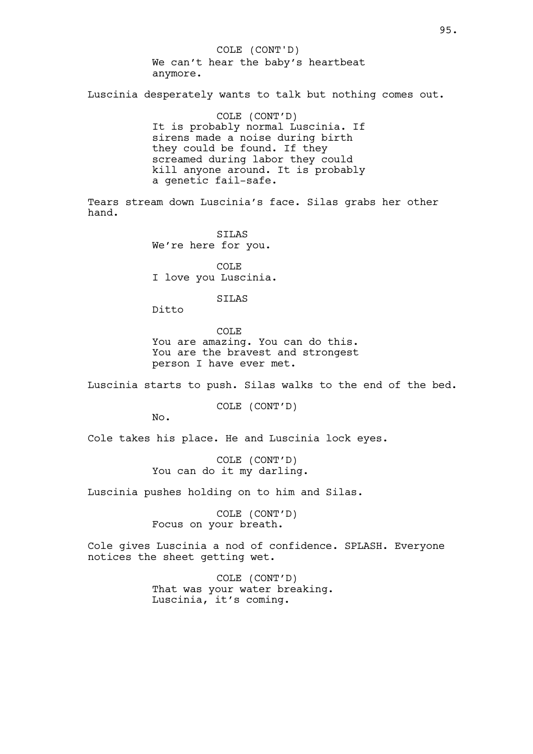COLE (CONT'D)
We can't hear the baby's heartbeat anymore.

Luscinia desperately wants to talk but nothing comes out.

COLE (CONT'D)
It is probably normal Luscinia. If sirens made a noise during birth they could be found. If they screamed during labor they could kill anyone around. It is probably a genetic fail-safe.

Tears stream down Luscinia's face. Silas grabs her other hand.

SILAS
We're here for you.

COLE
I love you Luscinia.

SILAS
Ditto

COLE
You are amazing. You can do this. You are the bravest and strongest person I have ever met.

Luscinia starts to push. Silas walks to the end of the bed.

COLE (CONT'D)
No.

Cole takes his place. He and Luscinia lock eyes.

COLE (CONT'D)
You can do it my darling.

Luscinia pushes holding on to him and Silas.

COLE (CONT'D)
Focus on your breath.

Cole gives Luscinia a nod of confidence. SPLASH. Everyone notices the sheet getting wet.

COLE (CONT'D)
That was your water breaking. Luscinia, it's coming.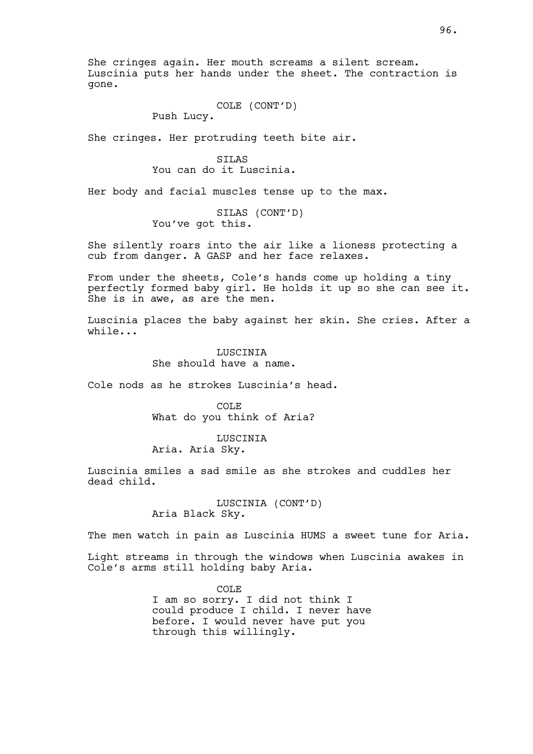She cringes again. Her mouth screams a silent scream. Luscinia puts her hands under the sheet. The contraction is gone.

COLE (CONT'D)
Push Lucy.

She cringes. Her protruding teeth bite air.

SILAS
You can do it Luscinia.

Her body and facial muscles tense up to the max.

SILAS (CONT'D)
You've got this.

She silently roars into the air like a lioness protecting a cub from danger. A GASP and her face relaxes.

From under the sheets, Cole's hands come up holding a tiny perfectly formed baby girl. He holds it up so she can see it. She is in awe, as are the men.

Luscinia places the baby against her skin. She cries. After a while...

LUSCINIA
She should have a name.

Cole nods as he strokes Luscinia's head.

COLE
What do you think of Aria?

LUSCINIA
Aria. Aria Sky.

Luscinia smiles a sad smile as she strokes and cuddles her dead child.

LUSCINIA (CONT'D)
Aria Black Sky.

The men watch in pain as Luscinia HUMS a sweet tune for Aria.

Light streams in through the windows when Luscinia awakes in Cole's arms still holding baby Aria.

COLE
I am so sorry. I did not think I could produce I child. I never have before. I would never have put you through this willingly.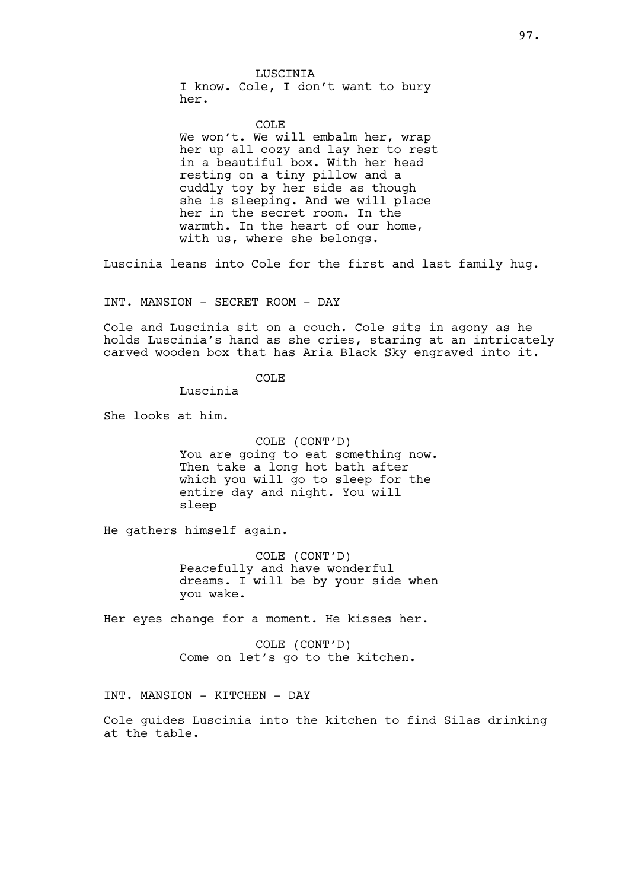LUSCINIA

I know. Cole, I don't want to bury her.

COLE

We won't. We will embalm her, wrap her up all cozy and lay her to rest in a beautiful box. With her head resting on a tiny pillow and a cuddly toy by her side as though she is sleeping. And we will place her in the secret room. In the warmth. In the heart of our home, with us, where she belongs.

Luscinia leans into Cole for the first and last family hug.

INT. MANSION - SECRET ROOM - DAY

Cole and Luscinia sit on a couch. Cole sits in agony as he holds Luscinia's hand as she cries, staring at an intricately carved wooden box that has Aria Black Sky engraved into it.

COLE

Luscinia

She looks at him.

COLE (CONT'D)

You are going to eat something now. Then take a long hot bath after which you will go to sleep for the entire day and night. You will sleep

He gathers himself again.

COLE (CONT'D)

Peacefully and have wonderful dreams. I will be by your side when you wake.

Her eyes change for a moment. He kisses her.

COLE (CONT'D)

Come on let's go to the kitchen.

INT. MANSION - KITCHEN - DAY

Cole guides Luscinia into the kitchen to find Silas drinking at the table.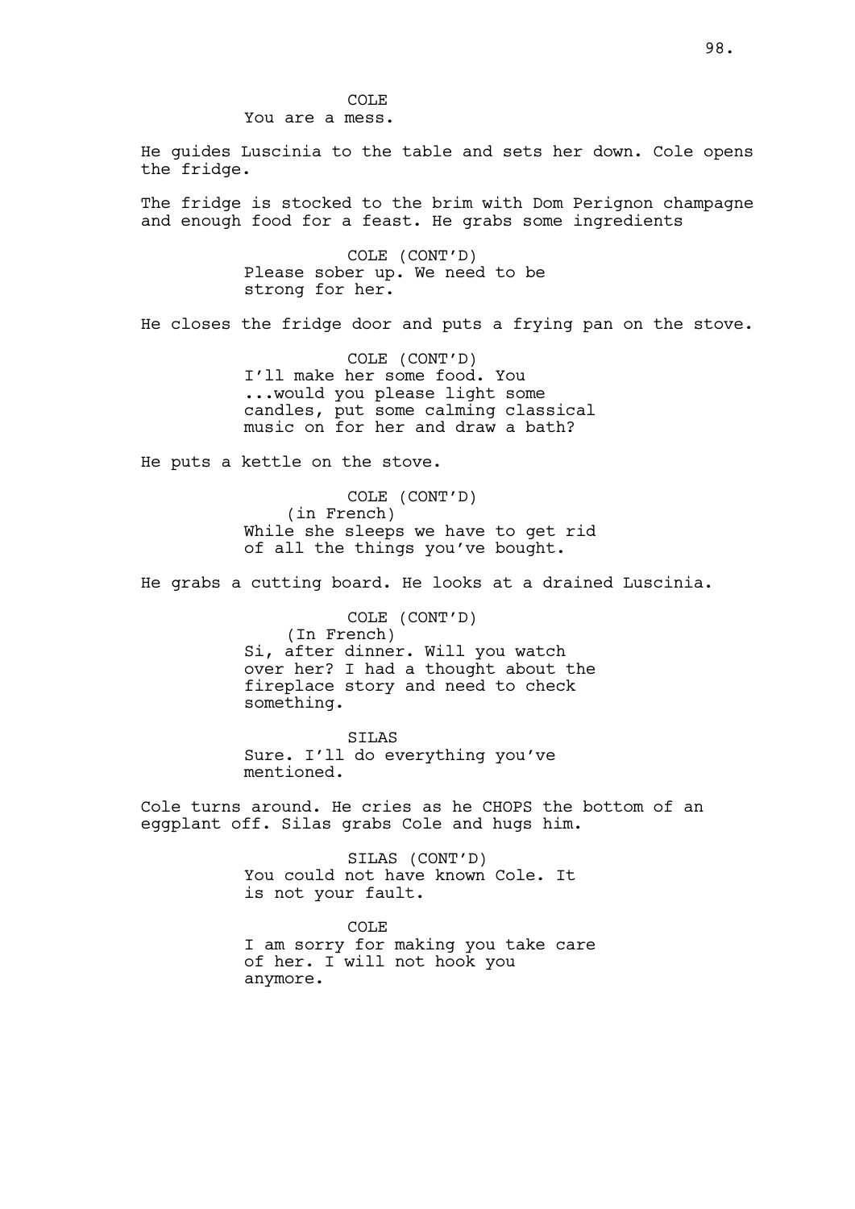COLE
You are a mess.

He guides Luscinia to the table and sets her down. Cole opens the fridge.

The fridge is stocked to the brim with Dom Perignon champagne and enough food for a feast. He grabs some ingredients

COLE (CONT'D)
Please sober up. We need to be strong for her.

He closes the fridge door and puts a frying pan on the stove.

COLE (CONT'D)
I'll make her some food. You ...would you please light some candles, put some calming classical music on for her and draw a bath?

He puts a kettle on the stove.

COLE (CONT'D)
(in French)
While she sleeps we have to get rid of all the things you've bought.

He grabs a cutting board. He looks at a drained Luscinia.

COLE (CONT'D)
(In French)
Si, after dinner. Will you watch over her? I had a thought about the fireplace story and need to check something.

SILAS
Sure. I'll do everything you've mentioned.

Cole turns around. He cries as he CHOPS the bottom of an eggplant off. Silas grabs Cole and hugs him.

SILAS (CONT'D)
You could not have known Cole. It is not your fault.

COLE
I am sorry for making you take care of her. I will not hook you anymore.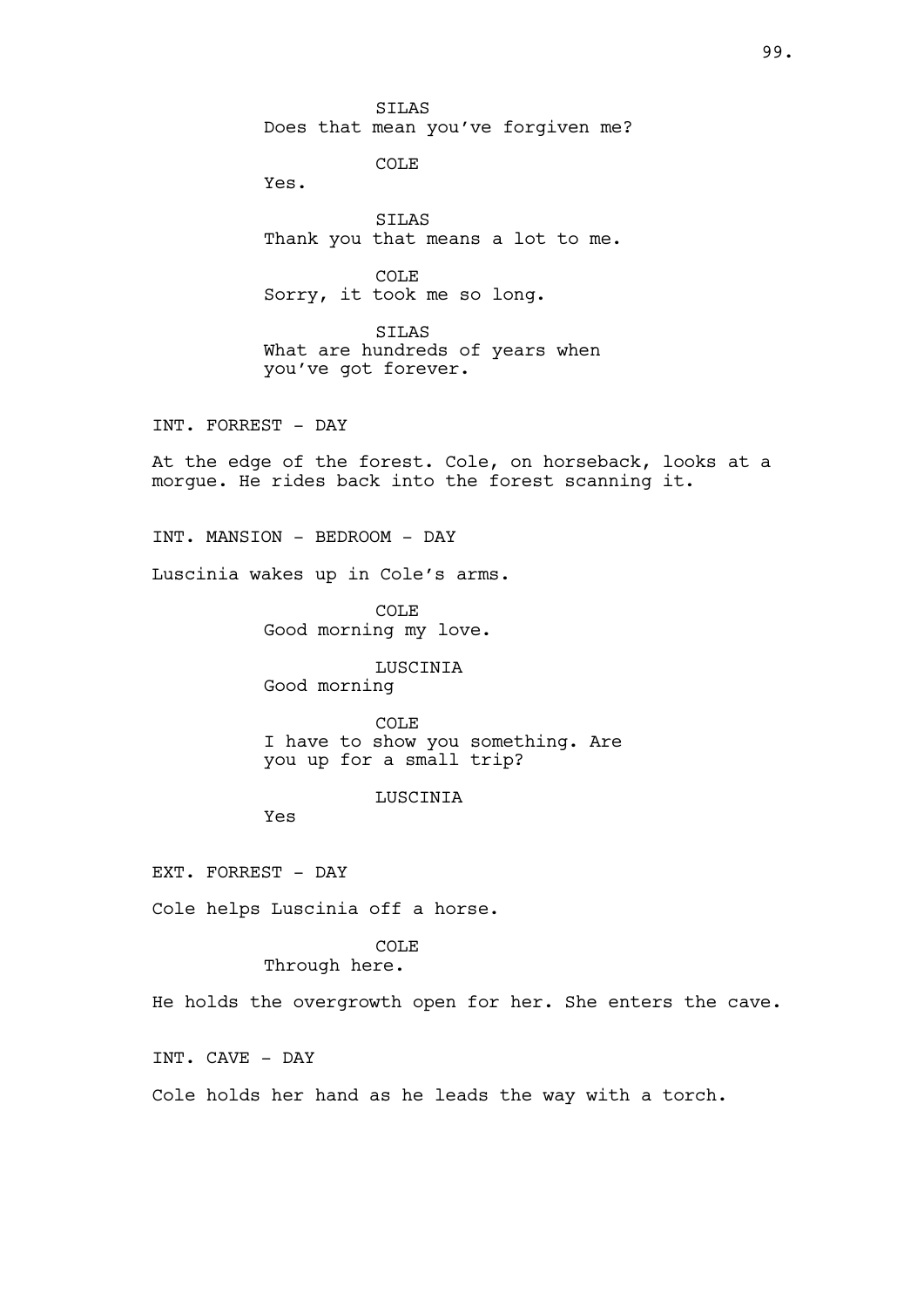SILAS
Does that mean you've forgiven me?

COLE
Yes.

SILAS
Thank you that means a lot to me.

COLE
Sorry, it took me so long.

SILAS
What are hundreds of years when you've got forever.

INT. FORREST - DAY

At the edge of the forest. Cole, on horseback, looks at a morgue. He rides back into the forest scanning it.

INT. MANSION - BEDROOM - DAY

Luscinia wakes up in Cole's arms.

COLE
Good morning my love.

LUSCINIA
Good morning

COLE
I have to show you something. Are you up for a small trip?

LUSCINIA
Yes

EXT. FORREST - DAY

Cole helps Luscinia off a horse.

COLE
Through here.

He holds the overgrowth open for her. She enters the cave.

INT. CAVE - DAY

Cole holds her hand as he leads the way with a torch.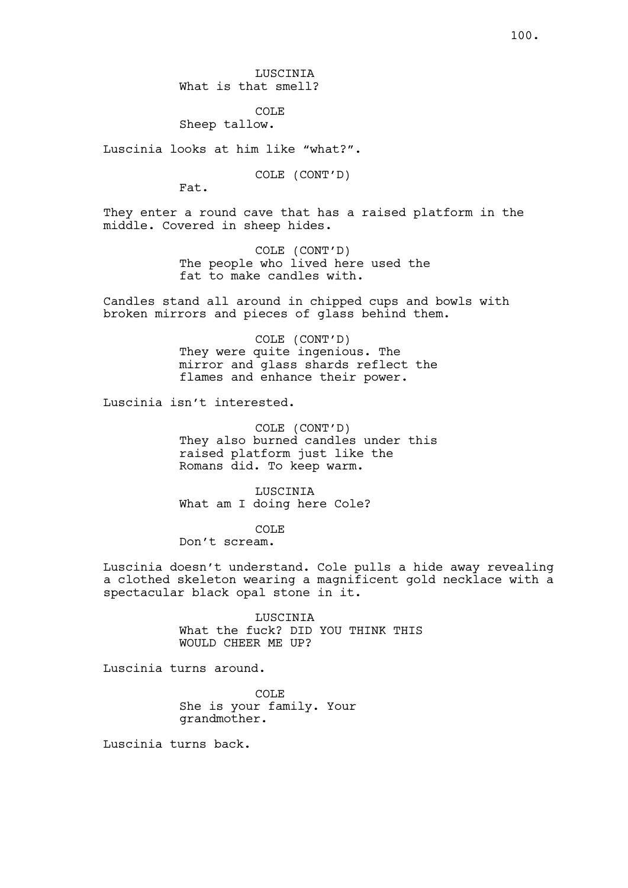LUSCINIA
What is that smell?

COLE
Sheep tallow.

Luscinia looks at him like "what?".

COLE (CONT'D)
Fat.

They enter a round cave that has a raised platform in the middle. Covered in sheep hides.

COLE (CONT'D)
The people who lived here used the fat to make candles with.

Candles stand all around in chipped cups and bowls with broken mirrors and pieces of glass behind them.

COLE (CONT'D)
They were quite ingenious. The mirror and glass shards reflect the flames and enhance their power.

Luscinia isn't interested.

COLE (CONT'D)
They also burned candles under this raised platform just like the Romans did. To keep warm.

LUSCINIA
What am I doing here Cole?

COLE
Don't scream.

Luscinia doesn't understand. Cole pulls a hide away revealing a clothed skeleton wearing a magnificent gold necklace with a spectacular black opal stone in it.

LUSCINIA
What the fuck? DID YOU THINK THIS WOULD CHEER ME UP?

Luscinia turns around.

COLE
She is your family. Your grandmother.

Luscinia turns back.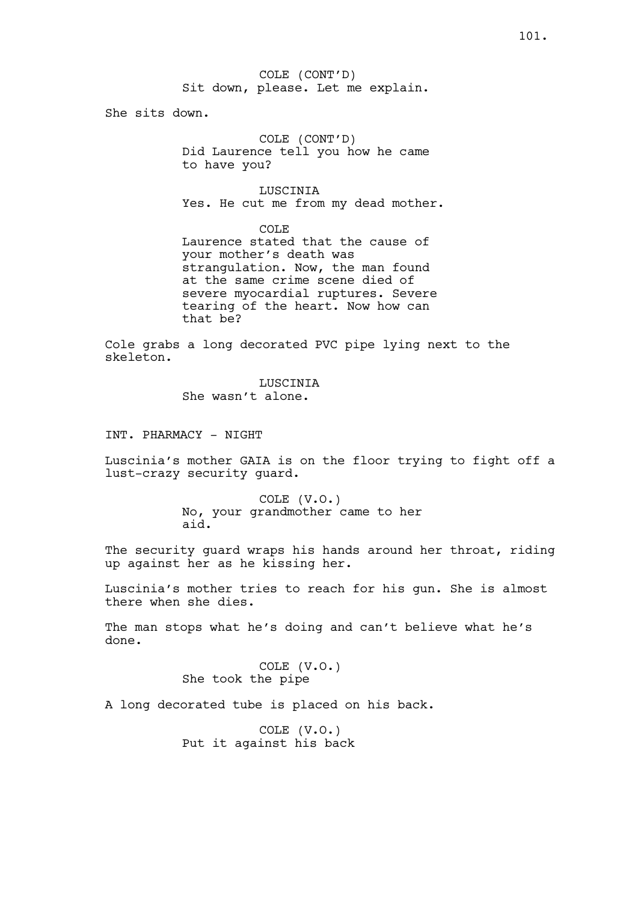COLE (CONT'D)
Sit down, please. Let me explain.

She sits down.

COLE (CONT'D)
Did Laurence tell you how he came to have you?

LUSCINIA
Yes. He cut me from my dead mother.

COLE
Laurence stated that the cause of your mother's death was strangulation. Now, the man found at the same crime scene died of severe myocardial ruptures. Severe tearing of the heart. Now how can that be?

Cole grabs a long decorated PVC pipe lying next to the skeleton.

LUSCINIA
She wasn't alone.

INT. PHARMACY - NIGHT

Luscinia's mother GAIA is on the floor trying to fight off a lust-crazy security guard.

COLE (V.O.)
No, your grandmother came to her aid.

The security guard wraps his hands around her throat, riding up against her as he kissing her.

Luscinia's mother tries to reach for his gun. She is almost there when she dies.

The man stops what he's doing and can't believe what he's done.

COLE (V.O.)
She took the pipe

A long decorated tube is placed on his back.

COLE (V.O.)
Put it against his back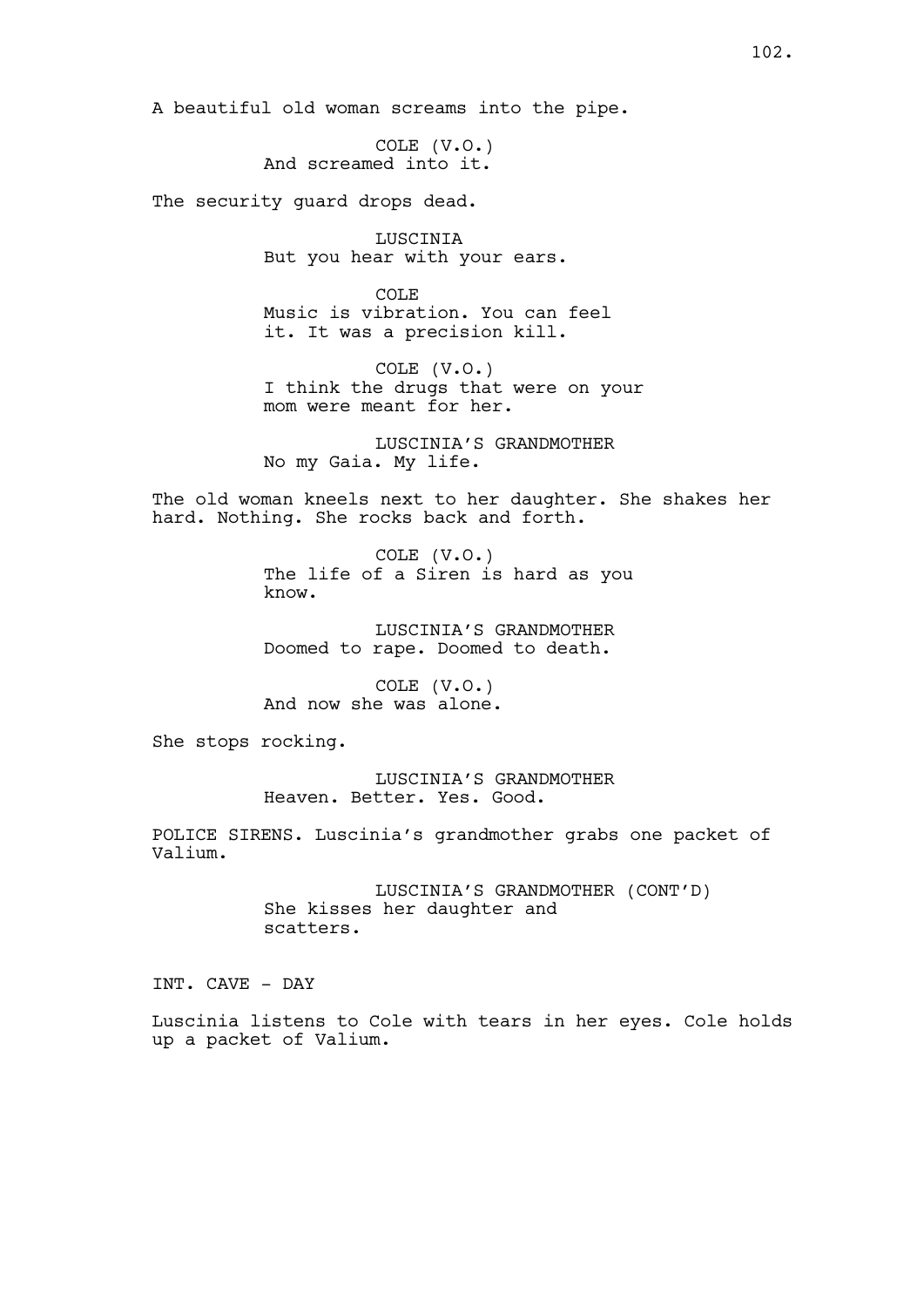A beautiful old woman screams into the pipe.

COLE (V.O.)
And screamed into it.

The security guard drops dead.

LUSCINIA
But you hear with your ears.

COLE
Music is vibration. You can feel it. It was a precision kill.

COLE (V.O.)
I think the drugs that were on your mom were meant for her.

LUSCINIA'S GRANDMOTHER
No my Gaia. My life.

The old woman kneels next to her daughter. She shakes her hard. Nothing. She rocks back and forth.

COLE (V.O.)
The life of a Siren is hard as you know.

LUSCINIA'S GRANDMOTHER
Doomed to rape. Doomed to death.

COLE (V.O.)
And now she was alone.

She stops rocking.

LUSCINIA'S GRANDMOTHER
Heaven. Better. Yes. Good.

POLICE SIRENS. Luscinia's grandmother grabs one packet of Valium.

LUSCINIA'S GRANDMOTHER (CONT'D)
She kisses her daughter and scatters.

INT. CAVE - DAY

Luscinia listens to Cole with tears in her eyes. Cole holds up a packet of Valium.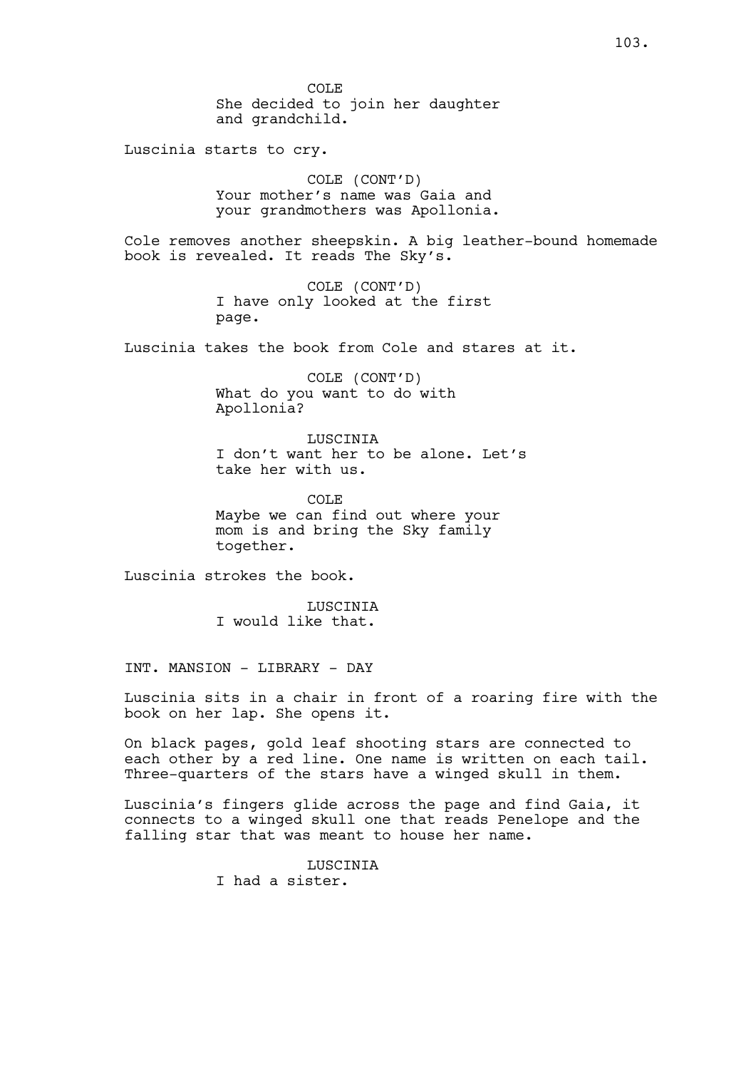COLE
She decided to join her daughter and grandchild.

Luscinia starts to cry.

COLE (CONT'D)
Your mother's name was Gaia and your grandmothers was Apollonia.

Cole removes another sheepskin. A big leather-bound homemade book is revealed. It reads The Sky's.

COLE (CONT'D)
I have only looked at the first page.

Luscinia takes the book from Cole and stares at it.

COLE (CONT'D)
What do you want to do with Apollonia?

LUSCINIA
I don't want her to be alone. Let's take her with us.

COLE
Maybe we can find out where your mom is and bring the Sky family together.

Luscinia strokes the book.

LUSCINIA
I would like that.

INT. MANSION - LIBRARY - DAY

Luscinia sits in a chair in front of a roaring fire with the book on her lap. She opens it.

On black pages, gold leaf shooting stars are connected to each other by a red line. One name is written on each tail. Three-quarters of the stars have a winged skull in them.

Luscinia's fingers glide across the page and find Gaia, it connects to a winged skull one that reads Penelope and the falling star that was meant to house her name.

LUSCINIA
I had a sister.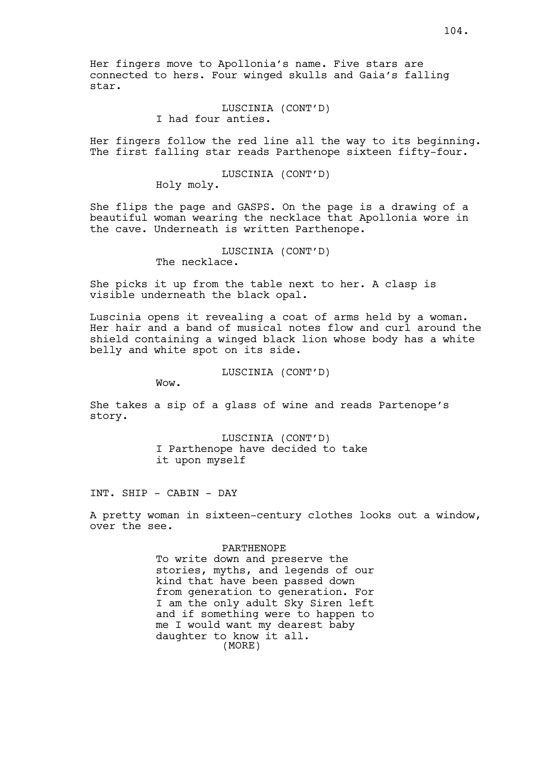Her fingers move to Apollonia's name. Five stars are connected to hers. Four winged skulls and Gaia's falling star.

LUSCINIA (CONT'D)
I had four anties.

Her fingers follow the red line all the way to its beginning. The first falling star reads Parthenope sixteen fifty-four.

LUSCINIA (CONT'D)
Holy moly.

She flips the page and GASPS. On the page is a drawing of a beautiful woman wearing the necklace that Apollonia wore in the cave. Underneath is written Parthenope.

LUSCINIA (CONT'D)
The necklace.

She picks it up from the table next to her. A clasp is visible underneath the black opal.

Luscinia opens it revealing a coat of arms held by a woman. Her hair and a band of musical notes flow and curl around the shield containing a winged black lion whose body has a white belly and white spot on its side.

LUSCINIA (CONT'D)
Wow.

She takes a sip of a glass of wine and reads Partenope's story.

LUSCINIA (CONT'D)
I Parthenope have decided to take it upon myself

INT. SHIP - CABIN - DAY

A pretty woman in sixteen-century clothes looks out a window, over the see.

PARTHENOPE
To write down and preserve the stories, myths, and legends of our kind that have been passed down from generation to generation. For I am the only adult Sky Siren left and if something were to happen to me I would want my dearest baby daughter to know it all.
(MORE)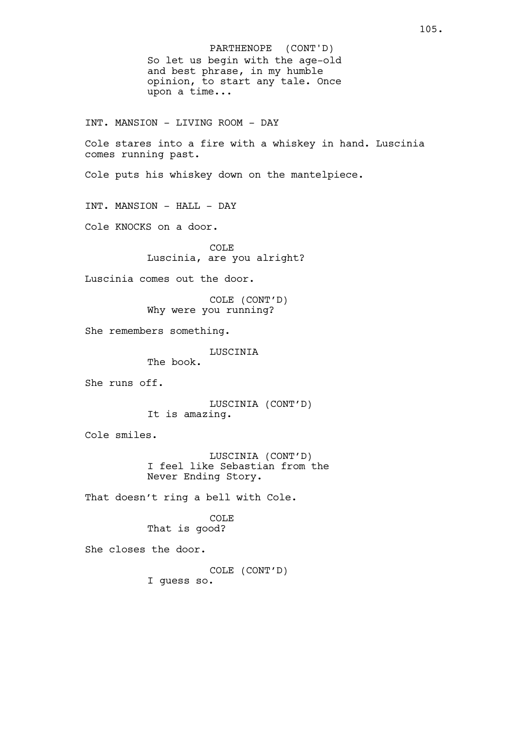PARTHENOPE (CONT'D)
So let us begin with the age-old and best phrase, in my humble opinion, to start any tale. Once upon a time...

INT. MANSION - LIVING ROOM - DAY

Cole stares into a fire with a whiskey in hand. Luscinia comes running past.

Cole puts his whiskey down on the mantelpiece.

INT. MANSION - HALL - DAY

Cole KNOCKS on a door.

COLE
Luscinia, are you alright?

Luscinia comes out the door.

COLE (CONT'D)
Why were you running?

She remembers something.

LUSCINIA
The book.

She runs off.

LUSCINIA (CONT'D)
It is amazing.

Cole smiles.

LUSCINIA (CONT'D)
I feel like Sebastian from the Never Ending Story.

That doesn't ring a bell with Cole.

COLE
That is good?

She closes the door.

COLE (CONT'D)
I guess so.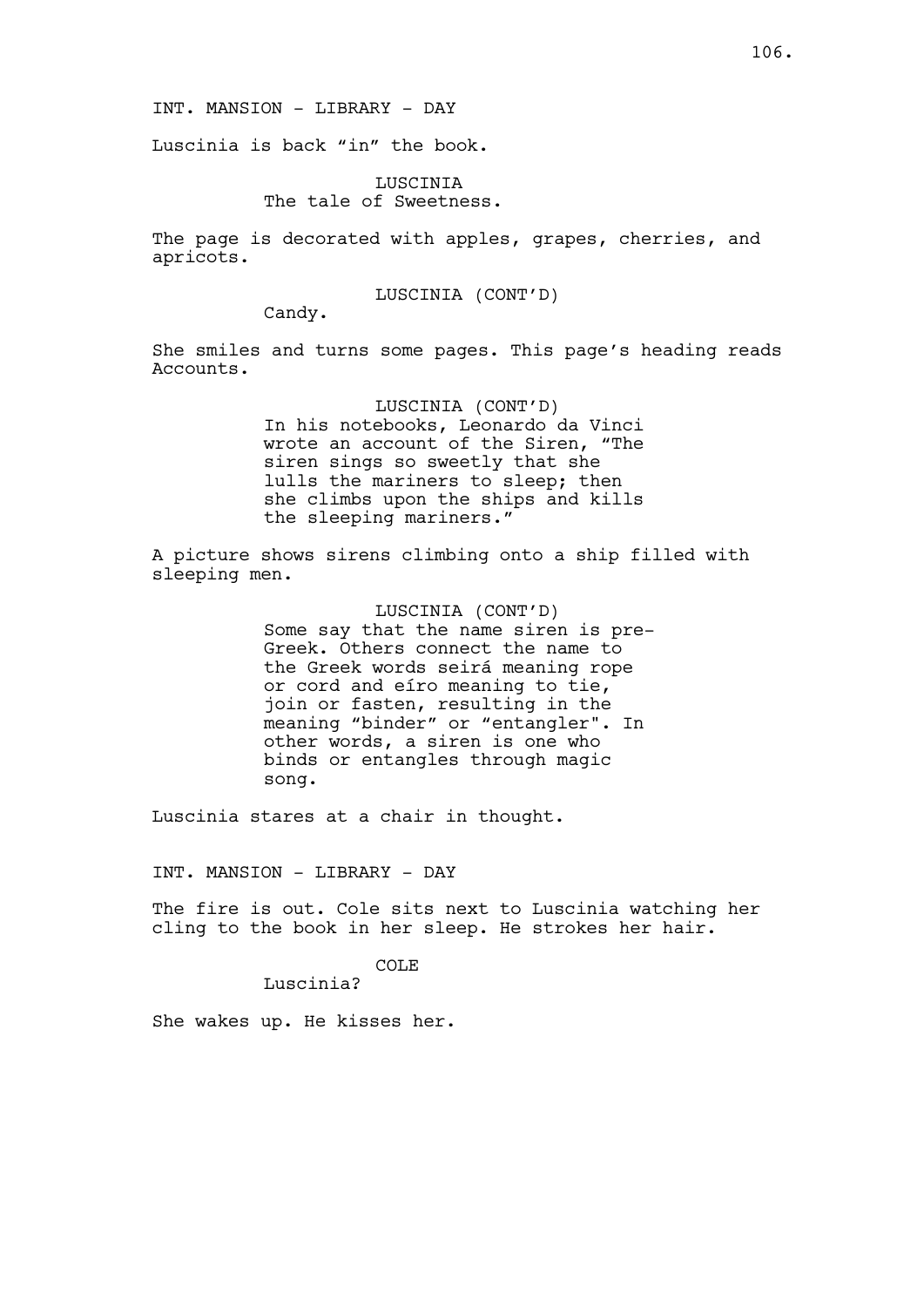INT. MANSION - LIBRARY - DAY

Luscinia is back “in” the book.

LUSCINIA
The tale of Sweetness.

The page is decorated with apples, grapes, cherries, and apricots.

LUSCINIA (CONT’D)
Candy.

She smiles and turns some pages. This page’s heading reads Accounts.

LUSCINIA (CONT’D)
In his notebooks, Leonardo da Vinci wrote an account of the Siren, “The siren sings so sweetly that she lulls the mariners to sleep; then she climbs upon the ships and kills the sleeping mariners.”

A picture shows sirens climbing onto a ship filled with sleeping men.

LUSCINIA (CONT’D)
Some say that the name siren is pre-Greek. Others connect the name to the Greek words seirá meaning rope or cord and eíro meaning to tie, join or fasten, resulting in the meaning “binder” or “entangler". In other words, a siren is one who binds or entangles through magic song.

Luscinia stares at a chair in thought.

INT. MANSION - LIBRARY - DAY

The fire is out. Cole sits next to Luscinia watching her cling to the book in her sleep. He strokes her hair.

COLE
Luscinia?

She wakes up. He kisses her.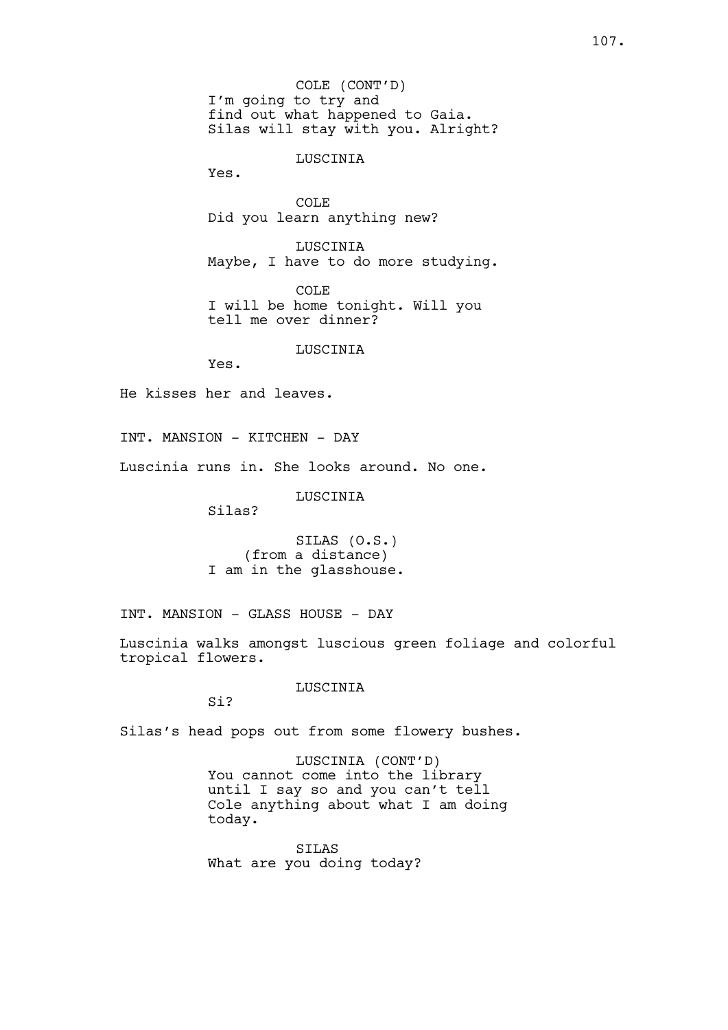COLE (CONT'D)
I'm going to try and find out what happened to Gaia. Silas will stay with you. Alright?

LUSCINIA
Yes.

COLE
Did you learn anything new?

LUSCINIA
Maybe, I have to do more studying.

COLE
I will be home tonight. Will you tell me over dinner?

LUSCINIA
Yes.

He kisses her and leaves.

INT. MANSION - KITCHEN - DAY

Luscinia runs in. She looks around. No one.

LUSCINIA
Silas?

SILAS (O.S.)
(from a distance)
I am in the glasshouse.

INT. MANSION - GLASS HOUSE - DAY

Luscinia walks amongst luscious green foliage and colorful tropical flowers.

LUSCINIA
Si?

Silas's head pops out from some flowery bushes.

LUSCINIA (CONT'D)
You cannot come into the library until I say so and you can't tell Cole anything about what I am doing today.

SILAS
What are you doing today?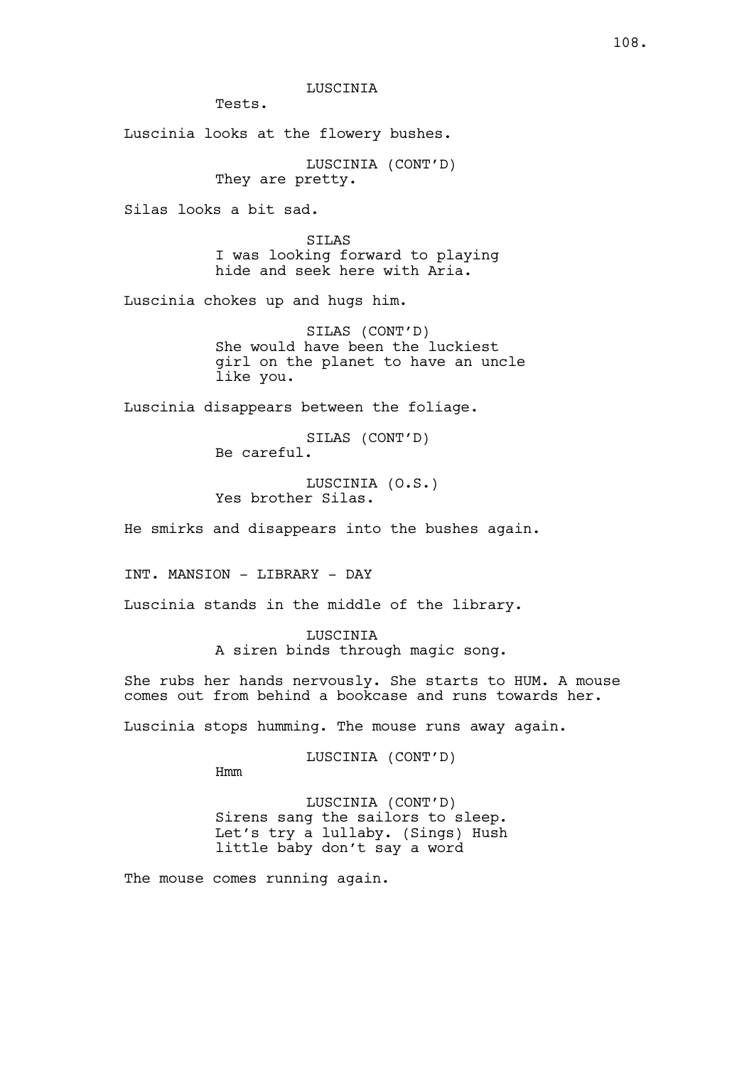LUSCINIA

Tests.

Luscinia looks at the flowery bushes.

LUSCINIA (CONT'D)

They are pretty.

Silas looks a bit sad.

SILAS

I was looking forward to playing hide and seek here with Aria.

Luscinia chokes up and hugs him.

SILAS (CONT'D)

She would have been the luckiest girl on the planet to have an uncle like you.

Luscinia disappears between the foliage.

SILAS (CONT'D)

Be careful.

LUSCINIA (O.S.)

Yes brother Silas.

He smirks and disappears into the bushes again.

INT. MANSION - LIBRARY - DAY

Luscinia stands in the middle of the library.

LUSCINIA

A siren binds through magic song.

She rubs her hands nervously. She starts to HUM. A mouse comes out from behind a bookcase and runs towards her.

Luscinia stops humming. The mouse runs away again.

LUSCINIA (CONT'D)

Hmm

LUSCINIA (CONT'D)

Sirens sang the sailors to sleep. Let's try a lullaby. (Sings) Hush little baby don't say a word

The mouse comes running again.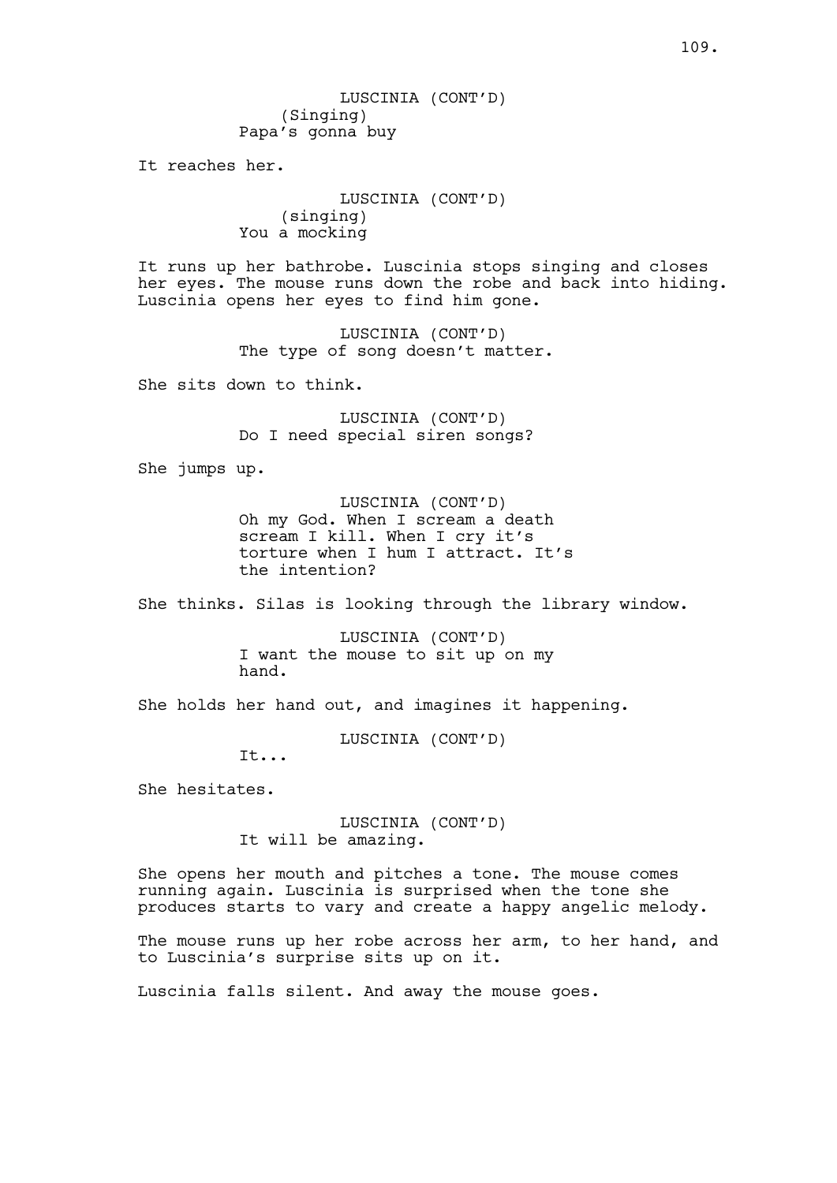LUSCINIA (CONT'D)
(Singing)
Papa's gonna buy

It reaches her.

LUSCINIA (CONT'D)
(singing)
You a mocking

It runs up her bathrobe. Luscinia stops singing and closes her eyes. The mouse runs down the robe and back into hiding. Luscinia opens her eyes to find him gone.

LUSCINIA (CONT'D)
The type of song doesn't matter.

She sits down to think.

LUSCINIA (CONT'D)
Do I need special siren songs?

She jumps up.

LUSCINIA (CONT'D)
Oh my God. When I scream a death scream I kill. When I cry it's torture when I hum I attract. It's the intention?

She thinks. Silas is looking through the library window.

LUSCINIA (CONT'D)
I want the mouse to sit up on my hand.

She holds her hand out, and imagines it happening.

LUSCINIA (CONT'D)
It...

She hesitates.

LUSCINIA (CONT'D)
It will be amazing.

She opens her mouth and pitches a tone. The mouse comes running again. Luscinia is surprised when the tone she produces starts to vary and create a happy angelic melody.

The mouse runs up her robe across her arm, to her hand, and to Luscinia's surprise sits up on it.

Luscinia falls silent. And away the mouse goes.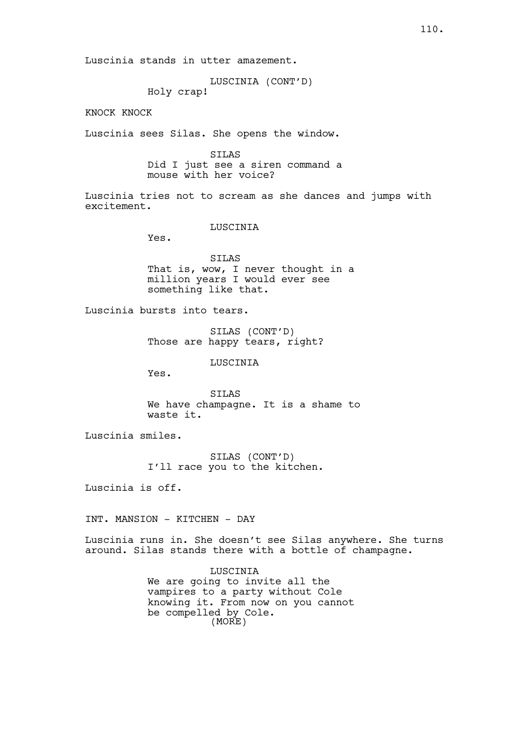Luscinia stands in utter amazement.

LUSCINIA (CONT'D)
Holy crap!

KNOCK KNOCK

Luscinia sees Silas. She opens the window.

SILAS
Did I just see a siren command a mouse with her voice?

Luscinia tries not to scream as she dances and jumps with excitement.

LUSCINIA
Yes.

SILAS
That is, wow, I never thought in a million years I would ever see something like that.

Luscinia bursts into tears.

SILAS (CONT'D)
Those are happy tears, right?

LUSCINIA
Yes.

SILAS
We have champagne. It is a shame to waste it.

Luscinia smiles.

SILAS (CONT'D)
I'll race you to the kitchen.

Luscinia is off.

INT. MANSION - KITCHEN - DAY

Luscinia runs in. She doesn't see Silas anywhere. She turns around. Silas stands there with a bottle of champagne.

LUSCINIA
We are going to invite all the vampires to a party without Cole knowing it. From now on you cannot be compelled by Cole.
(MORE)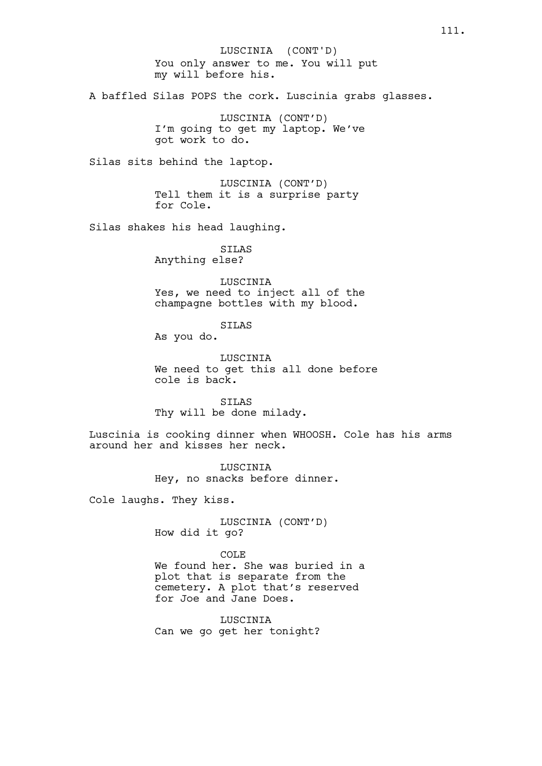LUSCINIA (CONT'D)
You only answer to me. You will put my will before his.

A baffled Silas POPS the cork. Luscinia grabs glasses.

LUSCINIA (CONT'D)
I'm going to get my laptop. We've got work to do.

Silas sits behind the laptop.

LUSCINIA (CONT'D)
Tell them it is a surprise party for Cole.

Silas shakes his head laughing.

SILAS
Anything else?

LUSCINIA
Yes, we need to inject all of the champagne bottles with my blood.

SILAS
As you do.

LUSCINIA
We need to get this all done before cole is back.

SILAS
Thy will be done milady.

Luscinia is cooking dinner when WHOOSH. Cole has his arms around her and kisses her neck.

LUSCINIA
Hey, no snacks before dinner.

Cole laughs. They kiss.

LUSCINIA (CONT'D)
How did it go?

COLE
We found her. She was buried in a plot that is separate from the cemetery. A plot that's reserved for Joe and Jane Does.

LUSCINIA
Can we go get her tonight?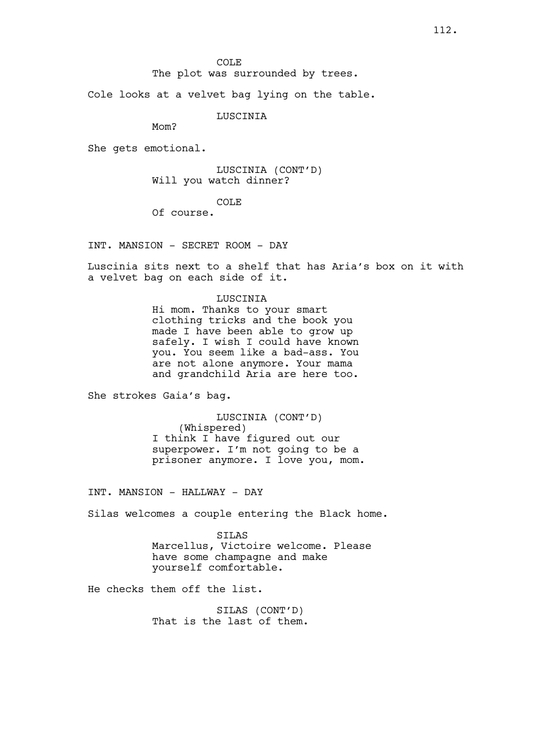COLE

The plot was surrounded by trees.

Cole looks at a velvet bag lying on the table.

LUSCINIA

Mom?

She gets emotional.

LUSCINIA (CONT'D)

Will you watch dinner?

COLE

Of course.

INT. MANSION - SECRET ROOM - DAY

Luscinia sits next to a shelf that has Aria's box on it with a velvet bag on each side of it.

LUSCINIA

Hi mom. Thanks to your smart clothing tricks and the book you made I have been able to grow up safely. I wish I could have known you. You seem like a bad-ass. You are not alone anymore. Your mama and grandchild Aria are here too.

She strokes Gaia's bag.

LUSCINIA (CONT'D)

(Whispered)

I think I have figured out our superpower. I'm not going to be a prisoner anymore. I love you, mom.

INT. MANSION - HALLWAY - DAY

Silas welcomes a couple entering the Black home.

SILAS

Marcellus, Victoire welcome. Please have some champagne and make yourself comfortable.

He checks them off the list.

SILAS (CONT'D)

That is the last of them.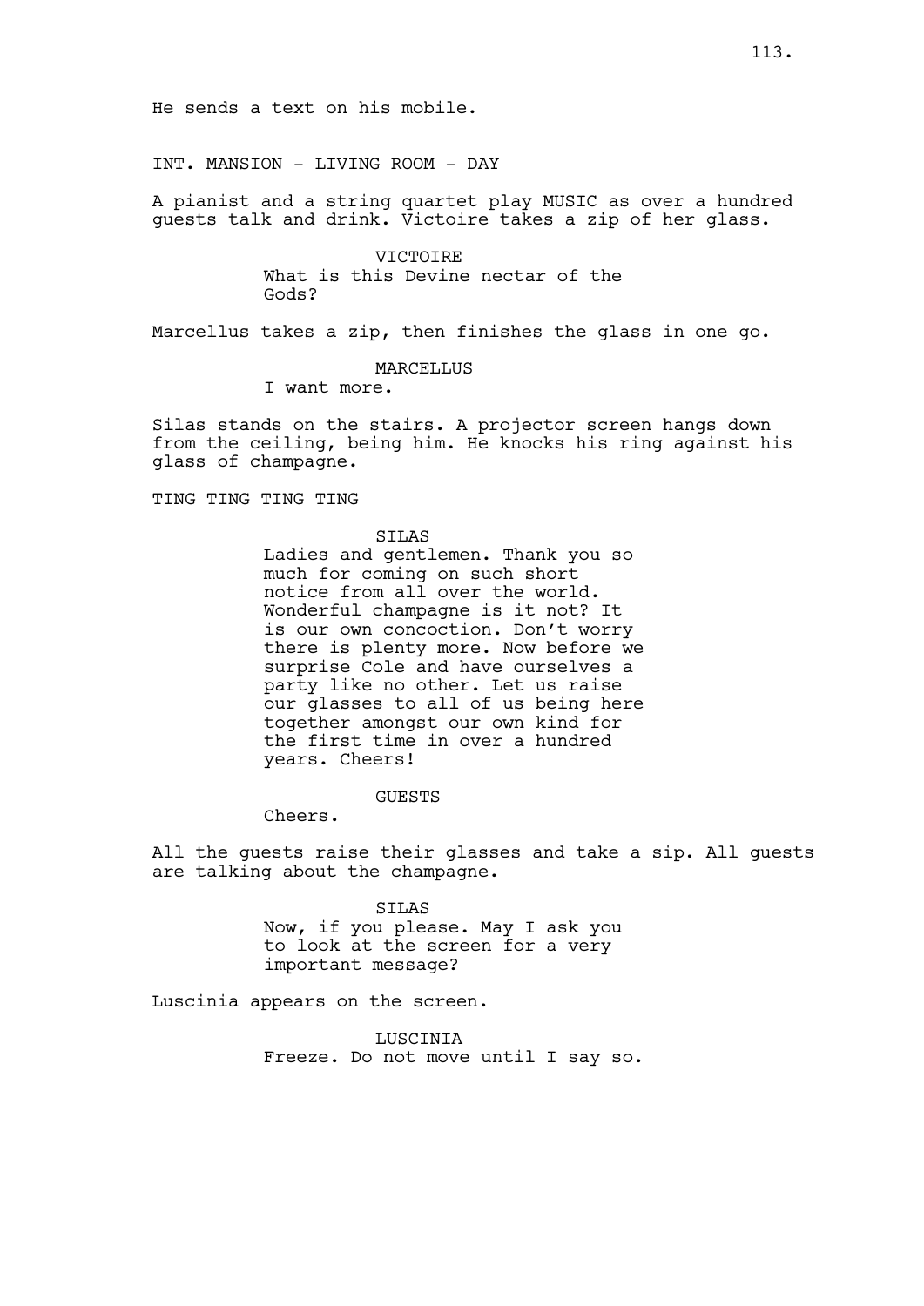He sends a text on his mobile.

INT. MANSION - LIVING ROOM - DAY

A pianist and a string quartet play MUSIC as over a hundred guests talk and drink. Victoire takes a zip of her glass.

VICTOIRE
What is this Devine nectar of the Gods?

Marcellus takes a zip, then finishes the glass in one go.

MARCELLUS
I want more.

Silas stands on the stairs. A projector screen hangs down from the ceiling, being him. He knocks his ring against his glass of champagne.

TING TING TING TING

SILAS
Ladies and gentlemen. Thank you so much for coming on such short notice from all over the world. Wonderful champagne is it not? It is our own concoction. Don't worry there is plenty more. Now before we surprise Cole and have ourselves a party like no other. Let us raise our glasses to all of us being here together amongst our own kind for the first time in over a hundred years. Cheers!

GUESTS
Cheers.

All the guests raise their glasses and take a sip. All guests are talking about the champagne.

SILAS
Now, if you please. May I ask you to look at the screen for a very important message?

Luscinia appears on the screen.

LUSCINIA
Freeze. Do not move until I say so.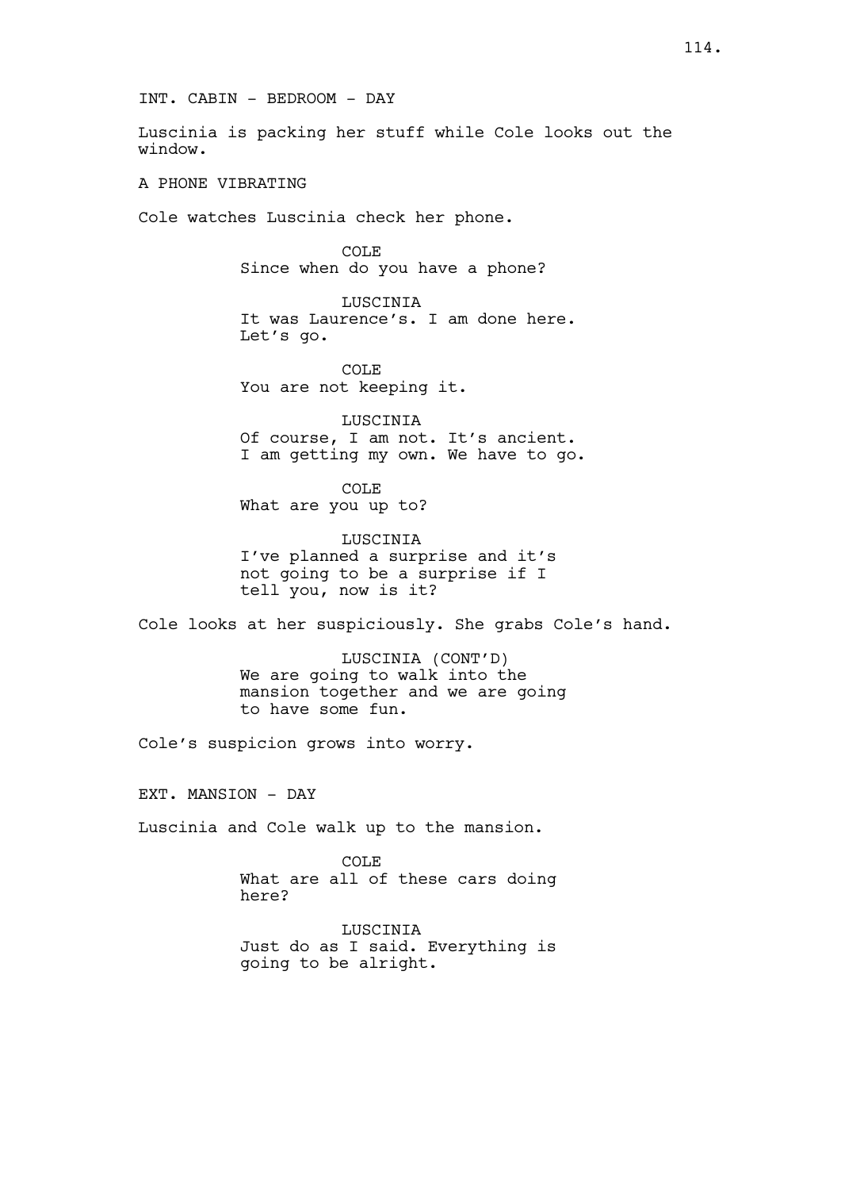INT. CABIN - BEDROOM - DAY

Luscinia is packing her stuff while Cole looks out the window.

A PHONE VIBRATING

Cole watches Luscinia check her phone.

COLE
Since when do you have a phone?

LUSCINIA
It was Laurence's. I am done here. Let's go.

COLE
You are not keeping it.

LUSCINIA
Of course, I am not. It's ancient. I am getting my own. We have to go.

COLE
What are you up to?

LUSCINIA
I've planned a surprise and it's not going to be a surprise if I tell you, now is it?

Cole looks at her suspiciously. She grabs Cole's hand.

LUSCINIA (CONT'D)
We are going to walk into the mansion together and we are going to have some fun.

Cole's suspicion grows into worry.

EXT. MANSION - DAY

Luscinia and Cole walk up to the mansion.

COLE
What are all of these cars doing here?

LUSCINIA
Just do as I said. Everything is going to be alright.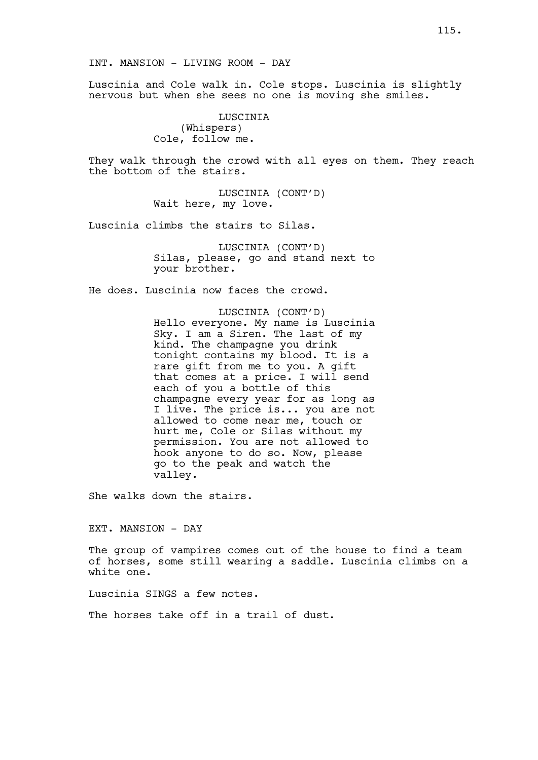INT. MANSION - LIVING ROOM - DAY

Luscinia and Cole walk in. Cole stops. Luscinia is slightly nervous but when she sees no one is moving she smiles.

LUSCINIA
(Whispers)
Cole, follow me.

They walk through the crowd with all eyes on them. They reach the bottom of the stairs.

LUSCINIA (CONT'D)
Wait here, my love.

Luscinia climbs the stairs to Silas.

LUSCINIA (CONT'D)
Silas, please, go and stand next to your brother.

He does. Luscinia now faces the crowd.

LUSCINIA (CONT'D)
Hello everyone. My name is Luscinia Sky. I am a Siren. The last of my kind. The champagne you drink tonight contains my blood. It is a rare gift from me to you. A gift that comes at a price. I will send each of you a bottle of this champagne every year for as long as I live. The price is... you are not allowed to come near me, touch or hurt me, Cole or Silas without my permission. You are not allowed to hook anyone to do so. Now, please go to the peak and watch the valley.

She walks down the stairs.

EXT. MANSION - DAY

The group of vampires comes out of the house to find a team of horses, some still wearing a saddle. Luscinia climbs on a white one.

Luscinia SINGS a few notes.

The horses take off in a trail of dust.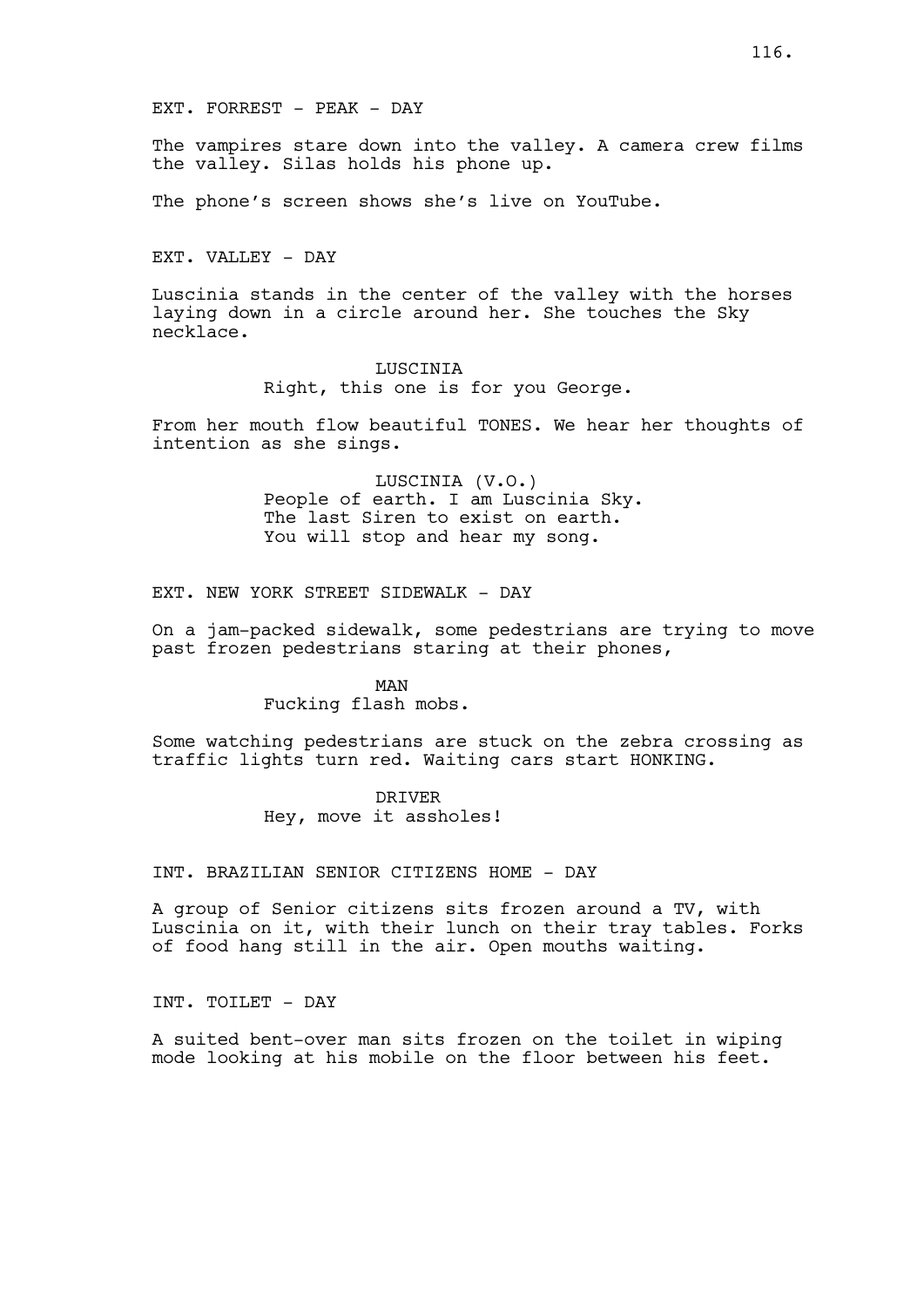EXT. FORREST - PEAK - DAY

The vampires stare down into the valley. A camera crew films the valley. Silas holds his phone up.

The phone's screen shows she's live on YouTube.

EXT. VALLEY - DAY

Luscinia stands in the center of the valley with the horses laying down in a circle around her. She touches the Sky necklace.

LUSCINIA
Right, this one is for you George.

From her mouth flow beautiful TONES. We hear her thoughts of intention as she sings.

LUSCINIA (V.O.)
People of earth. I am Luscinia Sky.
The last Siren to exist on earth.
You will stop and hear my song.

EXT. NEW YORK STREET SIDEWALK - DAY

On a jam-packed sidewalk, some pedestrians are trying to move past frozen pedestrians staring at their phones,

MAN
Fucking flash mobs.

Some watching pedestrians are stuck on the zebra crossing as traffic lights turn red. Waiting cars start HONKING.

DRIVER
Hey, move it assholes!

INT. BRAZILIAN SENIOR CITIZENS HOME - DAY

A group of Senior citizens sits frozen around a TV, with Luscinia on it, with their lunch on their tray tables. Forks of food hang still in the air. Open mouths waiting.

INT. TOILET - DAY

A suited bent-over man sits frozen on the toilet in wiping mode looking at his mobile on the floor between his feet.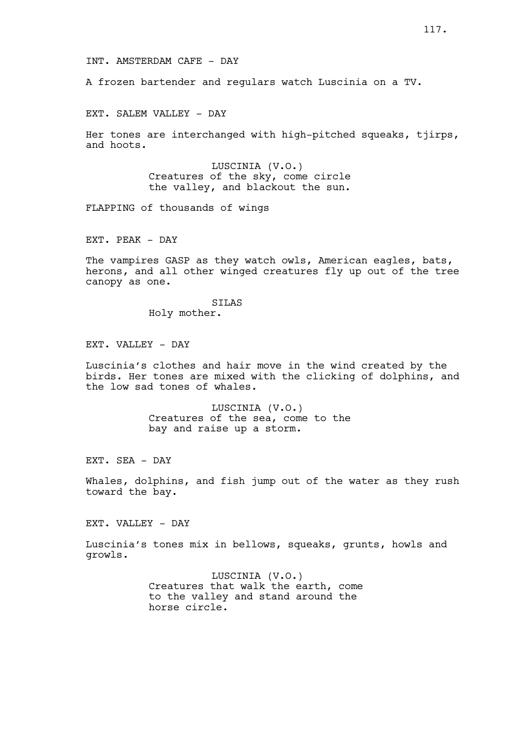INT. AMSTERDAM CAFE - DAY

A frozen bartender and regulars watch Luscinia on a TV.

EXT. SALEM VALLEY - DAY

Her tones are interchanged with high-pitched squeaks, tjirps, and hoots.

LUSCINIA (V.O.)
Creatures of the sky, come circle the valley, and blackout the sun.

FLAPPING of thousands of wings

EXT. PEAK - DAY

The vampires GASP as they watch owls, American eagles, bats, herons, and all other winged creatures fly up out of the tree canopy as one.

SILAS
Holy mother.

EXT. VALLEY - DAY

Luscinia's clothes and hair move in the wind created by the birds. Her tones are mixed with the clicking of dolphins, and the low sad tones of whales.

LUSCINIA (V.O.)
Creatures of the sea, come to the bay and raise up a storm.

EXT. SEA - DAY

Whales, dolphins, and fish jump out of the water as they rush toward the bay.

EXT. VALLEY - DAY

Luscinia's tones mix in bellows, squeaks, grunts, howls and growls.

LUSCINIA (V.O.)
Creatures that walk the earth, come to the valley and stand around the horse circle.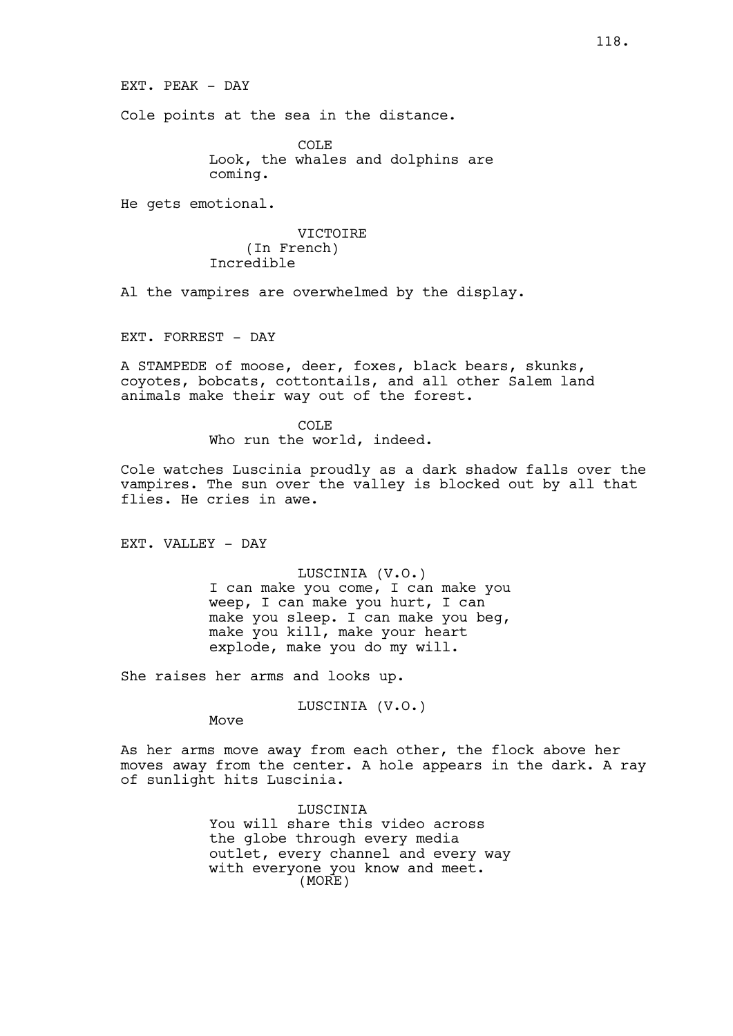EXT. PEAK - DAY

Cole points at the sea in the distance.

COLE
Look, the whales and dolphins are coming.

He gets emotional.

VICTOIRE
(In French)
Incredible

Al the vampires are overwhelmed by the display.

EXT. FORREST - DAY

A STAMPEDE of moose, deer, foxes, black bears, skunks, coyotes, bobcats, cottontails, and all other Salem land animals make their way out of the forest.

COLE
Who run the world, indeed.

Cole watches Luscinia proudly as a dark shadow falls over the vampires. The sun over the valley is blocked out by all that flies. He cries in awe.

EXT. VALLEY - DAY

LUSCINIA (V.O.)
I can make you come, I can make you weep, I can make you hurt, I can make you sleep. I can make you beg, make you kill, make your heart explode, make you do my will.

She raises her arms and looks up.

LUSCINIA (V.O.)
Move

As her arms move away from each other, the flock above her moves away from the center. A hole appears in the dark. A ray of sunlight hits Luscinia.

LUSCINIA
You will share this video across the globe through every media outlet, every channel and every way with everyone you know and meet.
(MORE)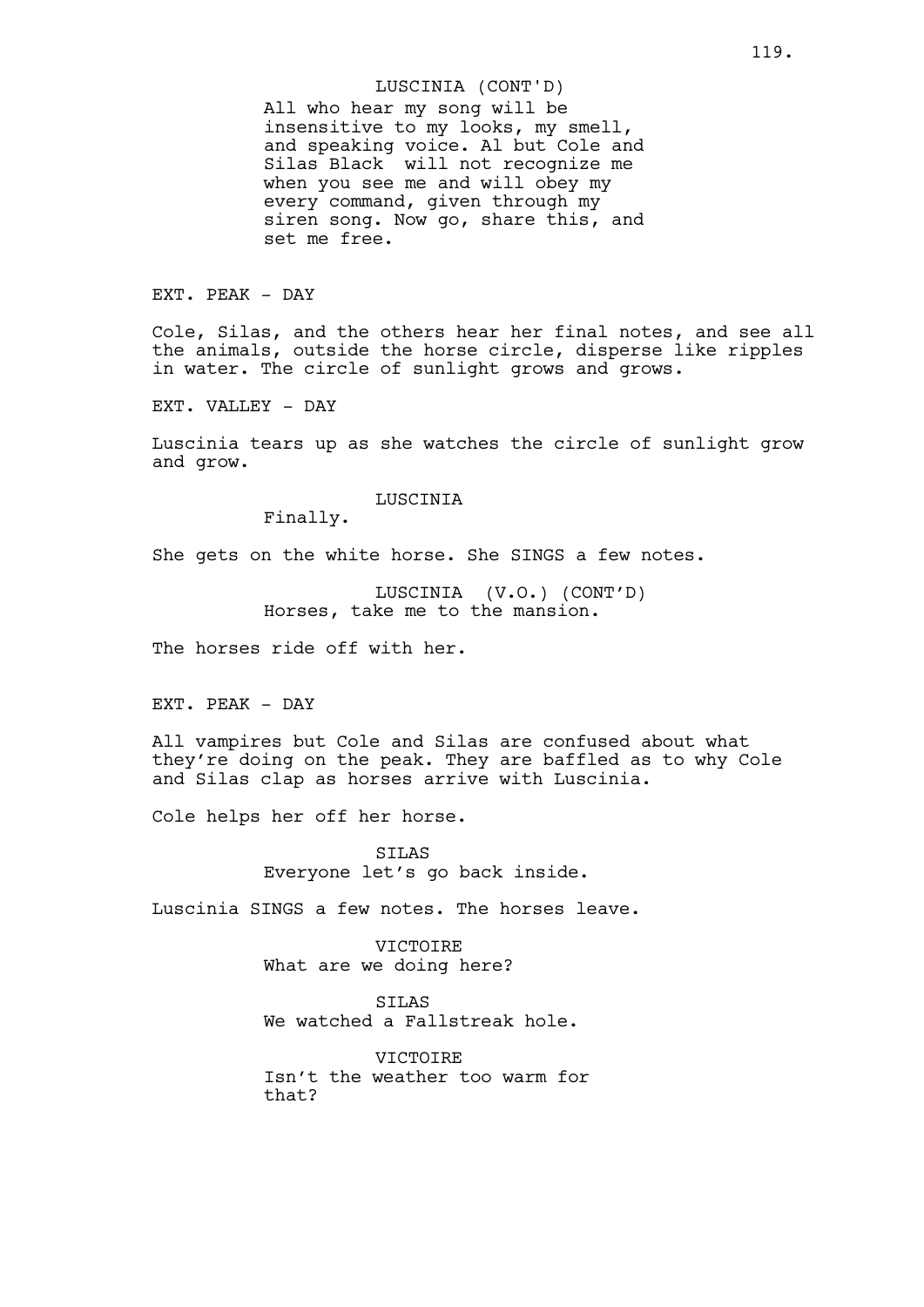LUSCINIA (CONT'D)
All who hear my song will be insensitive to my looks, my smell, and speaking voice. Al but Cole and Silas Black  will not recognize me when you see me and will obey my every command, given through my siren song. Now go, share this, and set me free.

EXT. PEAK - DAY

Cole, Silas, and the others hear her final notes, and see all the animals, outside the horse circle, disperse like ripples in water. The circle of sunlight grows and grows.

EXT. VALLEY - DAY

Luscinia tears up as she watches the circle of sunlight grow and grow.

LUSCINIA
Finally.

She gets on the white horse. She SINGS a few notes.

LUSCINIA (V.O.) (CONT'D)
Horses, take me to the mansion.

The horses ride off with her.

EXT. PEAK - DAY

All vampires but Cole and Silas are confused about what they're doing on the peak. They are baffled as to why Cole and Silas clap as horses arrive with Luscinia.

Cole helps her off her horse.

SILAS
Everyone let's go back inside.

Luscinia SINGS a few notes. The horses leave.

VICTOIRE
What are we doing here?

SILAS
We watched a Fallstreak hole.

VICTOIRE
Isn't the weather too warm for that?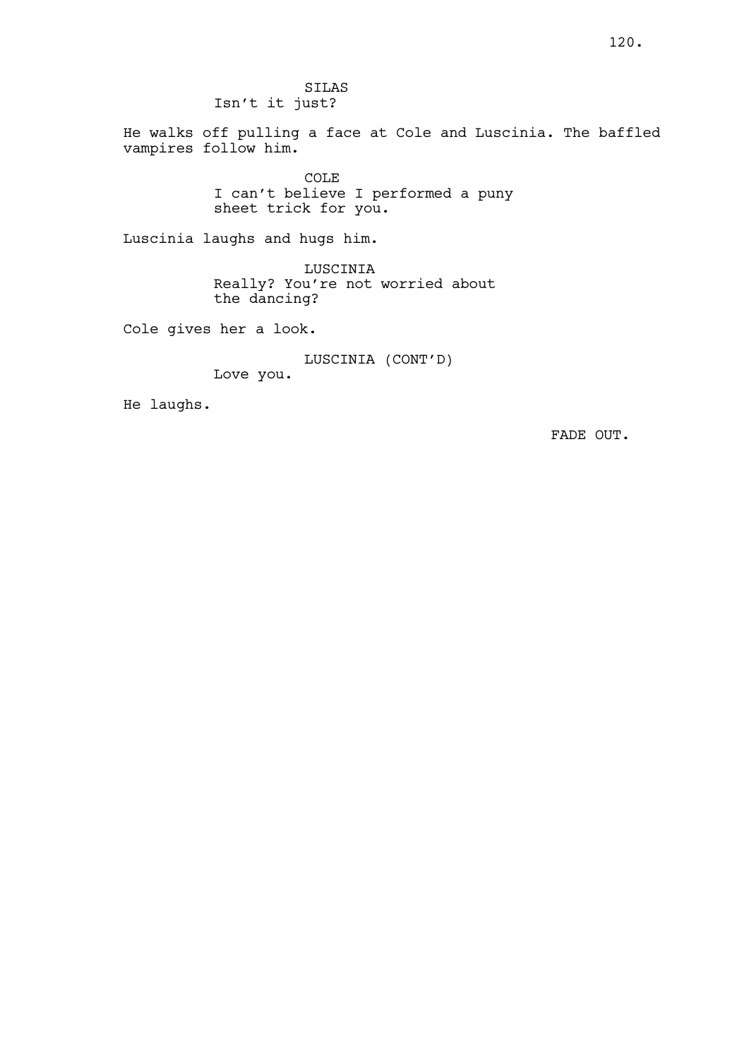SILAS
Isn't it just?

He walks off pulling a face at Cole and Luscinia. The baffled vampires follow him.

COLE
I can't believe I performed a puny sheet trick for you.

Luscinia laughs and hugs him.

LUSCINIA
Really? You're not worried about the dancing?

Cole gives her a look.

LUSCINIA (CONT'D)
Love you.

He laughs.

FADE OUT.